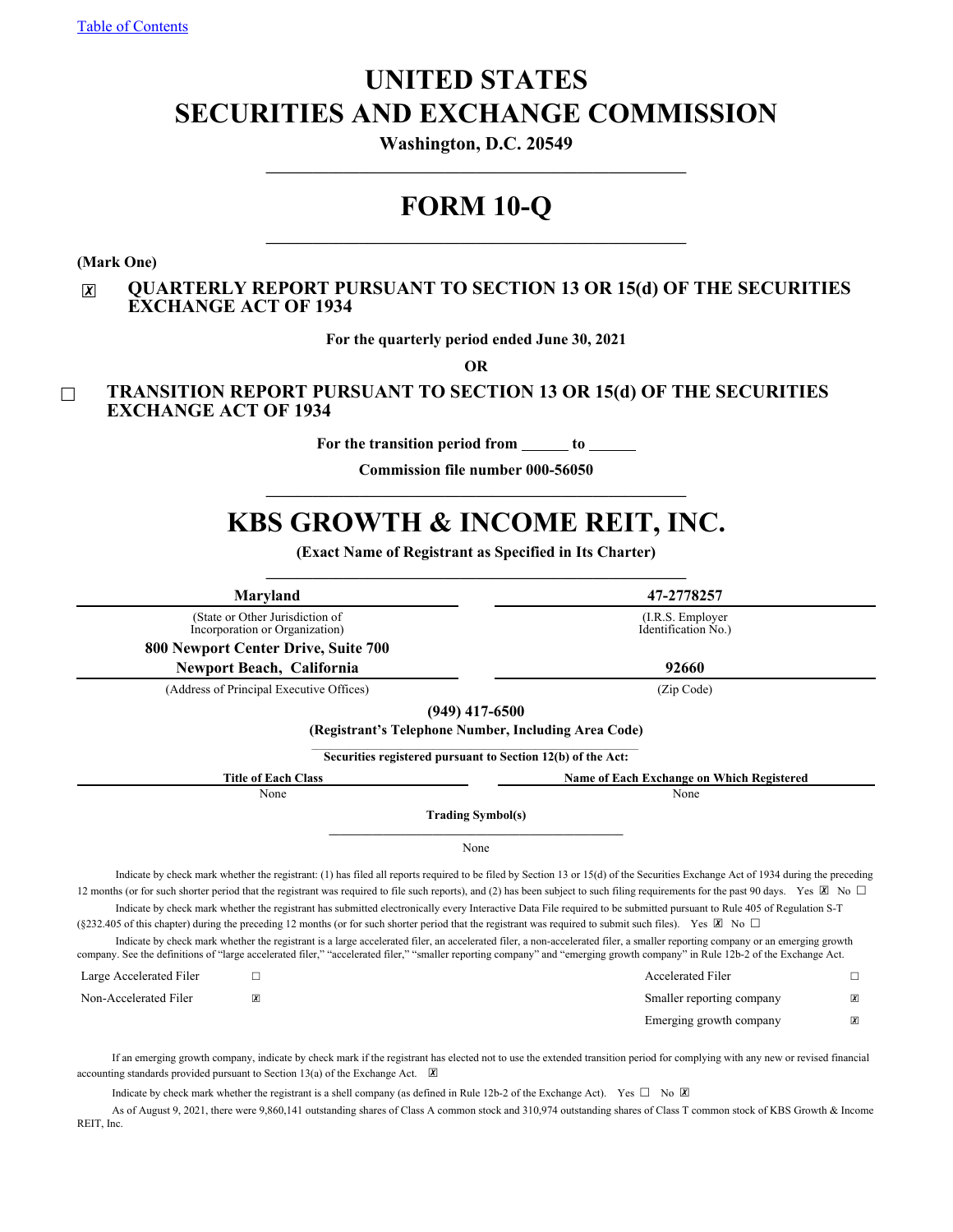Table of Contents

# UNITED STATES
# SECURITIES AND EXCHANGE COMMISSION

**Washington, D.C. 20549**

# FORM 10-Q

**(Mark One)**

☒ **QUARTERLY REPORT PURSUANT TO SECTION 13 OR 15(d) OF THE SECURITIES EXCHANGE ACT OF 1934**

**For the quarterly period ended June 30, 2021**

**OR**

☐ **TRANSITION REPORT PURSUANT TO SECTION 13 OR 15(d) OF THE SECURITIES EXCHANGE ACT OF 1934**

**For the transition period from ______ to ______**

**Commission file number 000-56050**

# KBS GROWTH & INCOME REIT, INC.

**(Exact Name of Registrant as Specified in Its Charter)**

| **Maryland** | **47-2778257** |
|---|---|
| (State or Other Jurisdiction of Incorporation or Organization) | (I.R.S. Employer Identification No.) |
| **800 Newport Center Drive, Suite 700 Newport Beach, California** | **92660** |
| (Address of Principal Executive Offices) | (Zip Code) |

**(949) 417-6500**

**(Registrant's Telephone Number, Including Area Code)**

**Securities registered pursuant to Section 12(b) of the Act:**

| Title of Each Class | Name of Each Exchange on Which Registered |
|---|---|
| None | None |

**Trading Symbol(s)**

None

Indicate by check mark whether the registrant: (1) has filed all reports required to be filed by Section 13 or 15(d) of the Securities Exchange Act of 1934 during the preceding 12 months (or for such shorter period that the registrant was required to file such reports), and (2) has been subject to such filing requirements for the past 90 days. Yes ☒ No ☐

Indicate by check mark whether the registrant has submitted electronically every Interactive Data File required to be submitted pursuant to Rule 405 of Regulation S-T (§232.405 of this chapter) during the preceding 12 months (or for such shorter period that the registrant was required to submit such files). Yes ☒ No ☐

Indicate by check mark whether the registrant is a large accelerated filer, an accelerated filer, a non-accelerated filer, a smaller reporting company or an emerging growth company. See the definitions of "large accelerated filer," "accelerated filer," "smaller reporting company" and "emerging growth company" in Rule 12b-2 of the Exchange Act.

| | | | |
|---|---|---|---|
| Large Accelerated Filer | ☐ | Accelerated Filer | ☐ |
| Non-Accelerated Filer | ☒ | Smaller reporting company | ☒ |
| | | Emerging growth company | ☒ |

If an emerging growth company, indicate by check mark if the registrant has elected not to use the extended transition period for complying with any new or revised financial accounting standards provided pursuant to Section 13(a) of the Exchange Act. ☒

Indicate by check mark whether the registrant is a shell company (as defined in Rule 12b-2 of the Exchange Act). Yes ☐ No ☒

As of August 9, 2021, there were 9,860,141 outstanding shares of Class A common stock and 310,974 outstanding shares of Class T common stock of KBS Growth & Income REIT, Inc.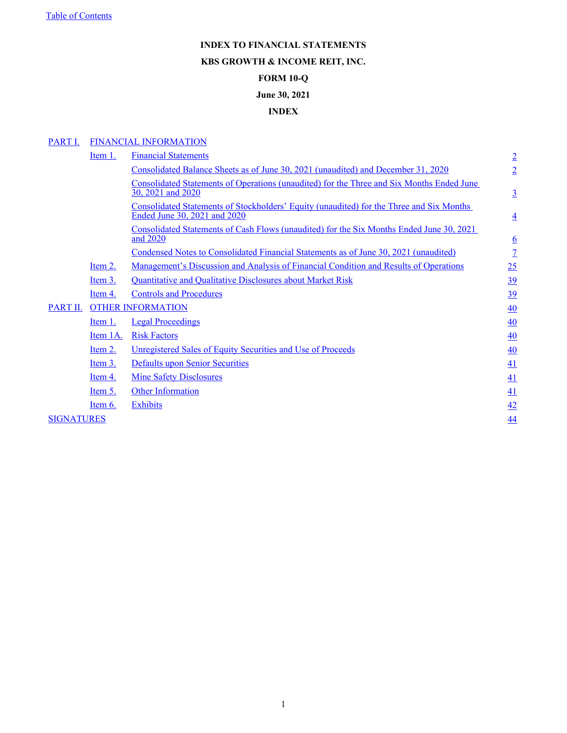Table of Contents

# INDEX TO FINANCIAL STATEMENTS

## KBS GROWTH & INCOME REIT, INC.

## FORM 10-Q

## June 30, 2021

## INDEX

| | | | |
|---|---|---|---|
| PART I. | FINANCIAL INFORMATION | | |
| | Item 1. | Financial Statements | 2 |
| | | Consolidated Balance Sheets as of June 30, 2021 (unaudited) and December 31, 2020 | 2 |
| | | Consolidated Statements of Operations (unaudited) for the Three and Six Months Ended June 30, 2021 and 2020 | 3 |
| | | Consolidated Statements of Stockholders' Equity (unaudited) for the Three and Six Months Ended June 30, 2021 and 2020 | 4 |
| | | Consolidated Statements of Cash Flows (unaudited) for the Six Months Ended June 30, 2021 and 2020 | 6 |
| | | Condensed Notes to Consolidated Financial Statements as of June 30, 2021 (unaudited) | 7 |
| | Item 2. | Management's Discussion and Analysis of Financial Condition and Results of Operations | 25 |
| | Item 3. | Quantitative and Qualitative Disclosures about Market Risk | 39 |
| | Item 4. | Controls and Procedures | 39 |
| PART II. | OTHER INFORMATION | | 40 |
| | Item 1. | Legal Proceedings | 40 |
| | Item 1A. | Risk Factors | 40 |
| | Item 2. | Unregistered Sales of Equity Securities and Use of Proceeds | 40 |
| | Item 3. | Defaults upon Senior Securities | 41 |
| | Item 4. | Mine Safety Disclosures | 41 |
| | Item 5. | Other Information | 41 |
| | Item 6. | Exhibits | 42 |
| SIGNATURES | | | 44 |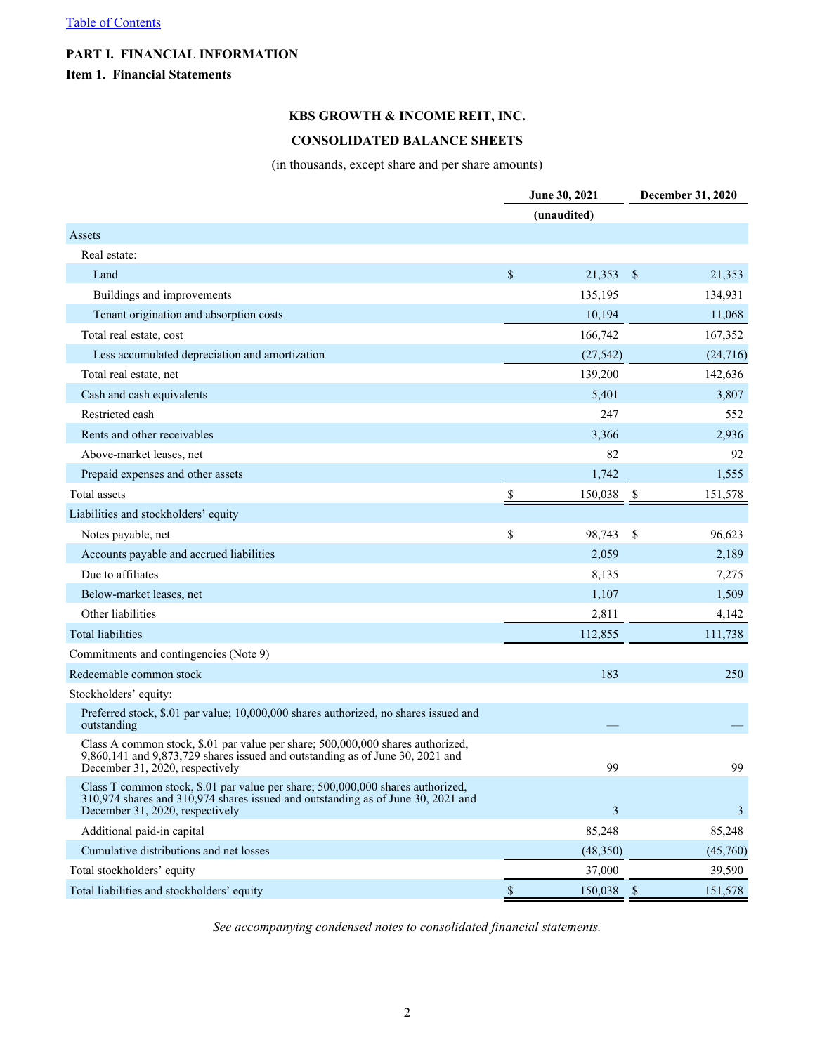[Table of Contents](#)

# PART I. FINANCIAL INFORMATION

## Item 1. Financial Statements

### KBS GROWTH & INCOME REIT, INC.

### CONSOLIDATED BALANCE SHEETS

(in thousands, except share and per share amounts)

| | June 30, 2021 | December 31, 2020 |
|---|---|---|
| | (unaudited) | |
| **Assets** | | |
| Real estate: | | |
| Land | $ 21,353 | $ 21,353 |
| Buildings and improvements | 135,195 | 134,931 |
| Tenant origination and absorption costs | 10,194 | 11,068 |
| Total real estate, cost | 166,742 | 167,352 |
| Less accumulated depreciation and amortization | (27,542) | (24,716) |
| Total real estate, net | 139,200 | 142,636 |
| Cash and cash equivalents | 5,401 | 3,807 |
| Restricted cash | 247 | 552 |
| Rents and other receivables | 3,366 | 2,936 |
| Above-market leases, net | 82 | 92 |
| Prepaid expenses and other assets | 1,742 | 1,555 |
| Total assets | $ 150,038 | $ 151,578 |
| **Liabilities and stockholders' equity** | | |
| Notes payable, net | $ 98,743 | $ 96,623 |
| Accounts payable and accrued liabilities | 2,059 | 2,189 |
| Due to affiliates | 8,135 | 7,275 |
| Below-market leases, net | 1,107 | 1,509 |
| Other liabilities | 2,811 | 4,142 |
| Total liabilities | 112,855 | 111,738 |
| Commitments and contingencies (Note 9) | | |
| Redeemable common stock | 183 | 250 |
| Stockholders' equity: | | |
| Preferred stock, $.01 par value; 10,000,000 shares authorized, no shares issued and outstanding | — | — |
| Class A common stock, $.01 par value per share; 500,000,000 shares authorized, 9,860,141 and 9,873,729 shares issued and outstanding as of June 30, 2021 and December 31, 2020, respectively | 99 | 99 |
| Class T common stock, $.01 par value per share; 500,000,000 shares authorized, 310,974 shares and 310,974 shares issued and outstanding as of June 30, 2021 and December 31, 2020, respectively | 3 | 3 |
| Additional paid-in capital | 85,248 | 85,248 |
| Cumulative distributions and net losses | (48,350) | (45,760) |
| Total stockholders' equity | 37,000 | 39,590 |
| Total liabilities and stockholders' equity | $ 150,038 | $ 151,578 |

*See accompanying condensed notes to consolidated financial statements.*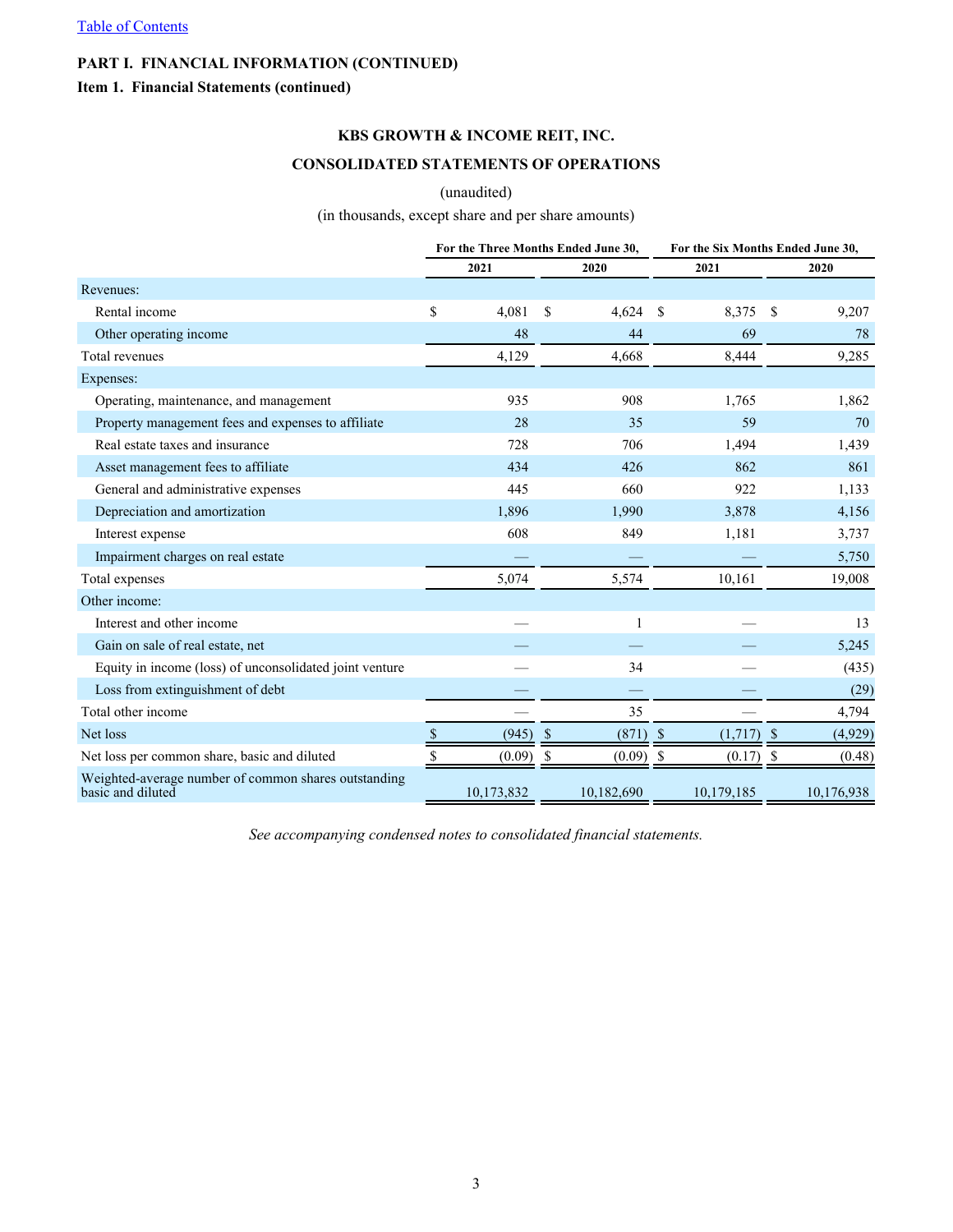[Table of Contents](#)

**PART I. FINANCIAL INFORMATION (CONTINUED)**

**Item 1. Financial Statements (continued)**

## KBS GROWTH & INCOME REIT, INC.

## CONSOLIDATED STATEMENTS OF OPERATIONS

(unaudited)

(in thousands, except share and per share amounts)

| | For the Three Months Ended June 30, | | For the Six Months Ended June 30, | |
|---|---|---|---|---|
| | 2021 | 2020 | 2021 | 2020 |
| Revenues: | | | | |
| Rental income | $ 4,081 | $ 4,624 | $ 8,375 | $ 9,207 |
| Other operating income | 48 | 44 | 69 | 78 |
| Total revenues | 4,129 | 4,668 | 8,444 | 9,285 |
| Expenses: | | | | |
| Operating, maintenance, and management | 935 | 908 | 1,765 | 1,862 |
| Property management fees and expenses to affiliate | 28 | 35 | 59 | 70 |
| Real estate taxes and insurance | 728 | 706 | 1,494 | 1,439 |
| Asset management fees to affiliate | 434 | 426 | 862 | 861 |
| General and administrative expenses | 445 | 660 | 922 | 1,133 |
| Depreciation and amortization | 1,896 | 1,990 | 3,878 | 4,156 |
| Interest expense | 608 | 849 | 1,181 | 3,737 |
| Impairment charges on real estate | — | — | — | 5,750 |
| Total expenses | 5,074 | 5,574 | 10,161 | 19,008 |
| Other income: | | | | |
| Interest and other income | — | 1 | — | 13 |
| Gain on sale of real estate, net | — | — | — | 5,245 |
| Equity in income (loss) of unconsolidated joint venture | — | 34 | — | (435) |
| Loss from extinguishment of debt | — | — | — | (29) |
| Total other income | — | 35 | — | 4,794 |
| Net loss | $ (945) | $ (871) | $ (1,717) | $ (4,929) |
| Net loss per common share, basic and diluted | $ (0.09) | $ (0.09) | $ (0.17) | $ (0.48) |
| Weighted-average number of common shares outstanding basic and diluted | 10,173,832 | 10,182,690 | 10,179,185 | 10,176,938 |

*See accompanying condensed notes to consolidated financial statements.*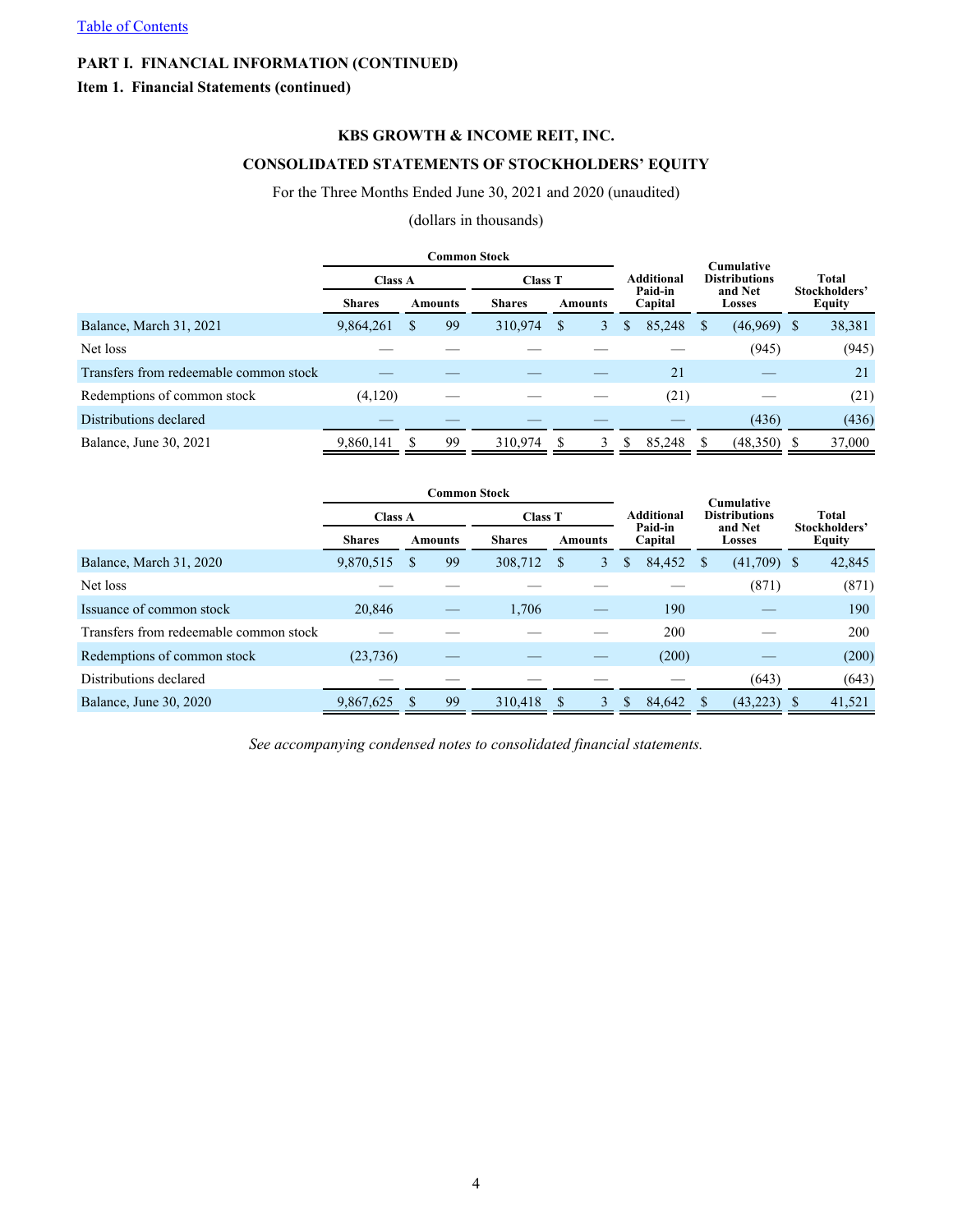[Table of Contents](#)

**PART I. FINANCIAL INFORMATION (CONTINUED)**

**Item 1. Financial Statements (continued)**

## KBS GROWTH & INCOME REIT, INC.

## CONSOLIDATED STATEMENTS OF STOCKHOLDERS' EQUITY

For the Three Months Ended June 30, 2021 and 2020 (unaudited)

(dollars in thousands)

| | Common Stock | | | | | | |
|---|---|---|---|---|---|---|---|
| | Class A | | Class T | | | | |
| | Shares | Amounts | Shares | Amounts | Additional Paid-in Capital | Cumulative Distributions and Net Losses | Total Stockholders' Equity |
| Balance, March 31, 2021 | 9,864,261 | $ 99 | 310,974 | $ 3 | $ 85,248 | $ (46,969) | $ 38,381 |
| Net loss | — | — | — | — | — | (945) | (945) |
| Transfers from redeemable common stock | — | — | — | — | 21 | — | 21 |
| Redemptions of common stock | (4,120) | — | — | — | (21) | — | (21) |
| Distributions declared | — | — | — | — | — | (436) | (436) |
| Balance, June 30, 2021 | 9,860,141 | $ 99 | 310,974 | $ 3 | $ 85,248 | $ (48,350) | $ 37,000 |

| | Common Stock | | | | | | |
|---|---|---|---|---|---|---|---|
| | Class A | | Class T | | | | |
| | Shares | Amounts | Shares | Amounts | Additional Paid-in Capital | Cumulative Distributions and Net Losses | Total Stockholders' Equity |
| Balance, March 31, 2020 | 9,870,515 | $ 99 | 308,712 | $ 3 | $ 84,452 | $ (41,709) | $ 42,845 |
| Net loss | — | — | — | — | — | (871) | (871) |
| Issuance of common stock | 20,846 | — | 1,706 | — | 190 | — | 190 |
| Transfers from redeemable common stock | — | — | — | — | 200 | — | 200 |
| Redemptions of common stock | (23,736) | — | — | — | (200) | — | (200) |
| Distributions declared | — | — | — | — | — | (643) | (643) |
| Balance, June 30, 2020 | 9,867,625 | $ 99 | 310,418 | $ 3 | $ 84,642 | $ (43,223) | $ 41,521 |

*See accompanying condensed notes to consolidated financial statements.*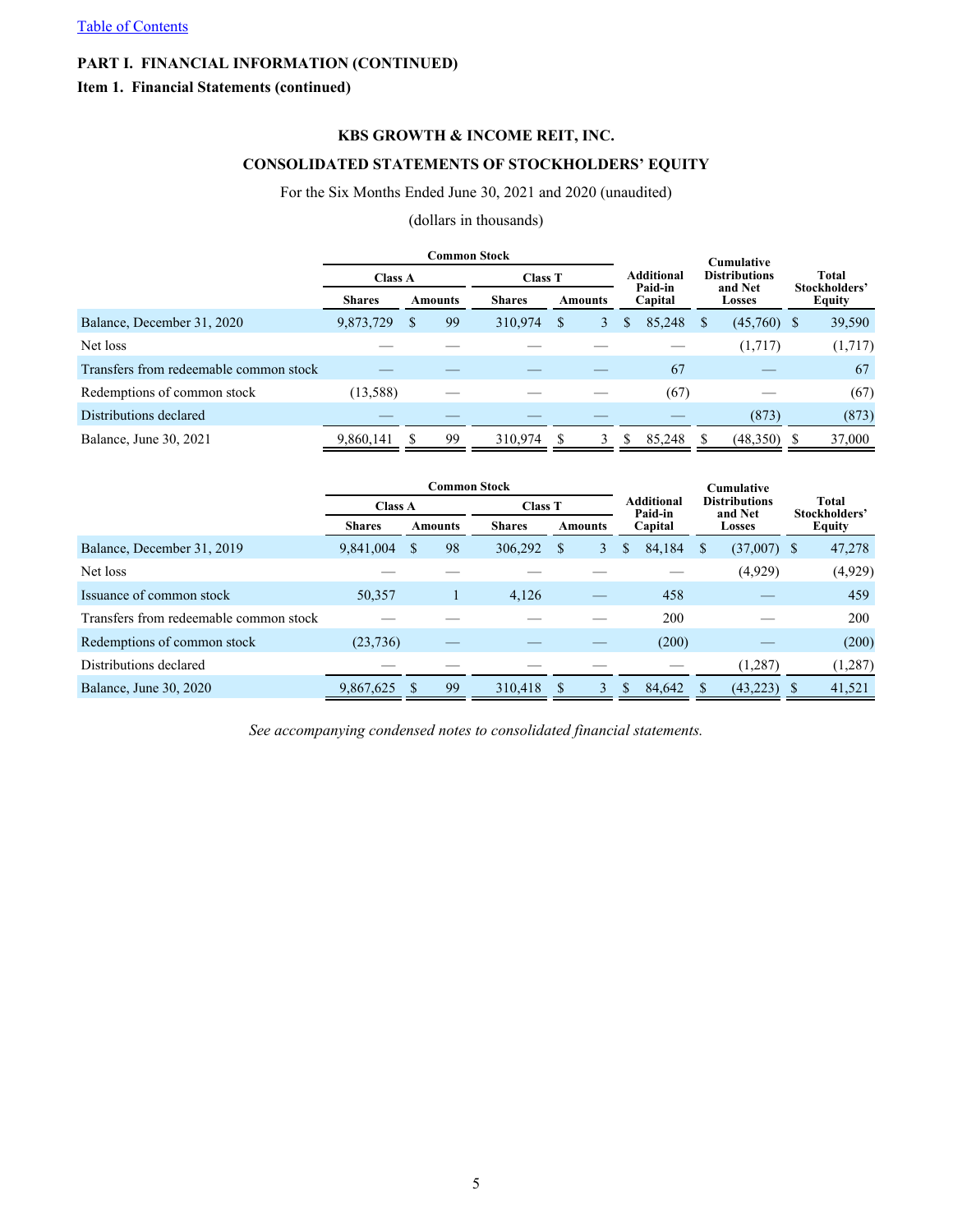[Table of Contents](#)

**PART I. FINANCIAL INFORMATION (CONTINUED)**

**Item 1. Financial Statements (continued)**

**KBS GROWTH & INCOME REIT, INC.**

**CONSOLIDATED STATEMENTS OF STOCKHOLDERS' EQUITY**

For the Six Months Ended June 30, 2021 and 2020 (unaudited)

(dollars in thousands)

| | Common Stock | | | | Additional Paid-in Capital | Cumulative Distributions and Net Losses | Total Stockholders' Equity |
|---|---|---|---|---|---|---|---|
| | Class A | | Class T | | | | |
| | Shares | Amounts | Shares | Amounts | | | |
| Balance, December 31, 2020 | 9,873,729 | $ 99 | 310,974 | $ 3 | $ 85,248 | $ (45,760) | $ 39,590 |
| Net loss | — | — | — | — | — | (1,717) | (1,717) |
| Transfers from redeemable common stock | — | — | — | — | 67 | — | 67 |
| Redemptions of common stock | (13,588) | — | — | — | (67) | — | (67) |
| Distributions declared | — | — | — | — | — | (873) | (873) |
| Balance, June 30, 2021 | 9,860,141 | $ 99 | 310,974 | $ 3 | $ 85,248 | $ (48,350) | $ 37,000 |

| | Common Stock | | | | Additional Paid-in Capital | Cumulative Distributions and Net Losses | Total Stockholders' Equity |
|---|---|---|---|---|---|---|---|
| | Class A | | Class T | | | | |
| | Shares | Amounts | Shares | Amounts | | | |
| Balance, December 31, 2019 | 9,841,004 | $ 98 | 306,292 | $ 3 | $ 84,184 | $ (37,007) | $ 47,278 |
| Net loss | — | — | — | — | — | (4,929) | (4,929) |
| Issuance of common stock | 50,357 | 1 | 4,126 | — | 458 | — | 459 |
| Transfers from redeemable common stock | — | — | — | — | 200 | — | 200 |
| Redemptions of common stock | (23,736) | — | — | — | (200) | — | (200) |
| Distributions declared | — | — | — | — | — | (1,287) | (1,287) |
| Balance, June 30, 2020 | 9,867,625 | $ 99 | 310,418 | $ 3 | $ 84,642 | $ (43,223) | $ 41,521 |

*See accompanying condensed notes to consolidated financial statements.*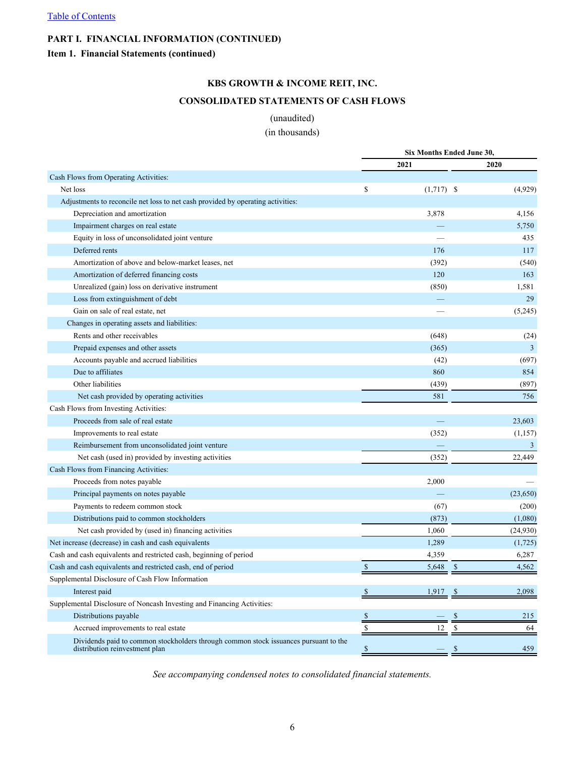Table of Contents

## PART I. FINANCIAL INFORMATION (CONTINUED)

### Item 1. Financial Statements (continued)

## KBS GROWTH & INCOME REIT, INC.

## CONSOLIDATED STATEMENTS OF CASH FLOWS

(unaudited)
(in thousands)

| | Six Months Ended June 30, | |
|---|---|---|
| | 2021 | 2020 |
| **Cash Flows from Operating Activities:** | | |
| Net loss | $ (1,717) | $ (4,929) |
| Adjustments to reconcile net loss to net cash provided by operating activities: | | |
| Depreciation and amortization | 3,878 | 4,156 |
| Impairment charges on real estate | — | 5,750 |
| Equity in loss of unconsolidated joint venture | — | 435 |
| Deferred rents | 176 | 117 |
| Amortization of above and below-market leases, net | (392) | (540) |
| Amortization of deferred financing costs | 120 | 163 |
| Unrealized (gain) loss on derivative instrument | (850) | 1,581 |
| Loss from extinguishment of debt | — | 29 |
| Gain on sale of real estate, net | — | (5,245) |
| Changes in operating assets and liabilities: | | |
| Rents and other receivables | (648) | (24) |
| Prepaid expenses and other assets | (365) | 3 |
| Accounts payable and accrued liabilities | (42) | (697) |
| Due to affiliates | 860 | 854 |
| Other liabilities | (439) | (897) |
| Net cash provided by operating activities | 581 | 756 |
| **Cash Flows from Investing Activities:** | | |
| Proceeds from sale of real estate | — | 23,603 |
| Improvements to real estate | (352) | (1,157) |
| Reimbursement from unconsolidated joint venture | — | 3 |
| Net cash (used in) provided by investing activities | (352) | 22,449 |
| **Cash Flows from Financing Activities:** | | |
| Proceeds from notes payable | 2,000 | — |
| Principal payments on notes payable | — | (23,650) |
| Payments to redeem common stock | (67) | (200) |
| Distributions paid to common stockholders | (873) | (1,080) |
| Net cash provided by (used in) financing activities | 1,060 | (24,930) |
| Net increase (decrease) in cash and cash equivalents | 1,289 | (1,725) |
| Cash and cash equivalents and restricted cash, beginning of period | 4,359 | 6,287 |
| Cash and cash equivalents and restricted cash, end of period | $ 5,648 | $ 4,562 |
| **Supplemental Disclosure of Cash Flow Information** | | |
| Interest paid | $ 1,917 | $ 2,098 |
| **Supplemental Disclosure of Noncash Investing and Financing Activities:** | | |
| Distributions payable | $ — | $ 215 |
| Accrued improvements to real estate | $ 12 | $ 64 |
| Dividends paid to common stockholders through common stock issuances pursuant to the distribution reinvestment plan | $ — | $ 459 |

*See accompanying condensed notes to consolidated financial statements.*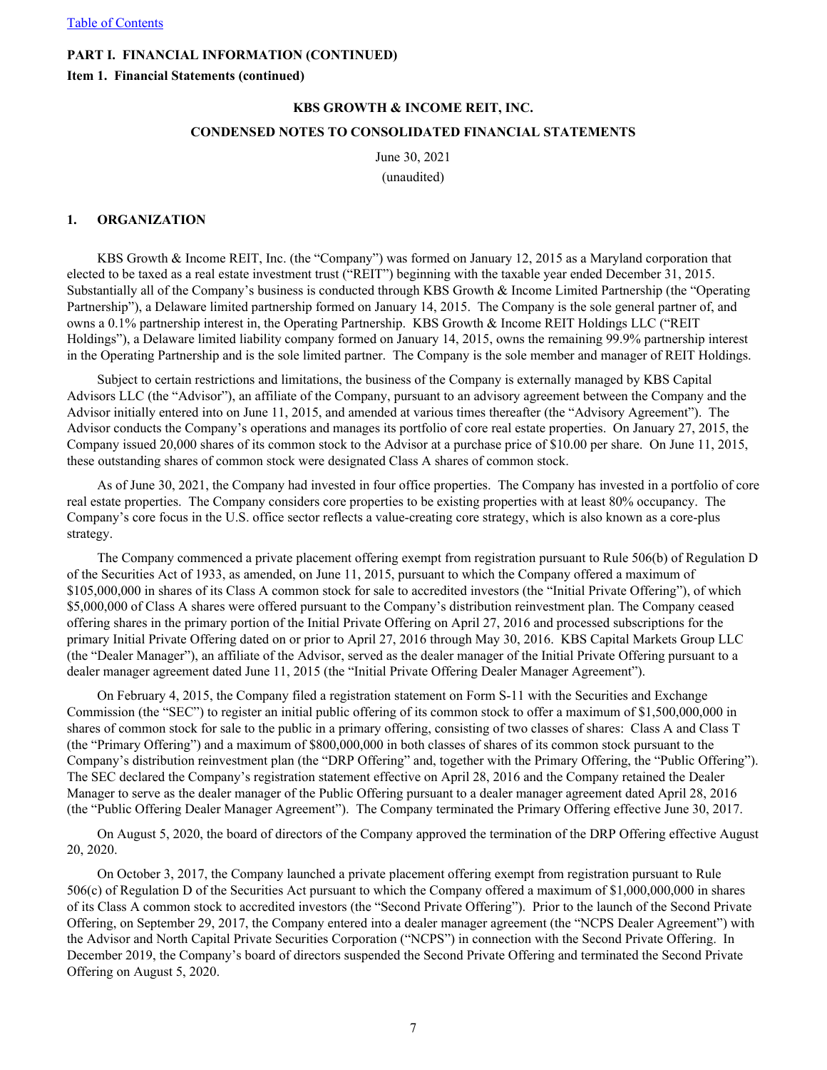**PART I. FINANCIAL INFORMATION (CONTINUED)**

**Item 1. Financial Statements (continued)**

**KBS GROWTH & INCOME REIT, INC.**

**CONDENSED NOTES TO CONSOLIDATED FINANCIAL STATEMENTS**

June 30, 2021

(unaudited)

## 1. ORGANIZATION

KBS Growth & Income REIT, Inc. (the "Company") was formed on January 12, 2015 as a Maryland corporation that elected to be taxed as a real estate investment trust ("REIT") beginning with the taxable year ended December 31, 2015. Substantially all of the Company's business is conducted through KBS Growth & Income Limited Partnership (the "Operating Partnership"), a Delaware limited partnership formed on January 14, 2015. The Company is the sole general partner of, and owns a 0.1% partnership interest in, the Operating Partnership. KBS Growth & Income REIT Holdings LLC ("REIT Holdings"), a Delaware limited liability company formed on January 14, 2015, owns the remaining 99.9% partnership interest in the Operating Partnership and is the sole limited partner. The Company is the sole member and manager of REIT Holdings.

Subject to certain restrictions and limitations, the business of the Company is externally managed by KBS Capital Advisors LLC (the "Advisor"), an affiliate of the Company, pursuant to an advisory agreement between the Company and the Advisor initially entered into on June 11, 2015, and amended at various times thereafter (the "Advisory Agreement"). The Advisor conducts the Company's operations and manages its portfolio of core real estate properties. On January 27, 2015, the Company issued 20,000 shares of its common stock to the Advisor at a purchase price of $10.00 per share. On June 11, 2015, these outstanding shares of common stock were designated Class A shares of common stock.

As of June 30, 2021, the Company had invested in four office properties. The Company has invested in a portfolio of core real estate properties. The Company considers core properties to be existing properties with at least 80% occupancy. The Company's core focus in the U.S. office sector reflects a value-creating core strategy, which is also known as a core-plus strategy.

The Company commenced a private placement offering exempt from registration pursuant to Rule 506(b) of Regulation D of the Securities Act of 1933, as amended, on June 11, 2015, pursuant to which the Company offered a maximum of $105,000,000 in shares of its Class A common stock for sale to accredited investors (the "Initial Private Offering"), of which $5,000,000 of Class A shares were offered pursuant to the Company's distribution reinvestment plan. The Company ceased offering shares in the primary portion of the Initial Private Offering on April 27, 2016 and processed subscriptions for the primary Initial Private Offering dated on or prior to April 27, 2016 through May 30, 2016. KBS Capital Markets Group LLC (the "Dealer Manager"), an affiliate of the Advisor, served as the dealer manager of the Initial Private Offering pursuant to a dealer manager agreement dated June 11, 2015 (the "Initial Private Offering Dealer Manager Agreement").

On February 4, 2015, the Company filed a registration statement on Form S-11 with the Securities and Exchange Commission (the "SEC") to register an initial public offering of its common stock to offer a maximum of $1,500,000,000 in shares of common stock for sale to the public in a primary offering, consisting of two classes of shares: Class A and Class T (the "Primary Offering") and a maximum of $800,000,000 in both classes of shares of its common stock pursuant to the Company's distribution reinvestment plan (the "DRP Offering" and, together with the Primary Offering, the "Public Offering"). The SEC declared the Company's registration statement effective on April 28, 2016 and the Company retained the Dealer Manager to serve as the dealer manager of the Public Offering pursuant to a dealer manager agreement dated April 28, 2016 (the "Public Offering Dealer Manager Agreement"). The Company terminated the Primary Offering effective June 30, 2017.

On August 5, 2020, the board of directors of the Company approved the termination of the DRP Offering effective August 20, 2020.

On October 3, 2017, the Company launched a private placement offering exempt from registration pursuant to Rule 506(c) of Regulation D of the Securities Act pursuant to which the Company offered a maximum of $1,000,000,000 in shares of its Class A common stock to accredited investors (the "Second Private Offering"). Prior to the launch of the Second Private Offering, on September 29, 2017, the Company entered into a dealer manager agreement (the "NCPS Dealer Agreement") with the Advisor and North Capital Private Securities Corporation ("NCPS") in connection with the Second Private Offering. In December 2019, the Company's board of directors suspended the Second Private Offering and terminated the Second Private Offering on August 5, 2020.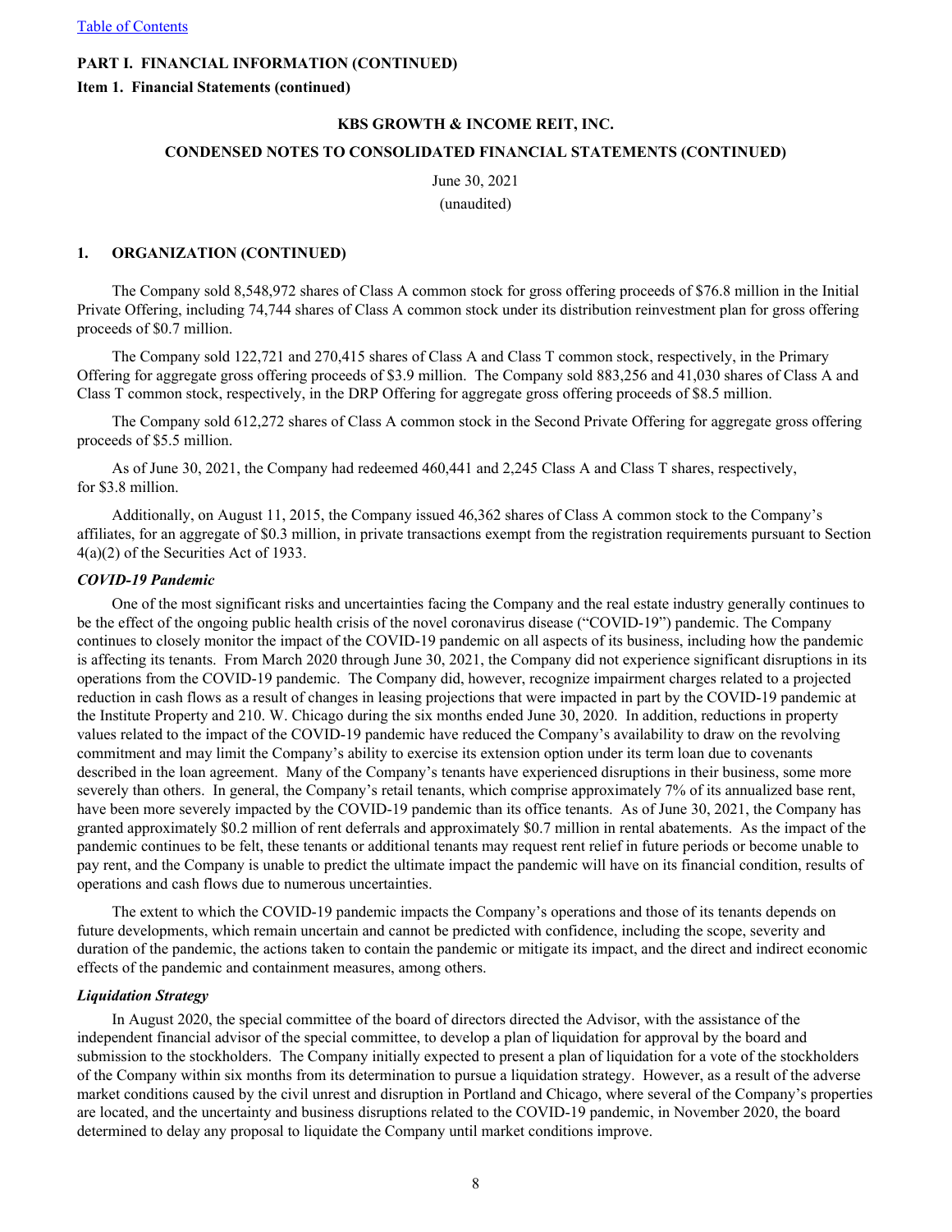**PART I. FINANCIAL INFORMATION (CONTINUED)**

**Item 1. Financial Statements (continued)**

**KBS GROWTH & INCOME REIT, INC.**

**CONDENSED NOTES TO CONSOLIDATED FINANCIAL STATEMENTS (CONTINUED)**

June 30, 2021

(unaudited)

**1. ORGANIZATION (CONTINUED)**

The Company sold 8,548,972 shares of Class A common stock for gross offering proceeds of $76.8 million in the Initial Private Offering, including 74,744 shares of Class A common stock under its distribution reinvestment plan for gross offering proceeds of $0.7 million.

The Company sold 122,721 and 270,415 shares of Class A and Class T common stock, respectively, in the Primary Offering for aggregate gross offering proceeds of $3.9 million. The Company sold 883,256 and 41,030 shares of Class A and Class T common stock, respectively, in the DRP Offering for aggregate gross offering proceeds of $8.5 million.

The Company sold 612,272 shares of Class A common stock in the Second Private Offering for aggregate gross offering proceeds of $5.5 million.

As of June 30, 2021, the Company had redeemed 460,441 and 2,245 Class A and Class T shares, respectively, for $3.8 million.

Additionally, on August 11, 2015, the Company issued 46,362 shares of Class A common stock to the Company's affiliates, for an aggregate of $0.3 million, in private transactions exempt from the registration requirements pursuant to Section 4(a)(2) of the Securities Act of 1933.

***COVID-19 Pandemic***

One of the most significant risks and uncertainties facing the Company and the real estate industry generally continues to be the effect of the ongoing public health crisis of the novel coronavirus disease ("COVID-19") pandemic. The Company continues to closely monitor the impact of the COVID-19 pandemic on all aspects of its business, including how the pandemic is affecting its tenants. From March 2020 through June 30, 2021, the Company did not experience significant disruptions in its operations from the COVID-19 pandemic. The Company did, however, recognize impairment charges related to a projected reduction in cash flows as a result of changes in leasing projections that were impacted in part by the COVID-19 pandemic at the Institute Property and 210. W. Chicago during the six months ended June 30, 2020. In addition, reductions in property values related to the impact of the COVID-19 pandemic have reduced the Company's availability to draw on the revolving commitment and may limit the Company's ability to exercise its extension option under its term loan due to covenants described in the loan agreement. Many of the Company's tenants have experienced disruptions in their business, some more severely than others. In general, the Company's retail tenants, which comprise approximately 7% of its annualized base rent, have been more severely impacted by the COVID-19 pandemic than its office tenants. As of June 30, 2021, the Company has granted approximately $0.2 million of rent deferrals and approximately $0.7 million in rental abatements. As the impact of the pandemic continues to be felt, these tenants or additional tenants may request rent relief in future periods or become unable to pay rent, and the Company is unable to predict the ultimate impact the pandemic will have on its financial condition, results of operations and cash flows due to numerous uncertainties.

The extent to which the COVID-19 pandemic impacts the Company's operations and those of its tenants depends on future developments, which remain uncertain and cannot be predicted with confidence, including the scope, severity and duration of the pandemic, the actions taken to contain the pandemic or mitigate its impact, and the direct and indirect economic effects of the pandemic and containment measures, among others.

***Liquidation Strategy***

In August 2020, the special committee of the board of directors directed the Advisor, with the assistance of the independent financial advisor of the special committee, to develop a plan of liquidation for approval by the board and submission to the stockholders. The Company initially expected to present a plan of liquidation for a vote of the stockholders of the Company within six months from its determination to pursue a liquidation strategy. However, as a result of the adverse market conditions caused by the civil unrest and disruption in Portland and Chicago, where several of the Company's properties are located, and the uncertainty and business disruptions related to the COVID-19 pandemic, in November 2020, the board determined to delay any proposal to liquidate the Company until market conditions improve.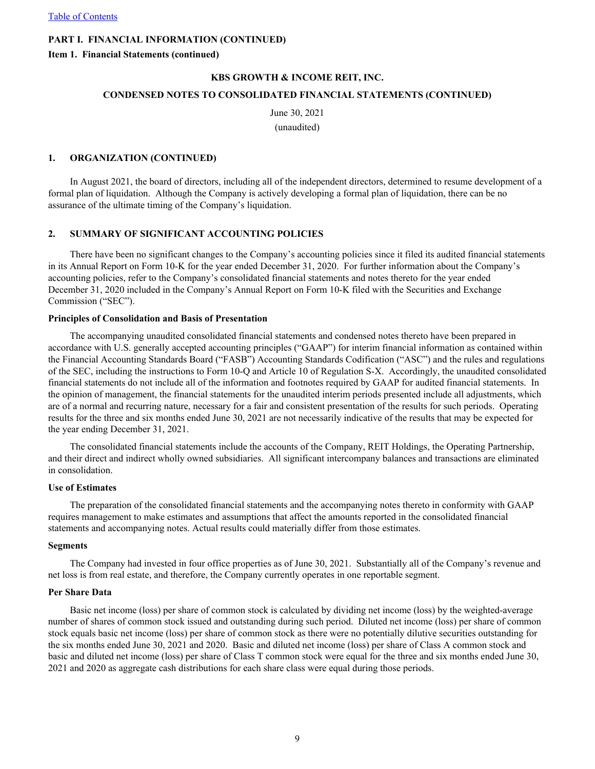PART I. FINANCIAL INFORMATION (CONTINUED)

Item 1. Financial Statements (continued)

KBS GROWTH & INCOME REIT, INC.

CONDENSED NOTES TO CONSOLIDATED FINANCIAL STATEMENTS (CONTINUED)

June 30, 2021

(unaudited)

## 1. ORGANIZATION (CONTINUED)

In August 2021, the board of directors, including all of the independent directors, determined to resume development of a formal plan of liquidation. Although the Company is actively developing a formal plan of liquidation, there can be no assurance of the ultimate timing of the Company's liquidation.

## 2. SUMMARY OF SIGNIFICANT ACCOUNTING POLICIES

There have been no significant changes to the Company's accounting policies since it filed its audited financial statements in its Annual Report on Form 10-K for the year ended December 31, 2020. For further information about the Company's accounting policies, refer to the Company's consolidated financial statements and notes thereto for the year ended December 31, 2020 included in the Company's Annual Report on Form 10-K filed with the Securities and Exchange Commission ("SEC").

### Principles of Consolidation and Basis of Presentation

The accompanying unaudited consolidated financial statements and condensed notes thereto have been prepared in accordance with U.S. generally accepted accounting principles ("GAAP") for interim financial information as contained within the Financial Accounting Standards Board ("FASB") Accounting Standards Codification ("ASC") and the rules and regulations of the SEC, including the instructions to Form 10-Q and Article 10 of Regulation S-X. Accordingly, the unaudited consolidated financial statements do not include all of the information and footnotes required by GAAP for audited financial statements. In the opinion of management, the financial statements for the unaudited interim periods presented include all adjustments, which are of a normal and recurring nature, necessary for a fair and consistent presentation of the results for such periods. Operating results for the three and six months ended June 30, 2021 are not necessarily indicative of the results that may be expected for the year ending December 31, 2021.

The consolidated financial statements include the accounts of the Company, REIT Holdings, the Operating Partnership, and their direct and indirect wholly owned subsidiaries. All significant intercompany balances and transactions are eliminated in consolidation.

### Use of Estimates

The preparation of the consolidated financial statements and the accompanying notes thereto in conformity with GAAP requires management to make estimates and assumptions that affect the amounts reported in the consolidated financial statements and accompanying notes. Actual results could materially differ from those estimates.

### Segments

The Company had invested in four office properties as of June 30, 2021. Substantially all of the Company's revenue and net loss is from real estate, and therefore, the Company currently operates in one reportable segment.

### Per Share Data

Basic net income (loss) per share of common stock is calculated by dividing net income (loss) by the weighted-average number of shares of common stock issued and outstanding during such period. Diluted net income (loss) per share of common stock equals basic net income (loss) per share of common stock as there were no potentially dilutive securities outstanding for the six months ended June 30, 2021 and 2020. Basic and diluted net income (loss) per share of Class A common stock and basic and diluted net income (loss) per share of Class T common stock were equal for the three and six months ended June 30, 2021 and 2020 as aggregate cash distributions for each share class were equal during those periods.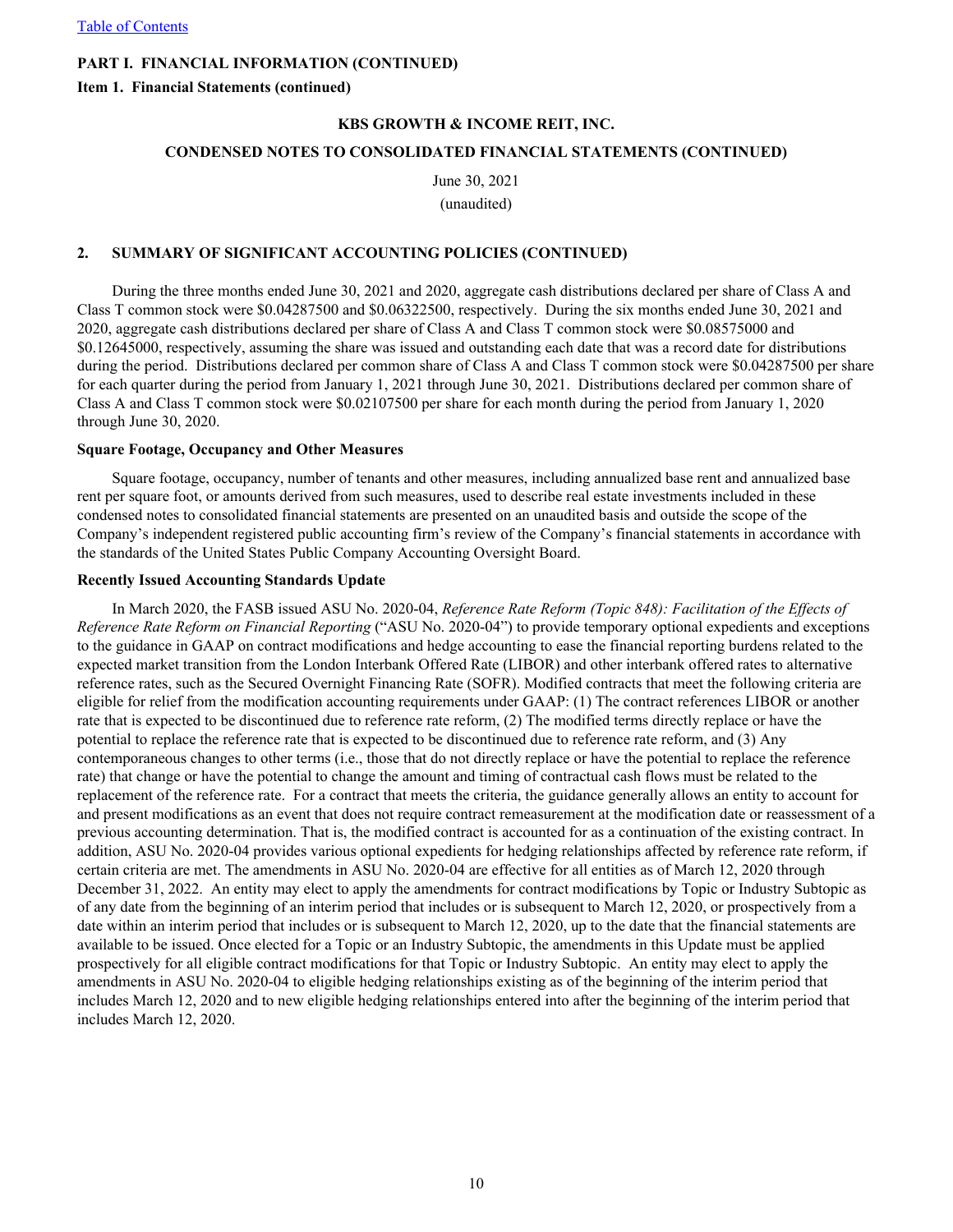PART I. FINANCIAL INFORMATION (CONTINUED)

Item 1. Financial Statements (continued)

KBS GROWTH & INCOME REIT, INC.

CONDENSED NOTES TO CONSOLIDATED FINANCIAL STATEMENTS (CONTINUED)

June 30, 2021
(unaudited)

## 2. SUMMARY OF SIGNIFICANT ACCOUNTING POLICIES (CONTINUED)

During the three months ended June 30, 2021 and 2020, aggregate cash distributions declared per share of Class A and Class T common stock were $0.04287500 and $0.06322500, respectively. During the six months ended June 30, 2021 and 2020, aggregate cash distributions declared per share of Class A and Class T common stock were $0.08575000 and $0.12645000, respectively, assuming the share was issued and outstanding each date that was a record date for distributions during the period. Distributions declared per common share of Class A and Class T common stock were $0.04287500 per share for each quarter during the period from January 1, 2021 through June 30, 2021. Distributions declared per common share of Class A and Class T common stock were $0.02107500 per share for each month during the period from January 1, 2020 through June 30, 2020.

### Square Footage, Occupancy and Other Measures

Square footage, occupancy, number of tenants and other measures, including annualized base rent and annualized base rent per square foot, or amounts derived from such measures, used to describe real estate investments included in these condensed notes to consolidated financial statements are presented on an unaudited basis and outside the scope of the Company's independent registered public accounting firm's review of the Company's financial statements in accordance with the standards of the United States Public Company Accounting Oversight Board.

### Recently Issued Accounting Standards Update

In March 2020, the FASB issued ASU No. 2020-04, *Reference Rate Reform (Topic 848): Facilitation of the Effects of Reference Rate Reform on Financial Reporting* ("ASU No. 2020-04") to provide temporary optional expedients and exceptions to the guidance in GAAP on contract modifications and hedge accounting to ease the financial reporting burdens related to the expected market transition from the London Interbank Offered Rate (LIBOR) and other interbank offered rates to alternative reference rates, such as the Secured Overnight Financing Rate (SOFR). Modified contracts that meet the following criteria are eligible for relief from the modification accounting requirements under GAAP: (1) The contract references LIBOR or another rate that is expected to be discontinued due to reference rate reform, (2) The modified terms directly replace or have the potential to replace the reference rate that is expected to be discontinued due to reference rate reform, and (3) Any contemporaneous changes to other terms (i.e., those that do not directly replace or have the potential to replace the reference rate) that change or have the potential to change the amount and timing of contractual cash flows must be related to the replacement of the reference rate. For a contract that meets the criteria, the guidance generally allows an entity to account for and present modifications as an event that does not require contract remeasurement at the modification date or reassessment of a previous accounting determination. That is, the modified contract is accounted for as a continuation of the existing contract. In addition, ASU No. 2020-04 provides various optional expedients for hedging relationships affected by reference rate reform, if certain criteria are met. The amendments in ASU No. 2020-04 are effective for all entities as of March 12, 2020 through December 31, 2022. An entity may elect to apply the amendments for contract modifications by Topic or Industry Subtopic as of any date from the beginning of an interim period that includes or is subsequent to March 12, 2020, or prospectively from a date within an interim period that includes or is subsequent to March 12, 2020, up to the date that the financial statements are available to be issued. Once elected for a Topic or an Industry Subtopic, the amendments in this Update must be applied prospectively for all eligible contract modifications for that Topic or Industry Subtopic. An entity may elect to apply the amendments in ASU No. 2020-04 to eligible hedging relationships existing as of the beginning of the interim period that includes March 12, 2020 and to new eligible hedging relationships entered into after the beginning of the interim period that includes March 12, 2020.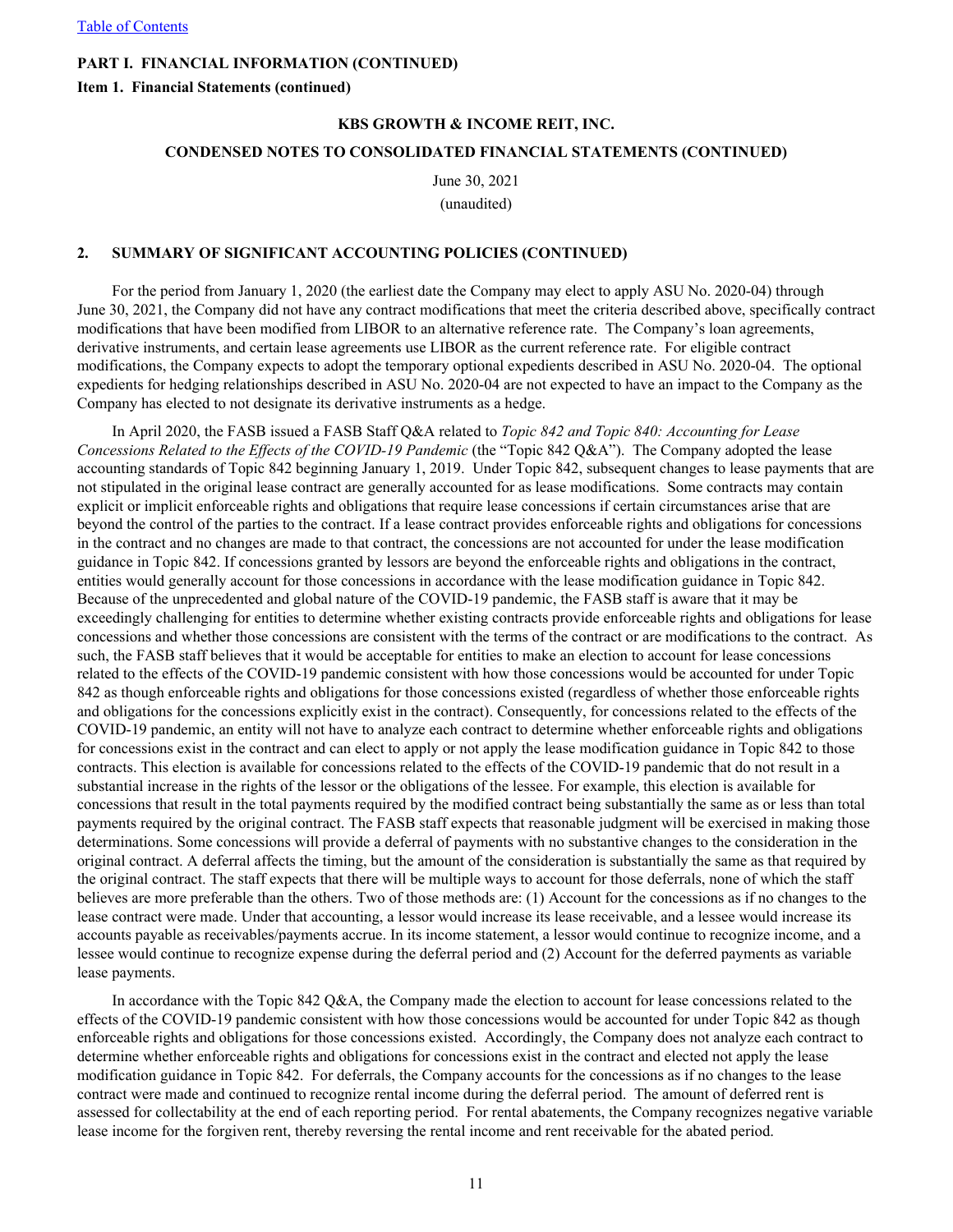**PART I. FINANCIAL INFORMATION (CONTINUED)**

**Item 1. Financial Statements (continued)**

**KBS GROWTH & INCOME REIT, INC.**

**CONDENSED NOTES TO CONSOLIDATED FINANCIAL STATEMENTS (CONTINUED)**

June 30, 2021

(unaudited)

## 2. SUMMARY OF SIGNIFICANT ACCOUNTING POLICIES (CONTINUED)

For the period from January 1, 2020 (the earliest date the Company may elect to apply ASU No. 2020-04) through June 30, 2021, the Company did not have any contract modifications that meet the criteria described above, specifically contract modifications that have been modified from LIBOR to an alternative reference rate. The Company's loan agreements, derivative instruments, and certain lease agreements use LIBOR as the current reference rate. For eligible contract modifications, the Company expects to adopt the temporary optional expedients described in ASU No. 2020-04. The optional expedients for hedging relationships described in ASU No. 2020-04 are not expected to have an impact to the Company as the Company has elected to not designate its derivative instruments as a hedge.

In April 2020, the FASB issued a FASB Staff Q&A related to *Topic 842 and Topic 840: Accounting for Lease Concessions Related to the Effects of the COVID-19 Pandemic* (the "Topic 842 Q&A"). The Company adopted the lease accounting standards of Topic 842 beginning January 1, 2019. Under Topic 842, subsequent changes to lease payments that are not stipulated in the original lease contract are generally accounted for as lease modifications. Some contracts may contain explicit or implicit enforceable rights and obligations that require lease concessions if certain circumstances arise that are beyond the control of the parties to the contract. If a lease contract provides enforceable rights and obligations for concessions in the contract and no changes are made to that contract, the concessions are not accounted for under the lease modification guidance in Topic 842. If concessions granted by lessors are beyond the enforceable rights and obligations in the contract, entities would generally account for those concessions in accordance with the lease modification guidance in Topic 842. Because of the unprecedented and global nature of the COVID-19 pandemic, the FASB staff is aware that it may be exceedingly challenging for entities to determine whether existing contracts provide enforceable rights and obligations for lease concessions and whether those concessions are consistent with the terms of the contract or are modifications to the contract. As such, the FASB staff believes that it would be acceptable for entities to make an election to account for lease concessions related to the effects of the COVID-19 pandemic consistent with how those concessions would be accounted for under Topic 842 as though enforceable rights and obligations for those concessions existed (regardless of whether those enforceable rights and obligations for the concessions explicitly exist in the contract). Consequently, for concessions related to the effects of the COVID-19 pandemic, an entity will not have to analyze each contract to determine whether enforceable rights and obligations for concessions exist in the contract and can elect to apply or not apply the lease modification guidance in Topic 842 to those contracts. This election is available for concessions related to the effects of the COVID-19 pandemic that do not result in a substantial increase in the rights of the lessor or the obligations of the lessee. For example, this election is available for concessions that result in the total payments required by the modified contract being substantially the same as or less than total payments required by the original contract. The FASB staff expects that reasonable judgment will be exercised in making those determinations. Some concessions will provide a deferral of payments with no substantive changes to the consideration in the original contract. A deferral affects the timing, but the amount of the consideration is substantially the same as that required by the original contract. The staff expects that there will be multiple ways to account for those deferrals, none of which the staff believes are more preferable than the others. Two of those methods are: (1) Account for the concessions as if no changes to the lease contract were made. Under that accounting, a lessor would increase its lease receivable, and a lessee would increase its accounts payable as receivables/payments accrue. In its income statement, a lessor would continue to recognize income, and a lessee would continue to recognize expense during the deferral period and (2) Account for the deferred payments as variable lease payments.

In accordance with the Topic 842 Q&A, the Company made the election to account for lease concessions related to the effects of the COVID-19 pandemic consistent with how those concessions would be accounted for under Topic 842 as though enforceable rights and obligations for those concessions existed. Accordingly, the Company does not analyze each contract to determine whether enforceable rights and obligations for concessions exist in the contract and elected not apply the lease modification guidance in Topic 842. For deferrals, the Company accounts for the concessions as if no changes to the lease contract were made and continued to recognize rental income during the deferral period. The amount of deferred rent is assessed for collectability at the end of each reporting period. For rental abatements, the Company recognizes negative variable lease income for the forgiven rent, thereby reversing the rental income and rent receivable for the abated period.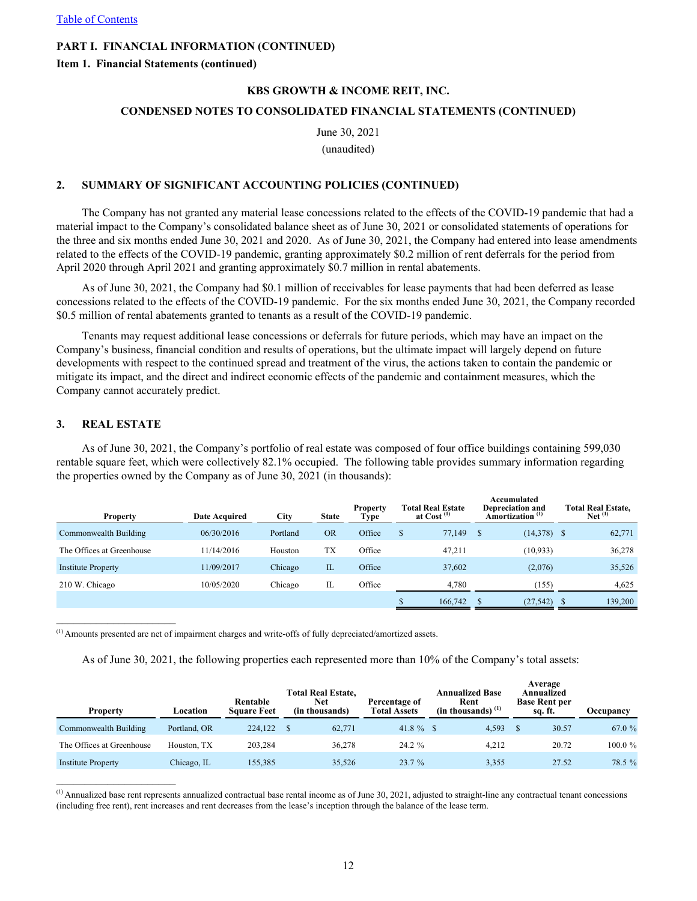[Table of Contents](#)

**PART I. FINANCIAL INFORMATION (CONTINUED)**

**Item 1. Financial Statements (continued)**

**KBS GROWTH & INCOME REIT, INC.**

**CONDENSED NOTES TO CONSOLIDATED FINANCIAL STATEMENTS (CONTINUED)**

June 30, 2021

(unaudited)

## 2. SUMMARY OF SIGNIFICANT ACCOUNTING POLICIES (CONTINUED)

The Company has not granted any material lease concessions related to the effects of the COVID-19 pandemic that had a material impact to the Company's consolidated balance sheet as of June 30, 2021 or consolidated statements of operations for the three and six months ended June 30, 2021 and 2020. As of June 30, 2021, the Company had entered into lease amendments related to the effects of the COVID-19 pandemic, granting approximately $0.2 million of rent deferrals for the period from April 2020 through April 2021 and granting approximately $0.7 million in rental abatements.

As of June 30, 2021, the Company had $0.1 million of receivables for lease payments that had been deferred as lease concessions related to the effects of the COVID-19 pandemic. For the six months ended June 30, 2021, the Company recorded $0.5 million of rental abatements granted to tenants as a result of the COVID-19 pandemic.

Tenants may request additional lease concessions or deferrals for future periods, which may have an impact on the Company's business, financial condition and results of operations, but the ultimate impact will largely depend on future developments with respect to the continued spread and treatment of the virus, the actions taken to contain the pandemic or mitigate its impact, and the direct and indirect economic effects of the pandemic and containment measures, which the Company cannot accurately predict.

## 3. REAL ESTATE

As of June 30, 2021, the Company's portfolio of real estate was composed of four office buildings containing 599,030 rentable square feet, which were collectively 82.1% occupied. The following table provides summary information regarding the properties owned by the Company as of June 30, 2021 (in thousands):

| Property | Date Acquired | City | State | Property Type | Total Real Estate at Cost [(1)] | Accumulated Depreciation and Amortization [(1)] | Total Real Estate, Net [(1)] |
|---|---|---|---|---|---|---|---|
| Commonwealth Building | 06/30/2016 | Portland | OR | Office | $ 77,149 | $ (14,378) | $ 62,771 |
| The Offices at Greenhouse | 11/14/2016 | Houston | TX | Office | 47,211 | (10,933) | 36,278 |
| Institute Property | 11/09/2017 | Chicago | IL | Office | 37,602 | (2,076) | 35,526 |
| 210 W. Chicago | 10/05/2020 | Chicago | IL | Office | 4,780 | (155) | 4,625 |
| | | | | | $ 166,742 | $ (27,542) | $ 139,200 |

[(1)] Amounts presented are net of impairment charges and write-offs of fully depreciated/amortized assets.

As of June 30, 2021, the following properties each represented more than 10% of the Company's total assets:

| Property | Location | Rentable Square Feet | Total Real Estate, Net (in thousands) | Percentage of Total Assets | Annualized Base Rent (in thousands) [(1)] | Average Annualized Base Rent per sq. ft. | Occupancy |
|---|---|---|---|---|---|---|---|
| Commonwealth Building | Portland, OR | 224,122 | $ 62,771 | 41.8 % | $ 4,593 | $ 30.57 | 67.0 % |
| The Offices at Greenhouse | Houston, TX | 203,284 | 36,278 | 24.2 % | 4,212 | 20.72 | 100.0 % |
| Institute Property | Chicago, IL | 155,385 | 35,526 | 23.7 % | 3,355 | 27.52 | 78.5 % |

[(1)] Annualized base rent represents annualized contractual base rental income as of June 30, 2021, adjusted to straight-line any contractual tenant concessions (including free rent), rent increases and rent decreases from the lease's inception through the balance of the lease term.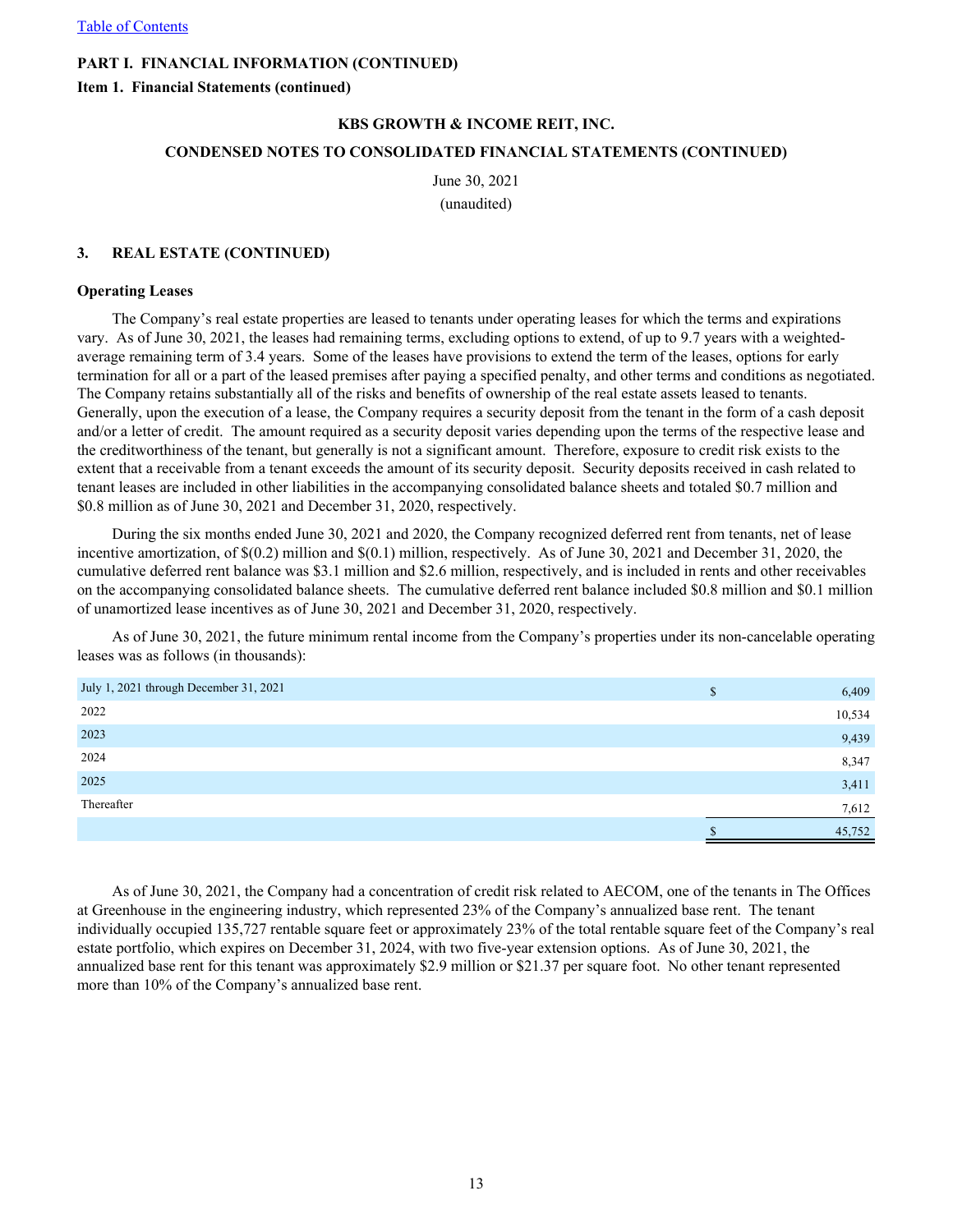PART I. FINANCIAL INFORMATION (CONTINUED)

Item 1. Financial Statements (continued)

KBS GROWTH & INCOME REIT, INC.

CONDENSED NOTES TO CONSOLIDATED FINANCIAL STATEMENTS (CONTINUED)

June 30, 2021
(unaudited)

## 3. REAL ESTATE (CONTINUED)

### Operating Leases

The Company's real estate properties are leased to tenants under operating leases for which the terms and expirations vary. As of June 30, 2021, the leases had remaining terms, excluding options to extend, of up to 9.7 years with a weighted-average remaining term of 3.4 years. Some of the leases have provisions to extend the term of the leases, options for early termination for all or a part of the leased premises after paying a specified penalty, and other terms and conditions as negotiated. The Company retains substantially all of the risks and benefits of ownership of the real estate assets leased to tenants. Generally, upon the execution of a lease, the Company requires a security deposit from the tenant in the form of a cash deposit and/or a letter of credit. The amount required as a security deposit varies depending upon the terms of the respective lease and the creditworthiness of the tenant, but generally is not a significant amount. Therefore, exposure to credit risk exists to the extent that a receivable from a tenant exceeds the amount of its security deposit. Security deposits received in cash related to tenant leases are included in other liabilities in the accompanying consolidated balance sheets and totaled $0.7 million and $0.8 million as of June 30, 2021 and December 31, 2020, respectively.

During the six months ended June 30, 2021 and 2020, the Company recognized deferred rent from tenants, net of lease incentive amortization, of $(0.2) million and $(0.1) million, respectively. As of June 30, 2021 and December 31, 2020, the cumulative deferred rent balance was $3.1 million and $2.6 million, respectively, and is included in rents and other receivables on the accompanying consolidated balance sheets. The cumulative deferred rent balance included $0.8 million and $0.1 million of unamortized lease incentives as of June 30, 2021 and December 31, 2020, respectively.

As of June 30, 2021, the future minimum rental income from the Company's properties under its non-cancelable operating leases was as follows (in thousands):

| | |
|---|---|
| July 1, 2021 through December 31, 2021 | $ 6,409 |
| 2022 | 10,534 |
| 2023 | 9,439 |
| 2024 | 8,347 |
| 2025 | 3,411 |
| Thereafter | 7,612 |
| | $ 45,752 |

As of June 30, 2021, the Company had a concentration of credit risk related to AECOM, one of the tenants in The Offices at Greenhouse in the engineering industry, which represented 23% of the Company's annualized base rent. The tenant individually occupied 135,727 rentable square feet or approximately 23% of the total rentable square feet of the Company's real estate portfolio, which expires on December 31, 2024, with two five-year extension options. As of June 30, 2021, the annualized base rent for this tenant was approximately $2.9 million or $21.37 per square foot. No other tenant represented more than 10% of the Company's annualized base rent.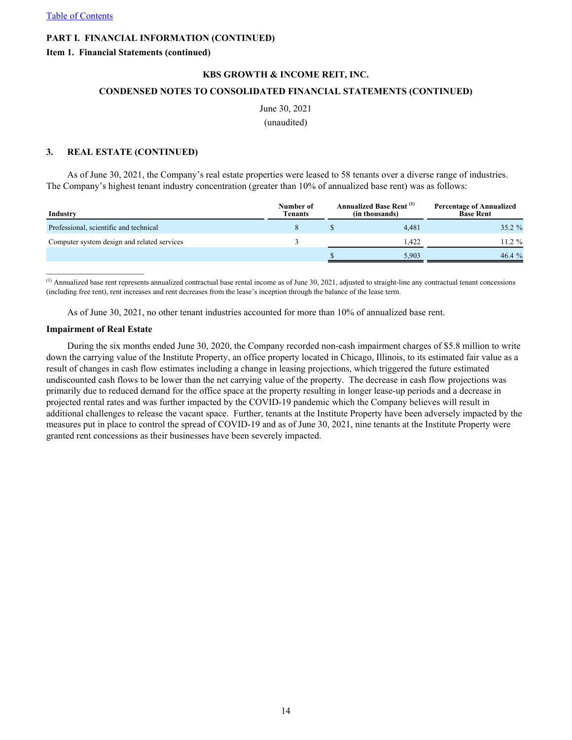PART I. FINANCIAL INFORMATION (CONTINUED)

**Item 1. Financial Statements (continued)**

**KBS GROWTH & INCOME REIT, INC.**

**CONDENSED NOTES TO CONSOLIDATED FINANCIAL STATEMENTS (CONTINUED)**

June 30, 2021

(unaudited)

## 3. REAL ESTATE (CONTINUED)

As of June 30, 2021, the Company's real estate properties were leased to 58 tenants over a diverse range of industries. The Company's highest tenant industry concentration (greater than 10% of annualized base rent) was as follows:

| Industry | Number of Tenants | Annualized Base Rent [(1)] (in thousands) | Percentage of Annualized Base Rent |
|---|---|---|---|
| Professional, scientific and technical | 8 | $ 4,481 | 35.2 % |
| Computer system design and related services | 3 | 1,422 | 11.2 % |
| | | $ 5,903 | 46.4 % |

[(1)] Annualized base rent represents annualized contractual base rental income as of June 30, 2021, adjusted to straight-line any contractual tenant concessions (including free rent), rent increases and rent decreases from the lease's inception through the balance of the lease term.

As of June 30, 2021, no other tenant industries accounted for more than 10% of annualized base rent.

**Impairment of Real Estate**

During the six months ended June 30, 2020, the Company recorded non-cash impairment charges of $5.8 million to write down the carrying value of the Institute Property, an office property located in Chicago, Illinois, to its estimated fair value as a result of changes in cash flow estimates including a change in leasing projections, which triggered the future estimated undiscounted cash flows to be lower than the net carrying value of the property. The decrease in cash flow projections was primarily due to reduced demand for the office space at the property resulting in longer lease-up periods and a decrease in projected rental rates and was further impacted by the COVID-19 pandemic which the Company believes will result in additional challenges to release the vacant space. Further, tenants at the Institute Property have been adversely impacted by the measures put in place to control the spread of COVID-19 and as of June 30, 2021, nine tenants at the Institute Property were granted rent concessions as their businesses have been severely impacted.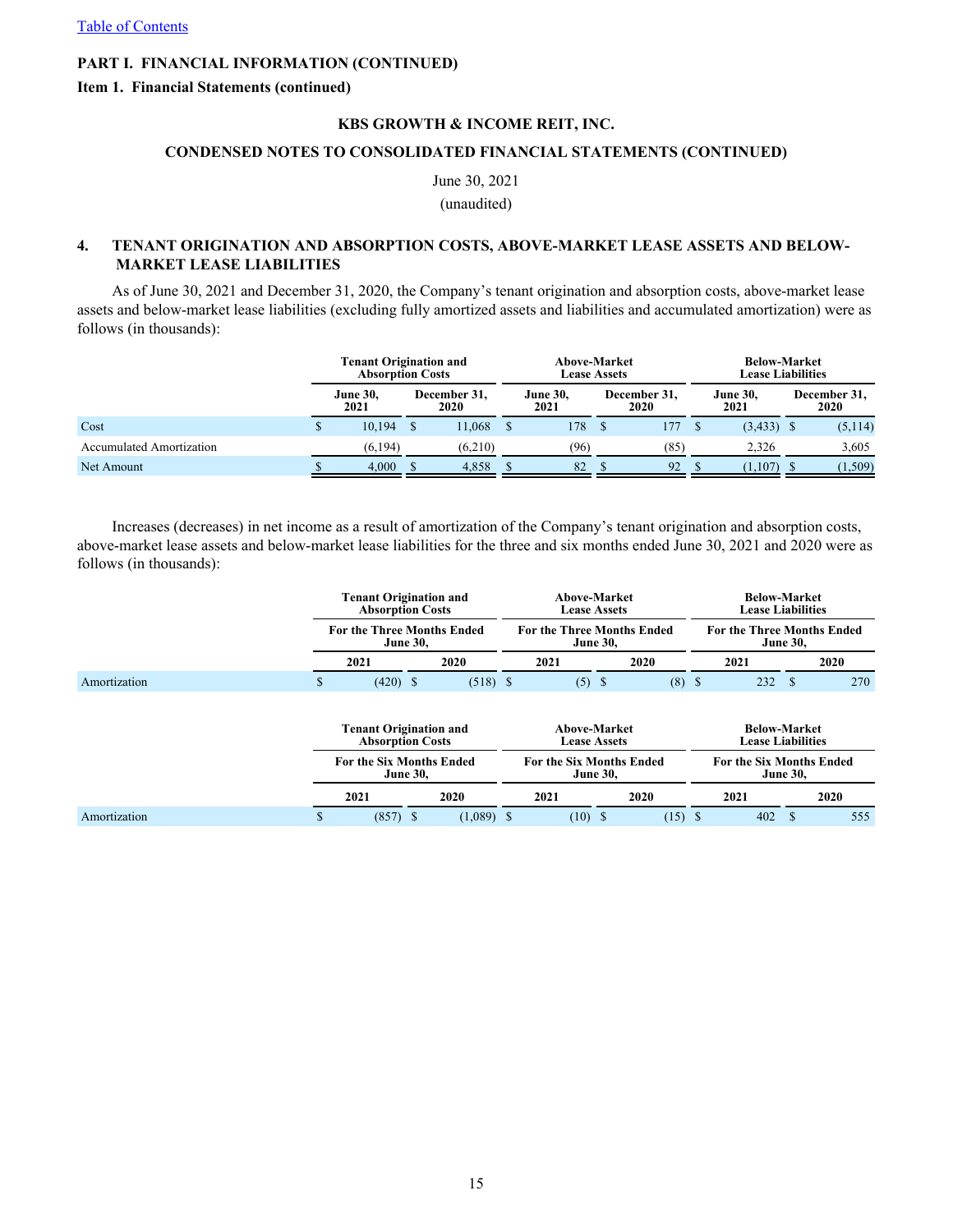[Table of Contents](#)

**PART I. FINANCIAL INFORMATION (CONTINUED)**

**Item 1. Financial Statements (continued)**

**KBS GROWTH & INCOME REIT, INC.**

**CONDENSED NOTES TO CONSOLIDATED FINANCIAL STATEMENTS (CONTINUED)**

June 30, 2021
(unaudited)

## 4. TENANT ORIGINATION AND ABSORPTION COSTS, ABOVE-MARKET LEASE ASSETS AND BELOW-MARKET LEASE LIABILITIES

As of June 30, 2021 and December 31, 2020, the Company's tenant origination and absorption costs, above-market lease assets and below-market lease liabilities (excluding fully amortized assets and liabilities and accumulated amortization) were as follows (in thousands):

| | Tenant Origination and Absorption Costs | | Above-Market Lease Assets | | Below-Market Lease Liabilities | |
|---|---|---|---|---|---|---|
| | June 30, 2021 | December 31, 2020 | June 30, 2021 | December 31, 2020 | June 30, 2021 | December 31, 2020 |
| Cost | $ 10,194 | $ 11,068 | $ 178 | $ 177 | $ (3,433) | $ (5,114) |
| Accumulated Amortization | (6,194) | (6,210) | (96) | (85) | 2,326 | 3,605 |
| Net Amount | $ 4,000 | $ 4,858 | $ 82 | $ 92 | $ (1,107) | $ (1,509) |

Increases (decreases) in net income as a result of amortization of the Company's tenant origination and absorption costs, above-market lease assets and below-market lease liabilities for the three and six months ended June 30, 2021 and 2020 were as follows (in thousands):

| | Tenant Origination and Absorption Costs | | Above-Market Lease Assets | | Below-Market Lease Liabilities | |
|---|---|---|---|---|---|---|
| | For the Three Months Ended June 30, | | For the Three Months Ended June 30, | | For the Three Months Ended June 30, | |
| | 2021 | 2020 | 2021 | 2020 | 2021 | 2020 |
| Amortization | $ (420) | $ (518) | $ (5) | $ (8) | $ 232 | $ 270 |

| | Tenant Origination and Absorption Costs | | Above-Market Lease Assets | | Below-Market Lease Liabilities | |
|---|---|---|---|---|---|---|
| | For the Six Months Ended June 30, | | For the Six Months Ended June 30, | | For the Six Months Ended June 30, | |
| | 2021 | 2020 | 2021 | 2020 | 2021 | 2020 |
| Amortization | $ (857) | $ (1,089) | $ (10) | $ (15) | $ 402 | $ 555 |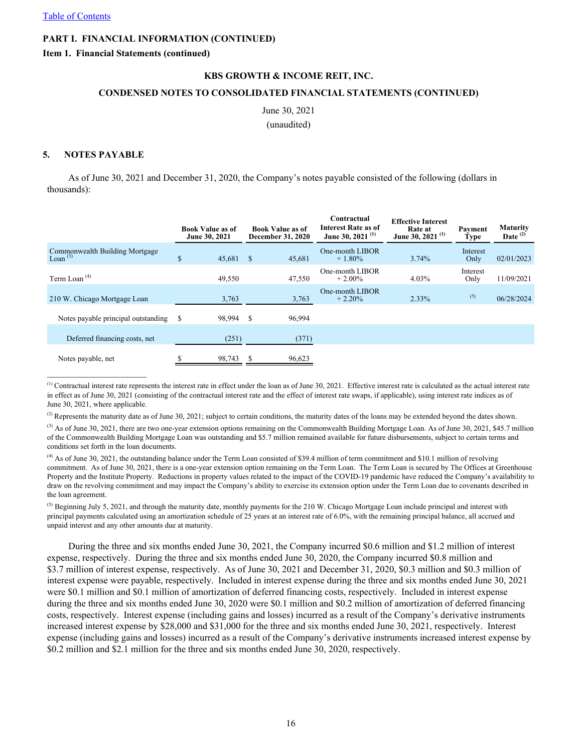PART I. FINANCIAL INFORMATION (CONTINUED)

Item 1. Financial Statements (continued)

KBS GROWTH & INCOME REIT, INC.

CONDENSED NOTES TO CONSOLIDATED FINANCIAL STATEMENTS (CONTINUED)

June 30, 2021

(unaudited)

## 5. NOTES PAYABLE

As of June 30, 2021 and December 31, 2020, the Company's notes payable consisted of the following (dollars in thousands):

| | Book Value as of June 30, 2021 | Book Value as of December 31, 2020 | Contractual Interest Rate as of June 30, 2021 [(1)] | Effective Interest Rate at June 30, 2021 [(1)] | Payment Type | Maturity Date [(2)] |
|---|---|---|---|---|---|---|
| Commonwealth Building Mortgage Loan [(3)] | $ 45,681 | $ 45,681 | One-month LIBOR + 1.80% | 3.74% | Interest Only | 02/01/2023 |
| Term Loan [(4)] | 49,550 | 47,550 | One-month LIBOR + 2.00% | 4.03% | Interest Only | 11/09/2021 |
| 210 W. Chicago Mortgage Loan | 3,763 | 3,763 | One-month LIBOR + 2.20% | 2.33% | [(5)] | 06/28/2024 |
| Notes payable principal outstanding | $ 98,994 | $ 96,994 | | | | |
| Deferred financing costs, net | (251) | (371) | | | | |
| Notes payable, net | $ 98,743 | $ 96,623 | | | | |

[(1)] Contractual interest rate represents the interest rate in effect under the loan as of June 30, 2021. Effective interest rate is calculated as the actual interest rate in effect as of June 30, 2021 (consisting of the contractual interest rate and the effect of interest rate swaps, if applicable), using interest rate indices as of June 30, 2021, where applicable.

[(2)] Represents the maturity date as of June 30, 2021; subject to certain conditions, the maturity dates of the loans may be extended beyond the dates shown.

[(3)] As of June 30, 2021, there are two one-year extension options remaining on the Commonwealth Building Mortgage Loan. As of June 30, 2021, $45.7 million of the Commonwealth Building Mortgage Loan was outstanding and $5.7 million remained available for future disbursements, subject to certain terms and conditions set forth in the loan documents.

[(4)] As of June 30, 2021, the outstanding balance under the Term Loan consisted of $39.4 million of term commitment and $10.1 million of revolving commitment. As of June 30, 2021, there is a one-year extension option remaining on the Term Loan. The Term Loan is secured by The Offices at Greenhouse Property and the Institute Property. Reductions in property values related to the impact of the COVID-19 pandemic have reduced the Company's availability to draw on the revolving commitment and may impact the Company's ability to exercise its extension option under the Term Loan due to covenants described in the loan agreement.

[(5)] Beginning July 5, 2021, and through the maturity date, monthly payments for the 210 W. Chicago Mortgage Loan include principal and interest with principal payments calculated using an amortization schedule of 25 years at an interest rate of 6.0%, with the remaining principal balance, all accrued and unpaid interest and any other amounts due at maturity.

During the three and six months ended June 30, 2021, the Company incurred $0.6 million and $1.2 million of interest expense, respectively. During the three and six months ended June 30, 2020, the Company incurred $0.8 million and $3.7 million of interest expense, respectively. As of June 30, 2021 and December 31, 2020, $0.3 million and $0.3 million of interest expense were payable, respectively. Included in interest expense during the three and six months ended June 30, 2021 were $0.1 million and $0.1 million of amortization of deferred financing costs, respectively. Included in interest expense during the three and six months ended June 30, 2020 were $0.1 million and $0.2 million of amortization of deferred financing costs, respectively. Interest expense (including gains and losses) incurred as a result of the Company's derivative instruments increased interest expense by $28,000 and $31,000 for the three and six months ended June 30, 2021, respectively. Interest expense (including gains and losses) incurred as a result of the Company's derivative instruments increased interest expense by $0.2 million and $2.1 million for the three and six months ended June 30, 2020, respectively.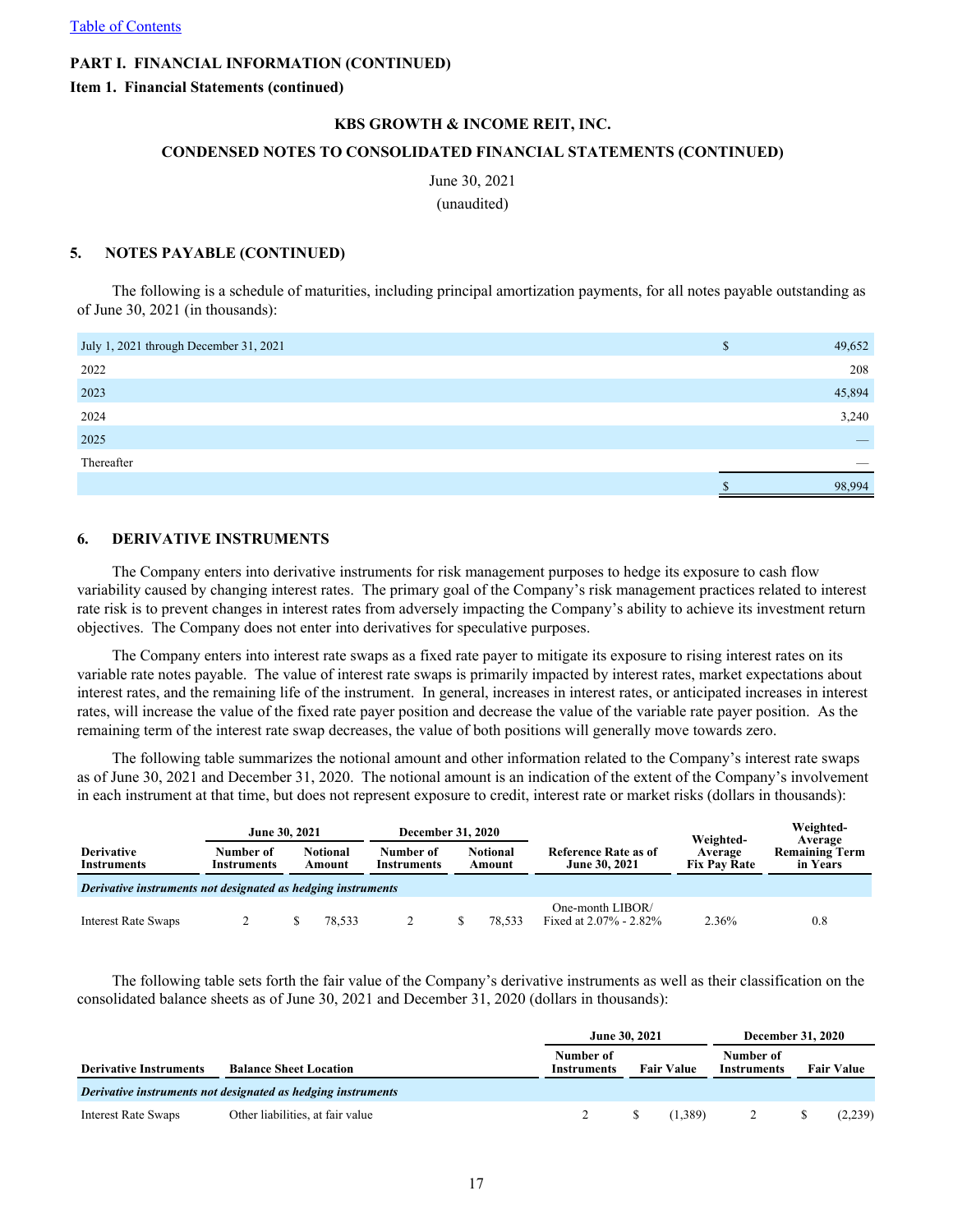PART I. FINANCIAL INFORMATION (CONTINUED)

Item 1. Financial Statements (continued)

KBS GROWTH & INCOME REIT, INC.

CONDENSED NOTES TO CONSOLIDATED FINANCIAL STATEMENTS (CONTINUED)

June 30, 2021
(unaudited)

## 5. NOTES PAYABLE (CONTINUED)

The following is a schedule of maturities, including principal amortization payments, for all notes payable outstanding as of June 30, 2021 (in thousands):

| | | |
|---|---|---|
| July 1, 2021 through December 31, 2021 | $ | 49,652 |
| 2022 | | 208 |
| 2023 | | 45,894 |
| 2024 | | 3,240 |
| 2025 | | — |
| Thereafter | | — |
| | $ | 98,994 |

## 6. DERIVATIVE INSTRUMENTS

The Company enters into derivative instruments for risk management purposes to hedge its exposure to cash flow variability caused by changing interest rates. The primary goal of the Company's risk management practices related to interest rate risk is to prevent changes in interest rates from adversely impacting the Company's ability to achieve its investment return objectives. The Company does not enter into derivatives for speculative purposes.

The Company enters into interest rate swaps as a fixed rate payer to mitigate its exposure to rising interest rates on its variable rate notes payable. The value of interest rate swaps is primarily impacted by interest rates, market expectations about interest rates, and the remaining life of the instrument. In general, increases in interest rates, or anticipated increases in interest rates, will increase the value of the fixed rate payer position and decrease the value of the variable rate payer position. As the remaining term of the interest rate swap decreases, the value of both positions will generally move towards zero.

The following table summarizes the notional amount and other information related to the Company's interest rate swaps as of June 30, 2021 and December 31, 2020. The notional amount is an indication of the extent of the Company's involvement in each instrument at that time, but does not represent exposure to credit, interest rate or market risks (dollars in thousands):

| | June 30, 2021 | | December 31, 2020 | | | | |
|---|---|---|---|---|---|---|---|
| **Derivative Instruments** | **Number of Instruments** | **Notional Amount** | **Number of Instruments** | **Notional Amount** | **Reference Rate as of June 30, 2021** | **Weighted-Average Fix Pay Rate** | **Weighted-Average Remaining Term in Years** |
| ***Derivative instruments not designated as hedging instruments*** | | | | | | | |
| Interest Rate Swaps | 2 | $ 78,533 | 2 | $ 78,533 | One-month LIBOR/ Fixed at 2.07% - 2.82% | 2.36% | 0.8 |

The following table sets forth the fair value of the Company's derivative instruments as well as their classification on the consolidated balance sheets as of June 30, 2021 and December 31, 2020 (dollars in thousands):

| | | June 30, 2021 | | December 31, 2020 | |
|---|---|---|---|---|---|
| **Derivative Instruments** | **Balance Sheet Location** | **Number of Instruments** | **Fair Value** | **Number of Instruments** | **Fair Value** |
| ***Derivative instruments not designated as hedging instruments*** | | | | | |
| Interest Rate Swaps | Other liabilities, at fair value | 2 | $ (1,389) | 2 | $ (2,239) |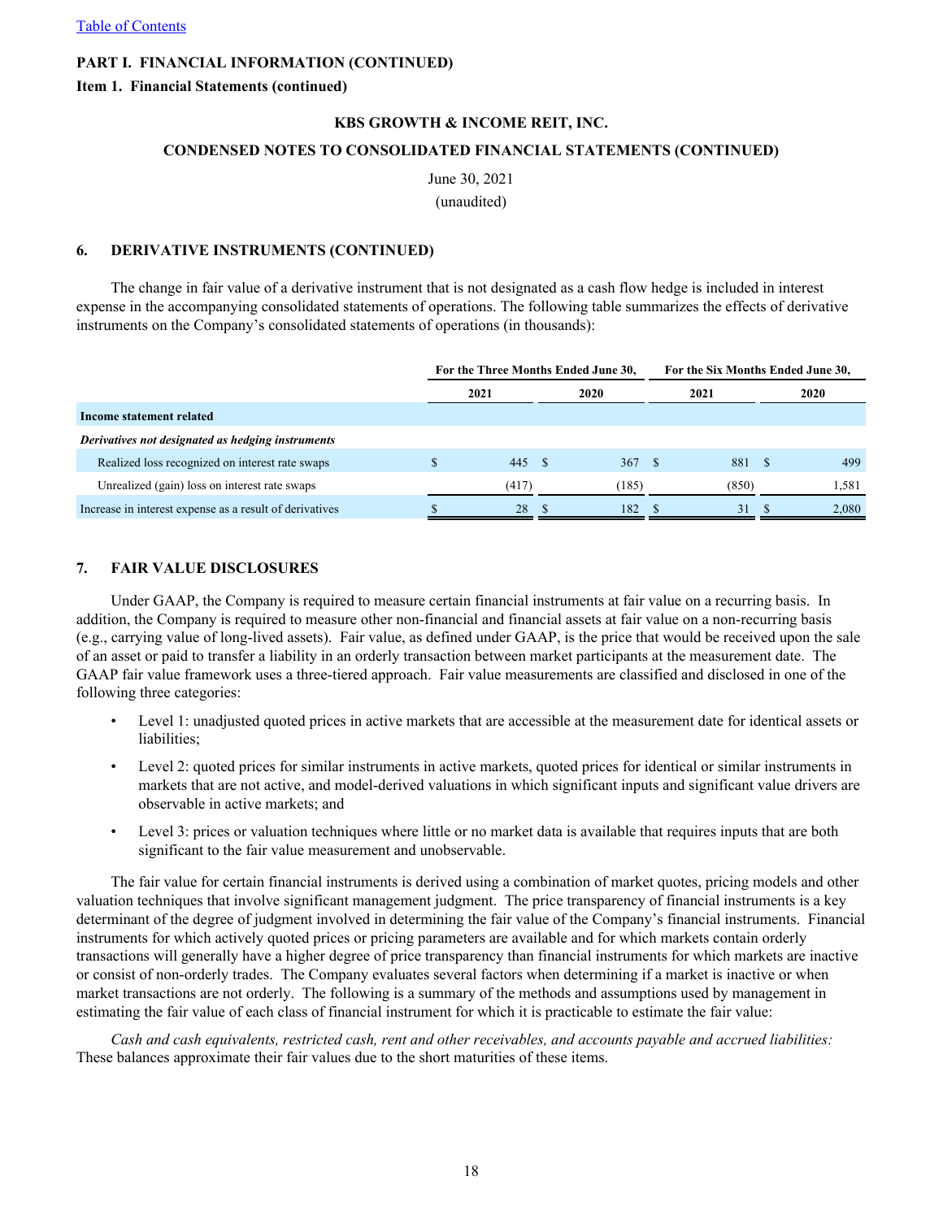PART I. FINANCIAL INFORMATION (CONTINUED)

Item 1. Financial Statements (continued)

KBS GROWTH & INCOME REIT, INC.

CONDENSED NOTES TO CONSOLIDATED FINANCIAL STATEMENTS (CONTINUED)

June 30, 2021

(unaudited)

## 6. DERIVATIVE INSTRUMENTS (CONTINUED)

The change in fair value of a derivative instrument that is not designated as a cash flow hedge is included in interest expense in the accompanying consolidated statements of operations. The following table summarizes the effects of derivative instruments on the Company's consolidated statements of operations (in thousands):

| | For the Three Months Ended June 30, | | For the Six Months Ended June 30, | |
|---|---|---|---|---|
| | 2021 | 2020 | 2021 | 2020 |
| **Income statement related** | | | | |
| ***Derivatives not designated as hedging instruments*** | | | | |
| Realized loss recognized on interest rate swaps | $ 445 | $ 367 | $ 881 | $ 499 |
| Unrealized (gain) loss on interest rate swaps | (417) | (185) | (850) | 1,581 |
| Increase in interest expense as a result of derivatives | $ 28 | $ 182 | $ 31 | $ 2,080 |

## 7. FAIR VALUE DISCLOSURES

Under GAAP, the Company is required to measure certain financial instruments at fair value on a recurring basis. In addition, the Company is required to measure other non-financial and financial assets at fair value on a non-recurring basis (e.g., carrying value of long-lived assets). Fair value, as defined under GAAP, is the price that would be received upon the sale of an asset or paid to transfer a liability in an orderly transaction between market participants at the measurement date. The GAAP fair value framework uses a three-tiered approach. Fair value measurements are classified and disclosed in one of the following three categories:

- Level 1: unadjusted quoted prices in active markets that are accessible at the measurement date for identical assets or liabilities;
- Level 2: quoted prices for similar instruments in active markets, quoted prices for identical or similar instruments in markets that are not active, and model-derived valuations in which significant inputs and significant value drivers are observable in active markets; and
- Level 3: prices or valuation techniques where little or no market data is available that requires inputs that are both significant to the fair value measurement and unobservable.

The fair value for certain financial instruments is derived using a combination of market quotes, pricing models and other valuation techniques that involve significant management judgment. The price transparency of financial instruments is a key determinant of the degree of judgment involved in determining the fair value of the Company's financial instruments. Financial instruments for which actively quoted prices or pricing parameters are available and for which markets contain orderly transactions will generally have a higher degree of price transparency than financial instruments for which markets are inactive or consist of non-orderly trades. The Company evaluates several factors when determining if a market is inactive or when market transactions are not orderly. The following is a summary of the methods and assumptions used by management in estimating the fair value of each class of financial instrument for which it is practicable to estimate the fair value:

*Cash and cash equivalents, restricted cash, rent and other receivables, and accounts payable and accrued liabilities:* These balances approximate their fair values due to the short maturities of these items.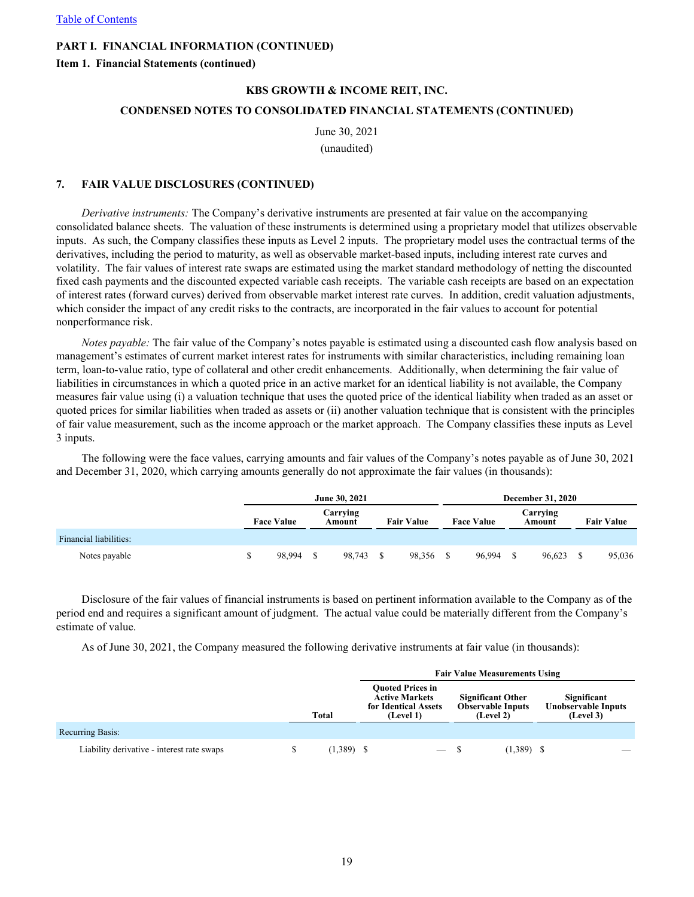Table of Contents

PART I. FINANCIAL INFORMATION (CONTINUED)

Item 1. Financial Statements (continued)

KBS GROWTH & INCOME REIT, INC.

CONDENSED NOTES TO CONSOLIDATED FINANCIAL STATEMENTS (CONTINUED)

June 30, 2021
(unaudited)

## 7. FAIR VALUE DISCLOSURES (CONTINUED)

*Derivative instruments:* The Company's derivative instruments are presented at fair value on the accompanying consolidated balance sheets. The valuation of these instruments is determined using a proprietary model that utilizes observable inputs. As such, the Company classifies these inputs as Level 2 inputs. The proprietary model uses the contractual terms of the derivatives, including the period to maturity, as well as observable market-based inputs, including interest rate curves and volatility. The fair values of interest rate swaps are estimated using the market standard methodology of netting the discounted fixed cash payments and the discounted expected variable cash receipts. The variable cash receipts are based on an expectation of interest rates (forward curves) derived from observable market interest rate curves. In addition, credit valuation adjustments, which consider the impact of any credit risks to the contracts, are incorporated in the fair values to account for potential nonperformance risk.

*Notes payable:* The fair value of the Company's notes payable is estimated using a discounted cash flow analysis based on management's estimates of current market interest rates for instruments with similar characteristics, including remaining loan term, loan-to-value ratio, type of collateral and other credit enhancements. Additionally, when determining the fair value of liabilities in circumstances in which a quoted price in an active market for an identical liability is not available, the Company measures fair value using (i) a valuation technique that uses the quoted price of the identical liability when traded as an asset or quoted prices for similar liabilities when traded as assets or (ii) another valuation technique that is consistent with the principles of fair value measurement, such as the income approach or the market approach. The Company classifies these inputs as Level 3 inputs.

The following were the face values, carrying amounts and fair values of the Company's notes payable as of June 30, 2021 and December 31, 2020, which carrying amounts generally do not approximate the fair values (in thousands):

| | June 30, 2021 | | | December 31, 2020 | | |
|---|---|---|---|---|---|---|
| | Face Value | Carrying Amount | Fair Value | Face Value | Carrying Amount | Fair Value |
| Financial liabilities: | | | | | | |
| Notes payable | $ 98,994 | $ 98,743 | $ 98,356 | $ 96,994 | $ 96,623 | $ 95,036 |

Disclosure of the fair values of financial instruments is based on pertinent information available to the Company as of the period end and requires a significant amount of judgment. The actual value could be materially different from the Company's estimate of value.

As of June 30, 2021, the Company measured the following derivative instruments at fair value (in thousands):

| | | Fair Value Measurements Using | | |
|---|---|---|---|---|
| | Total | Quoted Prices in Active Markets for Identical Assets (Level 1) | Significant Other Observable Inputs (Level 2) | Significant Unobservable Inputs (Level 3) |
| Recurring Basis: | | | | |
| Liability derivative - interest rate swaps | $ (1,389) | $ — | $ (1,389) | $ — |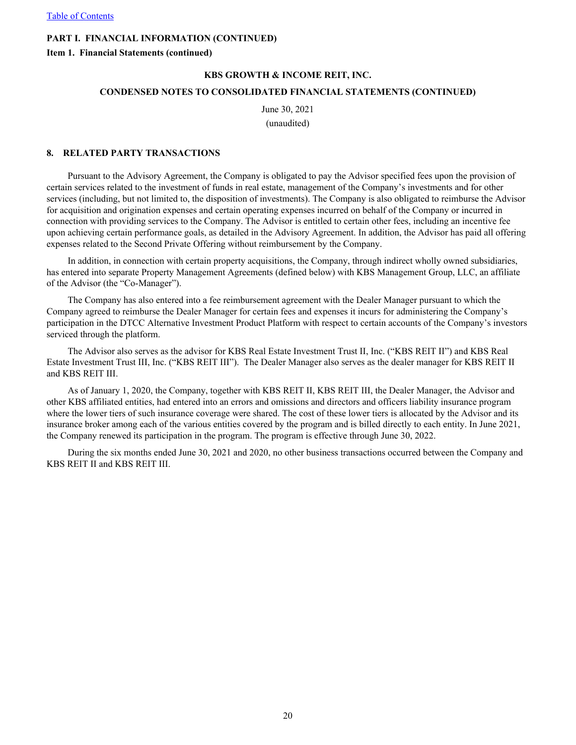PART I. FINANCIAL INFORMATION (CONTINUED)

Item 1. Financial Statements (continued)

KBS GROWTH & INCOME REIT, INC.

CONDENSED NOTES TO CONSOLIDATED FINANCIAL STATEMENTS (CONTINUED)

June 30, 2021

(unaudited)

## 8. RELATED PARTY TRANSACTIONS

Pursuant to the Advisory Agreement, the Company is obligated to pay the Advisor specified fees upon the provision of certain services related to the investment of funds in real estate, management of the Company's investments and for other services (including, but not limited to, the disposition of investments). The Company is also obligated to reimburse the Advisor for acquisition and origination expenses and certain operating expenses incurred on behalf of the Company or incurred in connection with providing services to the Company. The Advisor is entitled to certain other fees, including an incentive fee upon achieving certain performance goals, as detailed in the Advisory Agreement. In addition, the Advisor has paid all offering expenses related to the Second Private Offering without reimbursement by the Company.

In addition, in connection with certain property acquisitions, the Company, through indirect wholly owned subsidiaries, has entered into separate Property Management Agreements (defined below) with KBS Management Group, LLC, an affiliate of the Advisor (the "Co-Manager").

The Company has also entered into a fee reimbursement agreement with the Dealer Manager pursuant to which the Company agreed to reimburse the Dealer Manager for certain fees and expenses it incurs for administering the Company's participation in the DTCC Alternative Investment Product Platform with respect to certain accounts of the Company's investors serviced through the platform.

The Advisor also serves as the advisor for KBS Real Estate Investment Trust II, Inc. ("KBS REIT II") and KBS Real Estate Investment Trust III, Inc. ("KBS REIT III"). The Dealer Manager also serves as the dealer manager for KBS REIT II and KBS REIT III.

As of January 1, 2020, the Company, together with KBS REIT II, KBS REIT III, the Dealer Manager, the Advisor and other KBS affiliated entities, had entered into an errors and omissions and directors and officers liability insurance program where the lower tiers of such insurance coverage were shared. The cost of these lower tiers is allocated by the Advisor and its insurance broker among each of the various entities covered by the program and is billed directly to each entity. In June 2021, the Company renewed its participation in the program. The program is effective through June 30, 2022.

During the six months ended June 30, 2021 and 2020, no other business transactions occurred between the Company and KBS REIT II and KBS REIT III.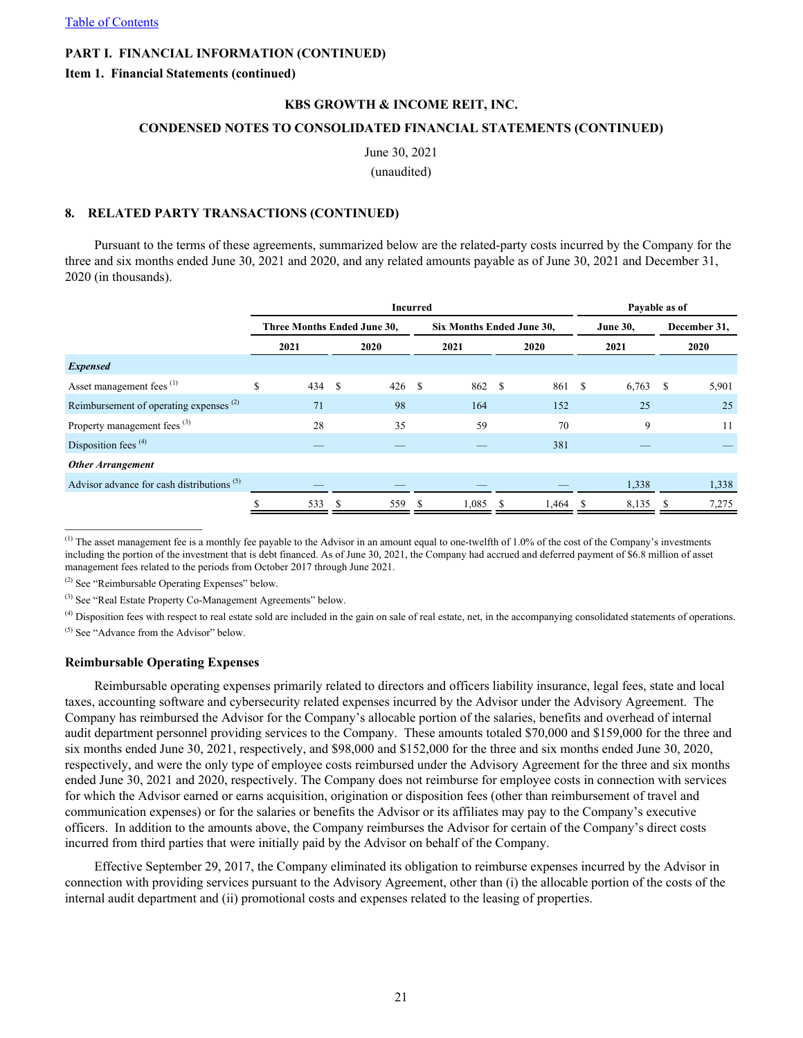PART I. FINANCIAL INFORMATION (CONTINUED)

Item 1. Financial Statements (continued)

KBS GROWTH & INCOME REIT, INC.

CONDENSED NOTES TO CONSOLIDATED FINANCIAL STATEMENTS (CONTINUED)

June 30, 2021

(unaudited)

## 8. RELATED PARTY TRANSACTIONS (CONTINUED)

Pursuant to the terms of these agreements, summarized below are the related-party costs incurred by the Company for the three and six months ended June 30, 2021 and 2020, and any related amounts payable as of June 30, 2021 and December 31, 2020 (in thousands).

| | Incurred | | | | Payable as of | |
|---|---|---|---|---|---|---|
| | Three Months Ended June 30, | | Six Months Ended June 30, | | June 30, | December 31, |
| | 2021 | 2020 | 2021 | 2020 | 2021 | 2020 |
| ***Expensed*** | | | | | | |
| Asset management fees [(1)] | $ 434 | $ 426 | $ 862 | $ 861 | $ 6,763 | $ 5,901 |
| Reimbursement of operating expenses [(2)] | 71 | 98 | 164 | 152 | 25 | 25 |
| Property management fees [(3)] | 28 | 35 | 59 | 70 | 9 | 11 |
| Disposition fees [(4)] | — | — | — | 381 | — | — |
| ***Other Arrangement*** | | | | | | |
| Advisor advance for cash distributions [(5)] | — | — | — | — | 1,338 | 1,338 |
| | $ 533 | $ 559 | $ 1,085 | $ 1,464 | $ 8,135 | $ 7,275 |

_____________________

[(1)] The asset management fee is a monthly fee payable to the Advisor in an amount equal to one-twelfth of 1.0% of the cost of the Company's investments including the portion of the investment that is debt financed. As of June 30, 2021, the Company had accrued and deferred payment of $6.8 million of asset management fees related to the periods from October 2017 through June 2021.

[(2)] See "Reimbursable Operating Expenses" below.

[(3)] See "Real Estate Property Co-Management Agreements" below.

[(4)] Disposition fees with respect to real estate sold are included in the gain on sale of real estate, net, in the accompanying consolidated statements of operations.

[(5)] See "Advance from the Advisor" below.

### Reimbursable Operating Expenses

Reimbursable operating expenses primarily related to directors and officers liability insurance, legal fees, state and local taxes, accounting software and cybersecurity related expenses incurred by the Advisor under the Advisory Agreement. The Company has reimbursed the Advisor for the Company's allocable portion of the salaries, benefits and overhead of internal audit department personnel providing services to the Company. These amounts totaled $70,000 and $159,000 for the three and six months ended June 30, 2021, respectively, and $98,000 and $152,000 for the three and six months ended June 30, 2020, respectively, and were the only type of employee costs reimbursed under the Advisory Agreement for the three and six months ended June 30, 2021 and 2020, respectively. The Company does not reimburse for employee costs in connection with services for which the Advisor earned or earns acquisition, origination or disposition fees (other than reimbursement of travel and communication expenses) or for the salaries or benefits the Advisor or its affiliates may pay to the Company's executive officers. In addition to the amounts above, the Company reimburses the Advisor for certain of the Company's direct costs incurred from third parties that were initially paid by the Advisor on behalf of the Company.

Effective September 29, 2017, the Company eliminated its obligation to reimburse expenses incurred by the Advisor in connection with providing services pursuant to the Advisory Agreement, other than (i) the allocable portion of the costs of the internal audit department and (ii) promotional costs and expenses related to the leasing of properties.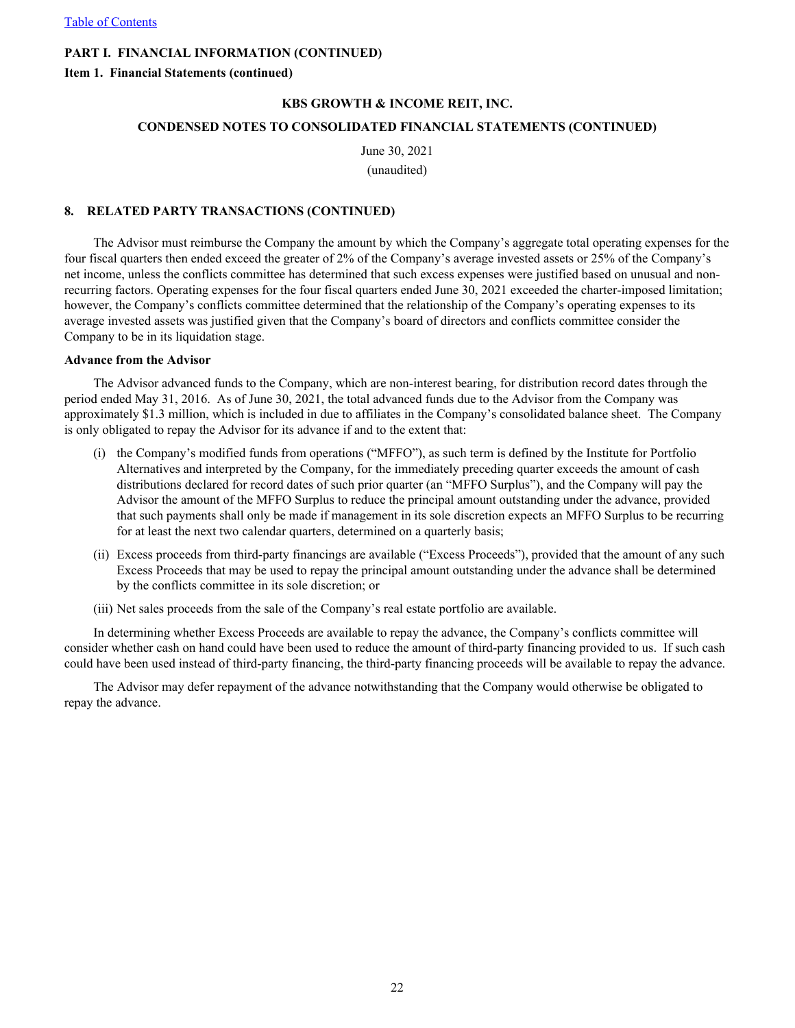**PART I. FINANCIAL INFORMATION (CONTINUED)**

**Item 1. Financial Statements (continued)**

**KBS GROWTH & INCOME REIT, INC.**

**CONDENSED NOTES TO CONSOLIDATED FINANCIAL STATEMENTS (CONTINUED)**

June 30, 2021

(unaudited)

**8. RELATED PARTY TRANSACTIONS (CONTINUED)**

The Advisor must reimburse the Company the amount by which the Company's aggregate total operating expenses for the four fiscal quarters then ended exceed the greater of 2% of the Company's average invested assets or 25% of the Company's net income, unless the conflicts committee has determined that such excess expenses were justified based on unusual and non-recurring factors. Operating expenses for the four fiscal quarters ended June 30, 2021 exceeded the charter-imposed limitation; however, the Company's conflicts committee determined that the relationship of the Company's operating expenses to its average invested assets was justified given that the Company's board of directors and conflicts committee consider the Company to be in its liquidation stage.

**Advance from the Advisor**

The Advisor advanced funds to the Company, which are non-interest bearing, for distribution record dates through the period ended May 31, 2016. As of June 30, 2021, the total advanced funds due to the Advisor from the Company was approximately $1.3 million, which is included in due to affiliates in the Company's consolidated balance sheet. The Company is only obligated to repay the Advisor for its advance if and to the extent that:

(i) the Company's modified funds from operations ("MFFO"), as such term is defined by the Institute for Portfolio Alternatives and interpreted by the Company, for the immediately preceding quarter exceeds the amount of cash distributions declared for record dates of such prior quarter (an "MFFO Surplus"), and the Company will pay the Advisor the amount of the MFFO Surplus to reduce the principal amount outstanding under the advance, provided that such payments shall only be made if management in its sole discretion expects an MFFO Surplus to be recurring for at least the next two calendar quarters, determined on a quarterly basis;

(ii) Excess proceeds from third-party financings are available ("Excess Proceeds"), provided that the amount of any such Excess Proceeds that may be used to repay the principal amount outstanding under the advance shall be determined by the conflicts committee in its sole discretion; or

(iii) Net sales proceeds from the sale of the Company's real estate portfolio are available.

In determining whether Excess Proceeds are available to repay the advance, the Company's conflicts committee will consider whether cash on hand could have been used to reduce the amount of third-party financing provided to us. If such cash could have been used instead of third-party financing, the third-party financing proceeds will be available to repay the advance.

The Advisor may defer repayment of the advance notwithstanding that the Company would otherwise be obligated to repay the advance.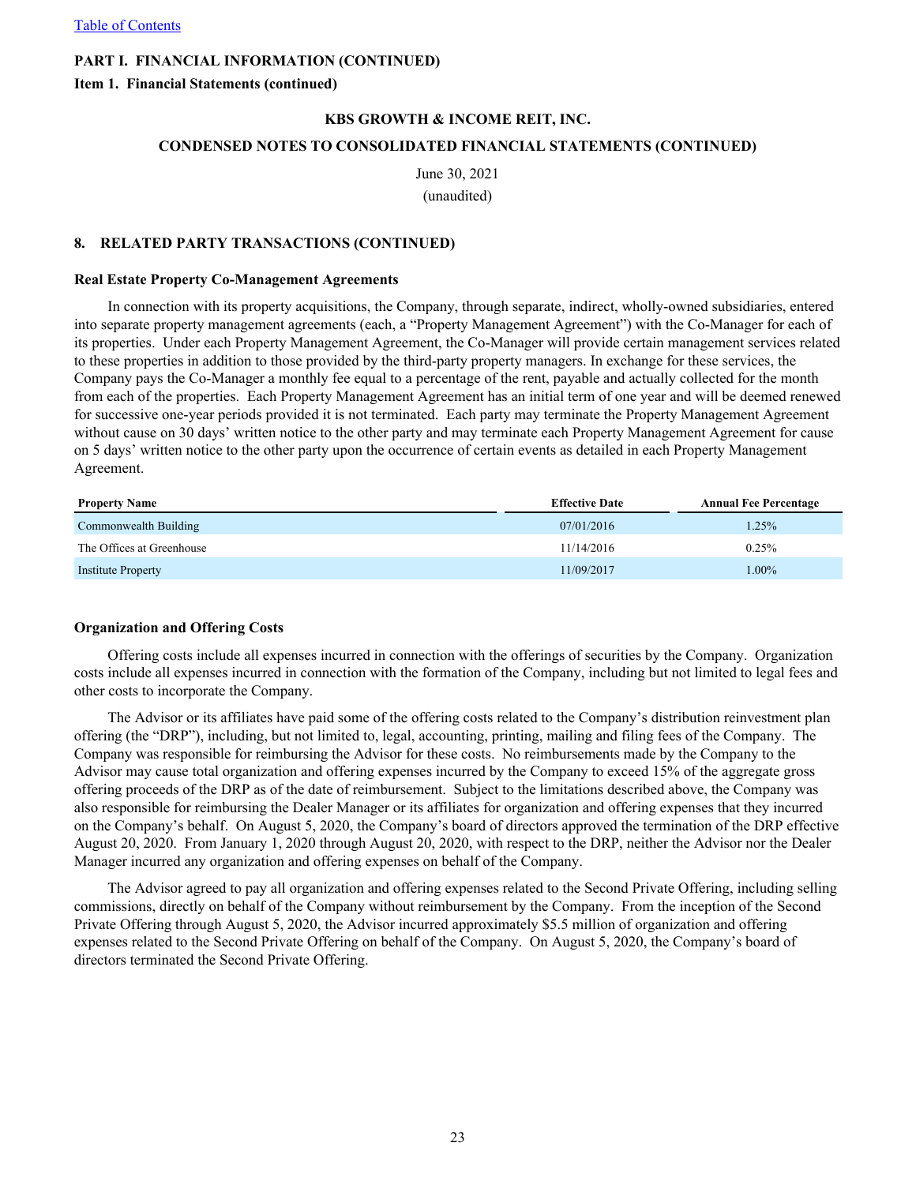PART I. FINANCIAL INFORMATION (CONTINUED)

Item 1. Financial Statements (continued)

KBS GROWTH & INCOME REIT, INC.

CONDENSED NOTES TO CONSOLIDATED FINANCIAL STATEMENTS (CONTINUED)

June 30, 2021

(unaudited)

## 8. RELATED PARTY TRANSACTIONS (CONTINUED)

### Real Estate Property Co-Management Agreements

In connection with its property acquisitions, the Company, through separate, indirect, wholly-owned subsidiaries, entered into separate property management agreements (each, a "Property Management Agreement") with the Co-Manager for each of its properties. Under each Property Management Agreement, the Co-Manager will provide certain management services related to these properties in addition to those provided by the third-party property managers. In exchange for these services, the Company pays the Co-Manager a monthly fee equal to a percentage of the rent, payable and actually collected for the month from each of the properties. Each Property Management Agreement has an initial term of one year and will be deemed renewed for successive one-year periods provided it is not terminated. Each party may terminate the Property Management Agreement without cause on 30 days' written notice to the other party and may terminate each Property Management Agreement for cause on 5 days' written notice to the other party upon the occurrence of certain events as detailed in each Property Management Agreement.

| Property Name | Effective Date | Annual Fee Percentage |
|---|---|---|
| Commonwealth Building | 07/01/2016 | 1.25% |
| The Offices at Greenhouse | 11/14/2016 | 0.25% |
| Institute Property | 11/09/2017 | 1.00% |

### Organization and Offering Costs

Offering costs include all expenses incurred in connection with the offerings of securities by the Company. Organization costs include all expenses incurred in connection with the formation of the Company, including but not limited to legal fees and other costs to incorporate the Company.

The Advisor or its affiliates have paid some of the offering costs related to the Company's distribution reinvestment plan offering (the "DRP"), including, but not limited to, legal, accounting, printing, mailing and filing fees of the Company. The Company was responsible for reimbursing the Advisor for these costs. No reimbursements made by the Company to the Advisor may cause total organization and offering expenses incurred by the Company to exceed 15% of the aggregate gross offering proceeds of the DRP as of the date of reimbursement. Subject to the limitations described above, the Company was also responsible for reimbursing the Dealer Manager or its affiliates for organization and offering expenses that they incurred on the Company's behalf. On August 5, 2020, the Company's board of directors approved the termination of the DRP effective August 20, 2020. From January 1, 2020 through August 20, 2020, with respect to the DRP, neither the Advisor nor the Dealer Manager incurred any organization and offering expenses on behalf of the Company.

The Advisor agreed to pay all organization and offering expenses related to the Second Private Offering, including selling commissions, directly on behalf of the Company without reimbursement by the Company. From the inception of the Second Private Offering through August 5, 2020, the Advisor incurred approximately $5.5 million of organization and offering expenses related to the Second Private Offering on behalf of the Company. On August 5, 2020, the Company's board of directors terminated the Second Private Offering.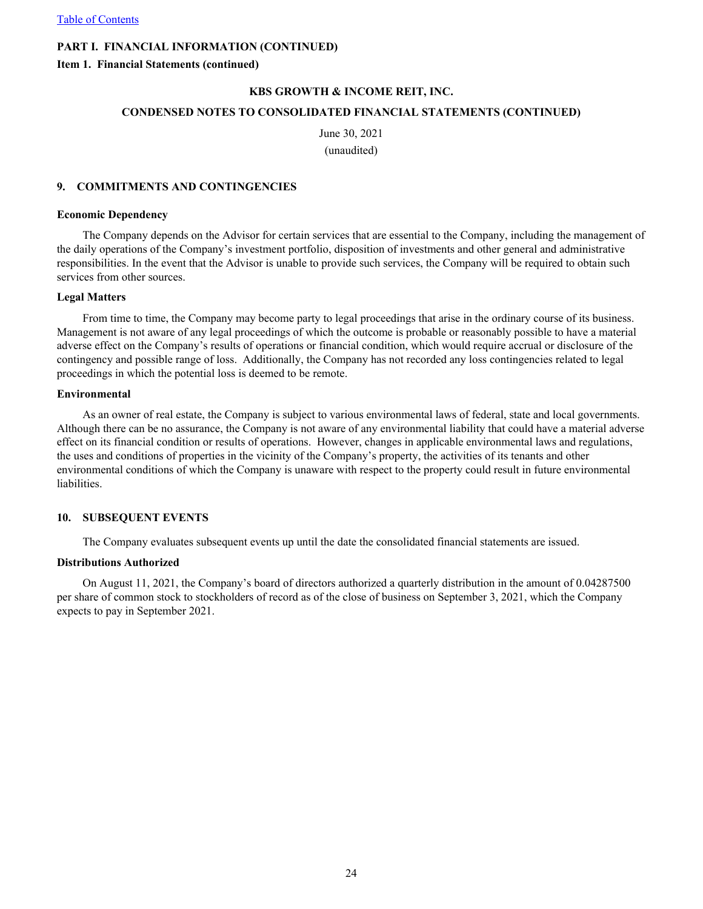**PART I. FINANCIAL INFORMATION (CONTINUED)**

**Item 1. Financial Statements (continued)**

**KBS GROWTH & INCOME REIT, INC.**

**CONDENSED NOTES TO CONSOLIDATED FINANCIAL STATEMENTS (CONTINUED)**

June 30, 2021

(unaudited)

## 9. COMMITMENTS AND CONTINGENCIES

**Economic Dependency**

The Company depends on the Advisor for certain services that are essential to the Company, including the management of the daily operations of the Company's investment portfolio, disposition of investments and other general and administrative responsibilities. In the event that the Advisor is unable to provide such services, the Company will be required to obtain such services from other sources.

**Legal Matters**

From time to time, the Company may become party to legal proceedings that arise in the ordinary course of its business. Management is not aware of any legal proceedings of which the outcome is probable or reasonably possible to have a material adverse effect on the Company's results of operations or financial condition, which would require accrual or disclosure of the contingency and possible range of loss. Additionally, the Company has not recorded any loss contingencies related to legal proceedings in which the potential loss is deemed to be remote.

**Environmental**

As an owner of real estate, the Company is subject to various environmental laws of federal, state and local governments. Although there can be no assurance, the Company is not aware of any environmental liability that could have a material adverse effect on its financial condition or results of operations. However, changes in applicable environmental laws and regulations, the uses and conditions of properties in the vicinity of the Company's property, the activities of its tenants and other environmental conditions of which the Company is unaware with respect to the property could result in future environmental liabilities.

## 10. SUBSEQUENT EVENTS

The Company evaluates subsequent events up until the date the consolidated financial statements are issued.

**Distributions Authorized**

On August 11, 2021, the Company's board of directors authorized a quarterly distribution in the amount of 0.04287500 per share of common stock to stockholders of record as of the close of business on September 3, 2021, which the Company expects to pay in September 2021.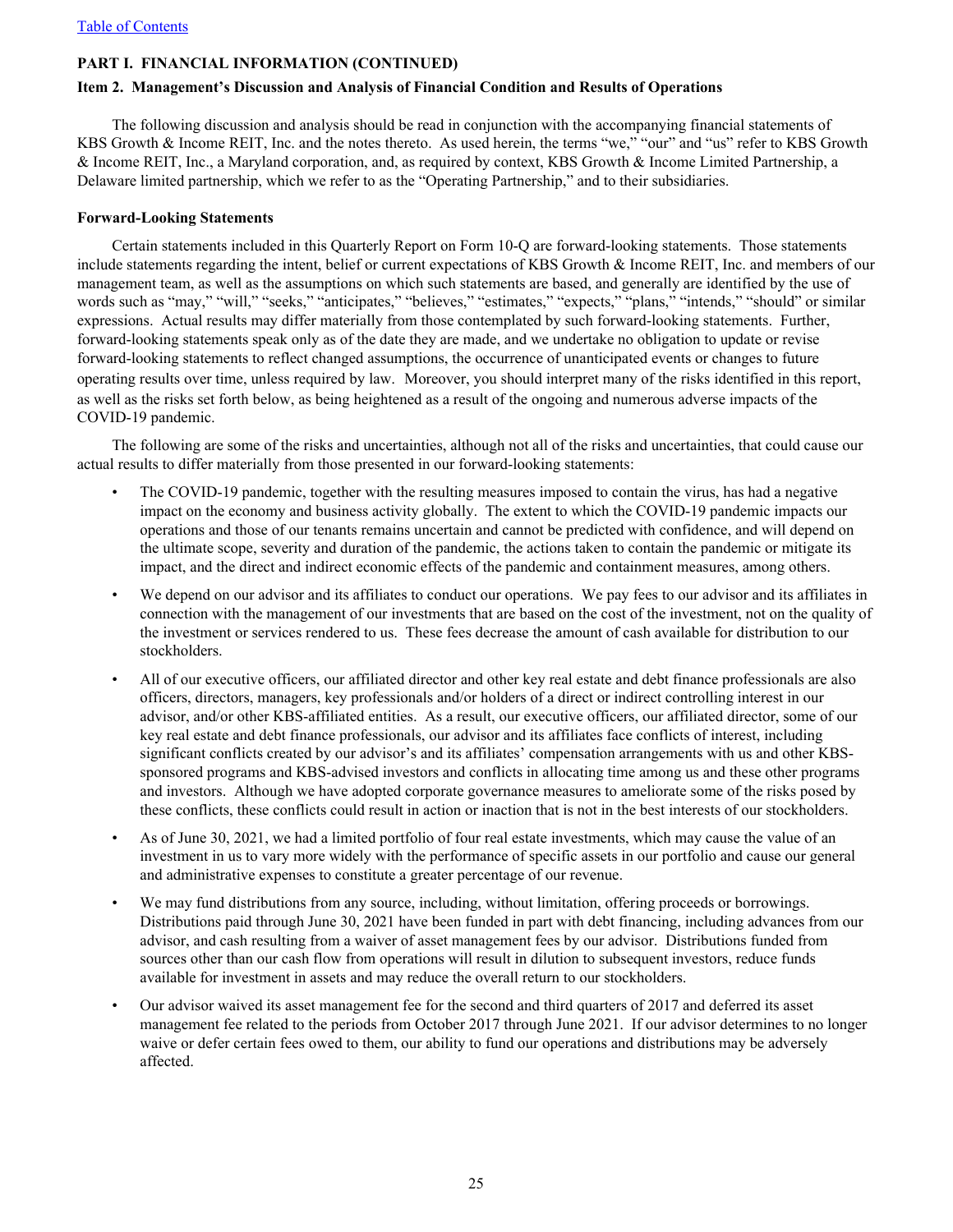[Table of Contents](#)

**PART I. FINANCIAL INFORMATION (CONTINUED)**

**Item 2. Management's Discussion and Analysis of Financial Condition and Results of Operations**

The following discussion and analysis should be read in conjunction with the accompanying financial statements of KBS Growth & Income REIT, Inc. and the notes thereto. As used herein, the terms "we," "our" and "us" refer to KBS Growth & Income REIT, Inc., a Maryland corporation, and, as required by context, KBS Growth & Income Limited Partnership, a Delaware limited partnership, which we refer to as the "Operating Partnership," and to their subsidiaries.

**Forward-Looking Statements**

Certain statements included in this Quarterly Report on Form 10-Q are forward-looking statements. Those statements include statements regarding the intent, belief or current expectations of KBS Growth & Income REIT, Inc. and members of our management team, as well as the assumptions on which such statements are based, and generally are identified by the use of words such as "may," "will," "seeks," "anticipates," "believes," "estimates," "expects," "plans," "intends," "should" or similar expressions. Actual results may differ materially from those contemplated by such forward-looking statements. Further, forward-looking statements speak only as of the date they are made, and we undertake no obligation to update or revise forward-looking statements to reflect changed assumptions, the occurrence of unanticipated events or changes to future operating results over time, unless required by law. Moreover, you should interpret many of the risks identified in this report, as well as the risks set forth below, as being heightened as a result of the ongoing and numerous adverse impacts of the COVID-19 pandemic.

The following are some of the risks and uncertainties, although not all of the risks and uncertainties, that could cause our actual results to differ materially from those presented in our forward-looking statements:

- The COVID-19 pandemic, together with the resulting measures imposed to contain the virus, has had a negative impact on the economy and business activity globally. The extent to which the COVID-19 pandemic impacts our operations and those of our tenants remains uncertain and cannot be predicted with confidence, and will depend on the ultimate scope, severity and duration of the pandemic, the actions taken to contain the pandemic or mitigate its impact, and the direct and indirect economic effects of the pandemic and containment measures, among others.
- We depend on our advisor and its affiliates to conduct our operations. We pay fees to our advisor and its affiliates in connection with the management of our investments that are based on the cost of the investment, not on the quality of the investment or services rendered to us. These fees decrease the amount of cash available for distribution to our stockholders.
- All of our executive officers, our affiliated director and other key real estate and debt finance professionals are also officers, directors, managers, key professionals and/or holders of a direct or indirect controlling interest in our advisor, and/or other KBS-affiliated entities. As a result, our executive officers, our affiliated director, some of our key real estate and debt finance professionals, our advisor and its affiliates face conflicts of interest, including significant conflicts created by our advisor's and its affiliates' compensation arrangements with us and other KBS-sponsored programs and KBS-advised investors and conflicts in allocating time among us and these other programs and investors. Although we have adopted corporate governance measures to ameliorate some of the risks posed by these conflicts, these conflicts could result in action or inaction that is not in the best interests of our stockholders.
- As of June 30, 2021, we had a limited portfolio of four real estate investments, which may cause the value of an investment in us to vary more widely with the performance of specific assets in our portfolio and cause our general and administrative expenses to constitute a greater percentage of our revenue.
- We may fund distributions from any source, including, without limitation, offering proceeds or borrowings. Distributions paid through June 30, 2021 have been funded in part with debt financing, including advances from our advisor, and cash resulting from a waiver of asset management fees by our advisor. Distributions funded from sources other than our cash flow from operations will result in dilution to subsequent investors, reduce funds available for investment in assets and may reduce the overall return to our stockholders.
- Our advisor waived its asset management fee for the second and third quarters of 2017 and deferred its asset management fee related to the periods from October 2017 through June 2021. If our advisor determines to no longer waive or defer certain fees owed to them, our ability to fund our operations and distributions may be adversely affected.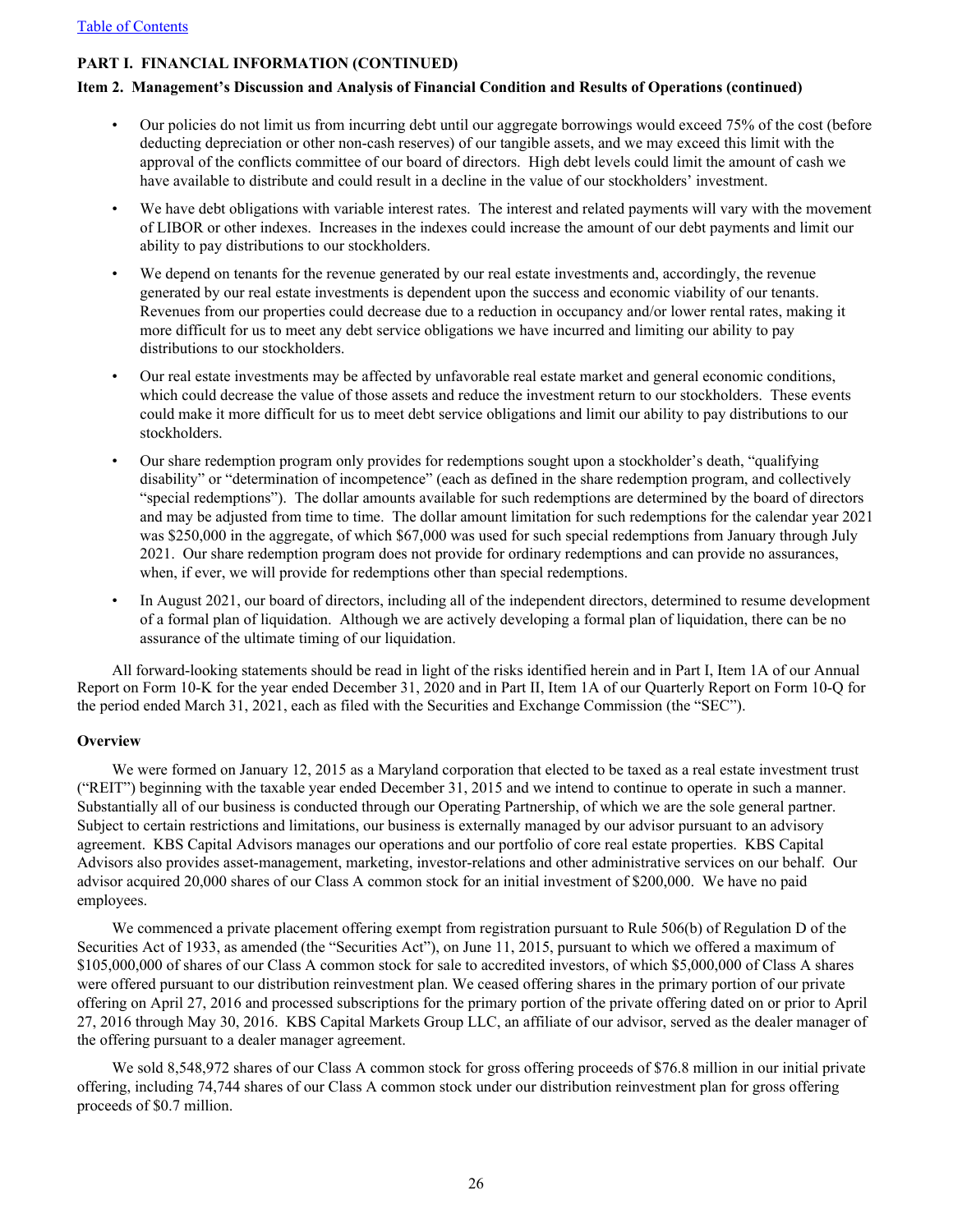**PART I. FINANCIAL INFORMATION (CONTINUED)**

**Item 2. Management's Discussion and Analysis of Financial Condition and Results of Operations (continued)**

- Our policies do not limit us from incurring debt until our aggregate borrowings would exceed 75% of the cost (before deducting depreciation or other non-cash reserves) of our tangible assets, and we may exceed this limit with the approval of the conflicts committee of our board of directors. High debt levels could limit the amount of cash we have available to distribute and could result in a decline in the value of our stockholders' investment.
- We have debt obligations with variable interest rates. The interest and related payments will vary with the movement of LIBOR or other indexes. Increases in the indexes could increase the amount of our debt payments and limit our ability to pay distributions to our stockholders.
- We depend on tenants for the revenue generated by our real estate investments and, accordingly, the revenue generated by our real estate investments is dependent upon the success and economic viability of our tenants. Revenues from our properties could decrease due to a reduction in occupancy and/or lower rental rates, making it more difficult for us to meet any debt service obligations we have incurred and limiting our ability to pay distributions to our stockholders.
- Our real estate investments may be affected by unfavorable real estate market and general economic conditions, which could decrease the value of those assets and reduce the investment return to our stockholders. These events could make it more difficult for us to meet debt service obligations and limit our ability to pay distributions to our stockholders.
- Our share redemption program only provides for redemptions sought upon a stockholder's death, "qualifying disability" or "determination of incompetence" (each as defined in the share redemption program, and collectively "special redemptions"). The dollar amounts available for such redemptions are determined by the board of directors and may be adjusted from time to time. The dollar amount limitation for such redemptions for the calendar year 2021 was $250,000 in the aggregate, of which $67,000 was used for such special redemptions from January through July 2021. Our share redemption program does not provide for ordinary redemptions and can provide no assurances, when, if ever, we will provide for redemptions other than special redemptions.
- In August 2021, our board of directors, including all of the independent directors, determined to resume development of a formal plan of liquidation. Although we are actively developing a formal plan of liquidation, there can be no assurance of the ultimate timing of our liquidation.

All forward-looking statements should be read in light of the risks identified herein and in Part I, Item 1A of our Annual Report on Form 10-K for the year ended December 31, 2020 and in Part II, Item 1A of our Quarterly Report on Form 10-Q for the period ended March 31, 2021, each as filed with the Securities and Exchange Commission (the "SEC").

**Overview**

We were formed on January 12, 2015 as a Maryland corporation that elected to be taxed as a real estate investment trust ("REIT") beginning with the taxable year ended December 31, 2015 and we intend to continue to operate in such a manner. Substantially all of our business is conducted through our Operating Partnership, of which we are the sole general partner. Subject to certain restrictions and limitations, our business is externally managed by our advisor pursuant to an advisory agreement. KBS Capital Advisors manages our operations and our portfolio of core real estate properties. KBS Capital Advisors also provides asset-management, marketing, investor-relations and other administrative services on our behalf. Our advisor acquired 20,000 shares of our Class A common stock for an initial investment of $200,000. We have no paid employees.

We commenced a private placement offering exempt from registration pursuant to Rule 506(b) of Regulation D of the Securities Act of 1933, as amended (the "Securities Act"), on June 11, 2015, pursuant to which we offered a maximum of $105,000,000 of shares of our Class A common stock for sale to accredited investors, of which $5,000,000 of Class A shares were offered pursuant to our distribution reinvestment plan. We ceased offering shares in the primary portion of our private offering on April 27, 2016 and processed subscriptions for the primary portion of the private offering dated on or prior to April 27, 2016 through May 30, 2016. KBS Capital Markets Group LLC, an affiliate of our advisor, served as the dealer manager of the offering pursuant to a dealer manager agreement.

We sold 8,548,972 shares of our Class A common stock for gross offering proceeds of $76.8 million in our initial private offering, including 74,744 shares of our Class A common stock under our distribution reinvestment plan for gross offering proceeds of $0.7 million.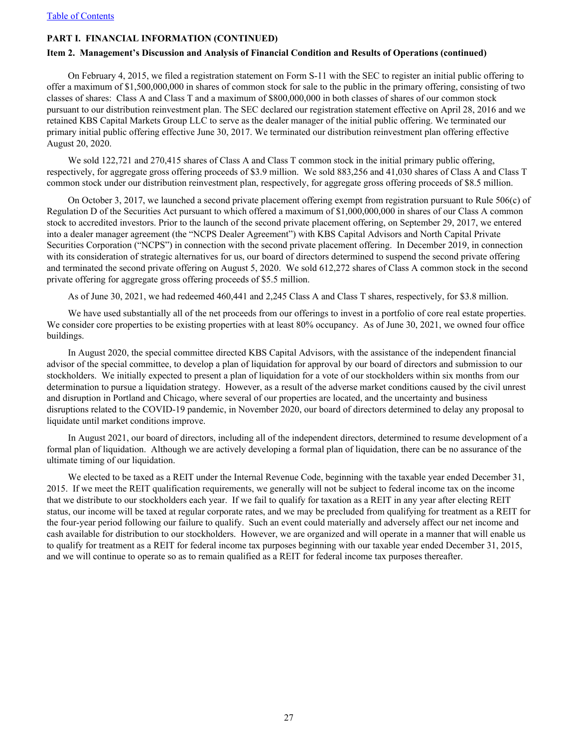**PART I. FINANCIAL INFORMATION (CONTINUED)**

**Item 2. Management's Discussion and Analysis of Financial Condition and Results of Operations (continued)**

On February 4, 2015, we filed a registration statement on Form S-11 with the SEC to register an initial public offering to offer a maximum of $1,500,000,000 in shares of common stock for sale to the public in the primary offering, consisting of two classes of shares: Class A and Class T and a maximum of $800,000,000 in both classes of shares of our common stock pursuant to our distribution reinvestment plan. The SEC declared our registration statement effective on April 28, 2016 and we retained KBS Capital Markets Group LLC to serve as the dealer manager of the initial public offering. We terminated our primary initial public offering effective June 30, 2017. We terminated our distribution reinvestment plan offering effective August 20, 2020.

We sold 122,721 and 270,415 shares of Class A and Class T common stock in the initial primary public offering, respectively, for aggregate gross offering proceeds of $3.9 million. We sold 883,256 and 41,030 shares of Class A and Class T common stock under our distribution reinvestment plan, respectively, for aggregate gross offering proceeds of $8.5 million.

On October 3, 2017, we launched a second private placement offering exempt from registration pursuant to Rule 506(c) of Regulation D of the Securities Act pursuant to which offered a maximum of $1,000,000,000 in shares of our Class A common stock to accredited investors. Prior to the launch of the second private placement offering, on September 29, 2017, we entered into a dealer manager agreement (the "NCPS Dealer Agreement") with KBS Capital Advisors and North Capital Private Securities Corporation ("NCPS") in connection with the second private placement offering. In December 2019, in connection with its consideration of strategic alternatives for us, our board of directors determined to suspend the second private offering and terminated the second private offering on August 5, 2020. We sold 612,272 shares of Class A common stock in the second private offering for aggregate gross offering proceeds of $5.5 million.

As of June 30, 2021, we had redeemed 460,441 and 2,245 Class A and Class T shares, respectively, for $3.8 million.

We have used substantially all of the net proceeds from our offerings to invest in a portfolio of core real estate properties. We consider core properties to be existing properties with at least 80% occupancy. As of June 30, 2021, we owned four office buildings.

In August 2020, the special committee directed KBS Capital Advisors, with the assistance of the independent financial advisor of the special committee, to develop a plan of liquidation for approval by our board of directors and submission to our stockholders. We initially expected to present a plan of liquidation for a vote of our stockholders within six months from our determination to pursue a liquidation strategy. However, as a result of the adverse market conditions caused by the civil unrest and disruption in Portland and Chicago, where several of our properties are located, and the uncertainty and business disruptions related to the COVID-19 pandemic, in November 2020, our board of directors determined to delay any proposal to liquidate until market conditions improve.

In August 2021, our board of directors, including all of the independent directors, determined to resume development of a formal plan of liquidation. Although we are actively developing a formal plan of liquidation, there can be no assurance of the ultimate timing of our liquidation.

We elected to be taxed as a REIT under the Internal Revenue Code, beginning with the taxable year ended December 31, 2015. If we meet the REIT qualification requirements, we generally will not be subject to federal income tax on the income that we distribute to our stockholders each year. If we fail to qualify for taxation as a REIT in any year after electing REIT status, our income will be taxed at regular corporate rates, and we may be precluded from qualifying for treatment as a REIT for the four-year period following our failure to qualify. Such an event could materially and adversely affect our net income and cash available for distribution to our stockholders. However, we are organized and will operate in a manner that will enable us to qualify for treatment as a REIT for federal income tax purposes beginning with our taxable year ended December 31, 2015, and we will continue to operate so as to remain qualified as a REIT for federal income tax purposes thereafter.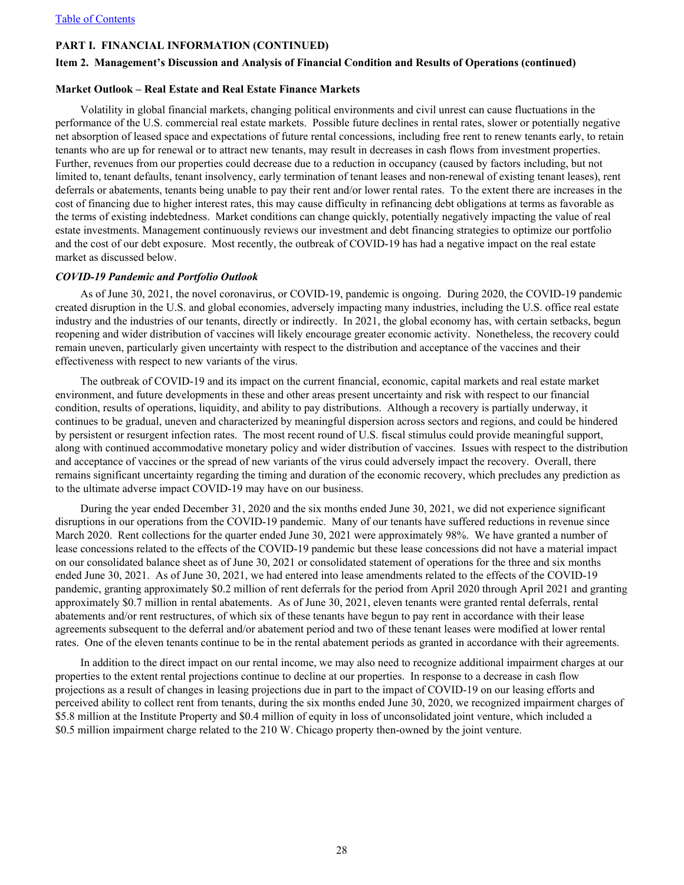**PART I. FINANCIAL INFORMATION (CONTINUED)**

**Item 2. Management's Discussion and Analysis of Financial Condition and Results of Operations (continued)**

**Market Outlook – Real Estate and Real Estate Finance Markets**

Volatility in global financial markets, changing political environments and civil unrest can cause fluctuations in the performance of the U.S. commercial real estate markets. Possible future declines in rental rates, slower or potentially negative net absorption of leased space and expectations of future rental concessions, including free rent to renew tenants early, to retain tenants who are up for renewal or to attract new tenants, may result in decreases in cash flows from investment properties. Further, revenues from our properties could decrease due to a reduction in occupancy (caused by factors including, but not limited to, tenant defaults, tenant insolvency, early termination of tenant leases and non-renewal of existing tenant leases), rent deferrals or abatements, tenants being unable to pay their rent and/or lower rental rates. To the extent there are increases in the cost of financing due to higher interest rates, this may cause difficulty in refinancing debt obligations at terms as favorable as the terms of existing indebtedness. Market conditions can change quickly, potentially negatively impacting the value of real estate investments. Management continuously reviews our investment and debt financing strategies to optimize our portfolio and the cost of our debt exposure. Most recently, the outbreak of COVID-19 has had a negative impact on the real estate market as discussed below.

***COVID-19 Pandemic and Portfolio Outlook***

As of June 30, 2021, the novel coronavirus, or COVID-19, pandemic is ongoing. During 2020, the COVID-19 pandemic created disruption in the U.S. and global economies, adversely impacting many industries, including the U.S. office real estate industry and the industries of our tenants, directly or indirectly. In 2021, the global economy has, with certain setbacks, begun reopening and wider distribution of vaccines will likely encourage greater economic activity. Nonetheless, the recovery could remain uneven, particularly given uncertainty with respect to the distribution and acceptance of the vaccines and their effectiveness with respect to new variants of the virus.

The outbreak of COVID-19 and its impact on the current financial, economic, capital markets and real estate market environment, and future developments in these and other areas present uncertainty and risk with respect to our financial condition, results of operations, liquidity, and ability to pay distributions. Although a recovery is partially underway, it continues to be gradual, uneven and characterized by meaningful dispersion across sectors and regions, and could be hindered by persistent or resurgent infection rates. The most recent round of U.S. fiscal stimulus could provide meaningful support, along with continued accommodative monetary policy and wider distribution of vaccines. Issues with respect to the distribution and acceptance of vaccines or the spread of new variants of the virus could adversely impact the recovery. Overall, there remains significant uncertainty regarding the timing and duration of the economic recovery, which precludes any prediction as to the ultimate adverse impact COVID-19 may have on our business.

During the year ended December 31, 2020 and the six months ended June 30, 2021, we did not experience significant disruptions in our operations from the COVID-19 pandemic. Many of our tenants have suffered reductions in revenue since March 2020. Rent collections for the quarter ended June 30, 2021 were approximately 98%. We have granted a number of lease concessions related to the effects of the COVID-19 pandemic but these lease concessions did not have a material impact on our consolidated balance sheet as of June 30, 2021 or consolidated statement of operations for the three and six months ended June 30, 2021. As of June 30, 2021, we had entered into lease amendments related to the effects of the COVID-19 pandemic, granting approximately \$0.2 million of rent deferrals for the period from April 2020 through April 2021 and granting approximately \$0.7 million in rental abatements. As of June 30, 2021, eleven tenants were granted rental deferrals, rental abatements and/or rent restructures, of which six of these tenants have begun to pay rent in accordance with their lease agreements subsequent to the deferral and/or abatement period and two of these tenant leases were modified at lower rental rates. One of the eleven tenants continue to be in the rental abatement periods as granted in accordance with their agreements.

In addition to the direct impact on our rental income, we may also need to recognize additional impairment charges at our properties to the extent rental projections continue to decline at our properties. In response to a decrease in cash flow projections as a result of changes in leasing projections due in part to the impact of COVID-19 on our leasing efforts and perceived ability to collect rent from tenants, during the six months ended June 30, 2020, we recognized impairment charges of \$5.8 million at the Institute Property and \$0.4 million of equity in loss of unconsolidated joint venture, which included a \$0.5 million impairment charge related to the 210 W. Chicago property then-owned by the joint venture.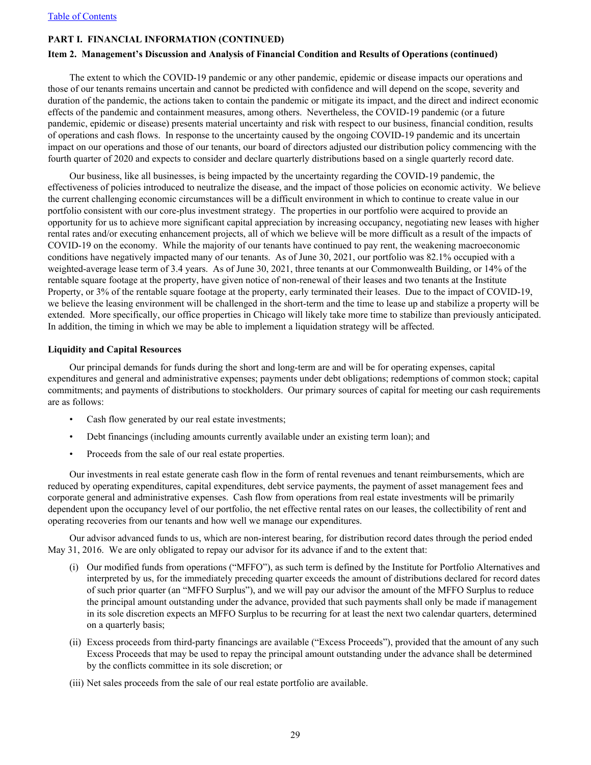**PART I. FINANCIAL INFORMATION (CONTINUED)**

**Item 2. Management's Discussion and Analysis of Financial Condition and Results of Operations (continued)**

The extent to which the COVID-19 pandemic or any other pandemic, epidemic or disease impacts our operations and those of our tenants remains uncertain and cannot be predicted with confidence and will depend on the scope, severity and duration of the pandemic, the actions taken to contain the pandemic or mitigate its impact, and the direct and indirect economic effects of the pandemic and containment measures, among others. Nevertheless, the COVID-19 pandemic (or a future pandemic, epidemic or disease) presents material uncertainty and risk with respect to our business, financial condition, results of operations and cash flows. In response to the uncertainty caused by the ongoing COVID-19 pandemic and its uncertain impact on our operations and those of our tenants, our board of directors adjusted our distribution policy commencing with the fourth quarter of 2020 and expects to consider and declare quarterly distributions based on a single quarterly record date.

Our business, like all businesses, is being impacted by the uncertainty regarding the COVID-19 pandemic, the effectiveness of policies introduced to neutralize the disease, and the impact of those policies on economic activity. We believe the current challenging economic circumstances will be a difficult environment in which to continue to create value in our portfolio consistent with our core-plus investment strategy. The properties in our portfolio were acquired to provide an opportunity for us to achieve more significant capital appreciation by increasing occupancy, negotiating new leases with higher rental rates and/or executing enhancement projects, all of which we believe will be more difficult as a result of the impacts of COVID-19 on the economy. While the majority of our tenants have continued to pay rent, the weakening macroeconomic conditions have negatively impacted many of our tenants. As of June 30, 2021, our portfolio was 82.1% occupied with a weighted-average lease term of 3.4 years. As of June 30, 2021, three tenants at our Commonwealth Building, or 14% of the rentable square footage at the property, have given notice of non-renewal of their leases and two tenants at the Institute Property, or 3% of the rentable square footage at the property, early terminated their leases. Due to the impact of COVID-19, we believe the leasing environment will be challenged in the short-term and the time to lease up and stabilize a property will be extended. More specifically, our office properties in Chicago will likely take more time to stabilize than previously anticipated. In addition, the timing in which we may be able to implement a liquidation strategy will be affected.

**Liquidity and Capital Resources**

Our principal demands for funds during the short and long-term are and will be for operating expenses, capital expenditures and general and administrative expenses; payments under debt obligations; redemptions of common stock; capital commitments; and payments of distributions to stockholders. Our primary sources of capital for meeting our cash requirements are as follows:

- Cash flow generated by our real estate investments;
- Debt financings (including amounts currently available under an existing term loan); and
- Proceeds from the sale of our real estate properties.

Our investments in real estate generate cash flow in the form of rental revenues and tenant reimbursements, which are reduced by operating expenditures, capital expenditures, debt service payments, the payment of asset management fees and corporate general and administrative expenses. Cash flow from operations from real estate investments will be primarily dependent upon the occupancy level of our portfolio, the net effective rental rates on our leases, the collectibility of rent and operating recoveries from our tenants and how well we manage our expenditures.

Our advisor advanced funds to us, which are non-interest bearing, for distribution record dates through the period ended May 31, 2016. We are only obligated to repay our advisor for its advance if and to the extent that:

(i) Our modified funds from operations ("MFFO"), as such term is defined by the Institute for Portfolio Alternatives and interpreted by us, for the immediately preceding quarter exceeds the amount of distributions declared for record dates of such prior quarter (an "MFFO Surplus"), and we will pay our advisor the amount of the MFFO Surplus to reduce the principal amount outstanding under the advance, provided that such payments shall only be made if management in its sole discretion expects an MFFO Surplus to be recurring for at least the next two calendar quarters, determined on a quarterly basis;

(ii) Excess proceeds from third-party financings are available ("Excess Proceeds"), provided that the amount of any such Excess Proceeds that may be used to repay the principal amount outstanding under the advance shall be determined by the conflicts committee in its sole discretion; or

(iii) Net sales proceeds from the sale of our real estate portfolio are available.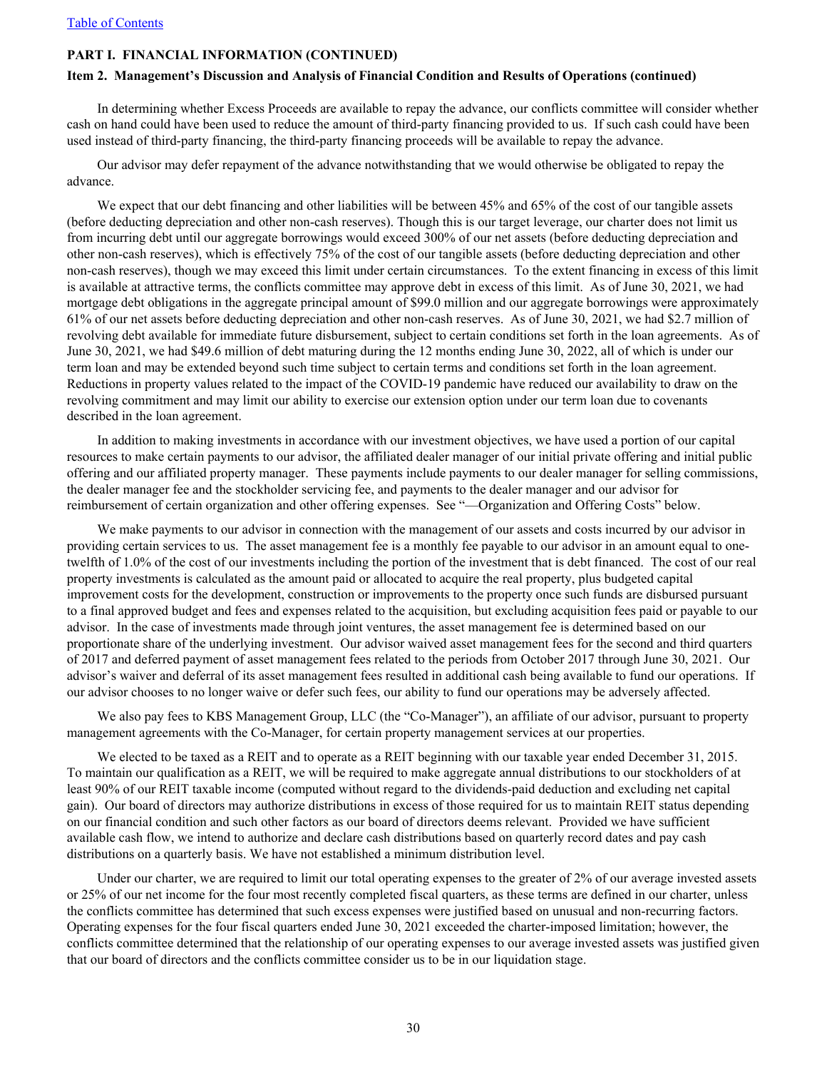**PART I. FINANCIAL INFORMATION (CONTINUED)**

**Item 2. Management's Discussion and Analysis of Financial Condition and Results of Operations (continued)**

In determining whether Excess Proceeds are available to repay the advance, our conflicts committee will consider whether cash on hand could have been used to reduce the amount of third-party financing provided to us. If such cash could have been used instead of third-party financing, the third-party financing proceeds will be available to repay the advance.

Our advisor may defer repayment of the advance notwithstanding that we would otherwise be obligated to repay the advance.

We expect that our debt financing and other liabilities will be between 45% and 65% of the cost of our tangible assets (before deducting depreciation and other non-cash reserves). Though this is our target leverage, our charter does not limit us from incurring debt until our aggregate borrowings would exceed 300% of our net assets (before deducting depreciation and other non-cash reserves), which is effectively 75% of the cost of our tangible assets (before deducting depreciation and other non-cash reserves), though we may exceed this limit under certain circumstances. To the extent financing in excess of this limit is available at attractive terms, the conflicts committee may approve debt in excess of this limit. As of June 30, 2021, we had mortgage debt obligations in the aggregate principal amount of $99.0 million and our aggregate borrowings were approximately 61% of our net assets before deducting depreciation and other non-cash reserves. As of June 30, 2021, we had $2.7 million of revolving debt available for immediate future disbursement, subject to certain conditions set forth in the loan agreements. As of June 30, 2021, we had $49.6 million of debt maturing during the 12 months ending June 30, 2022, all of which is under our term loan and may be extended beyond such time subject to certain terms and conditions set forth in the loan agreement. Reductions in property values related to the impact of the COVID-19 pandemic have reduced our availability to draw on the revolving commitment and may limit our ability to exercise our extension option under our term loan due to covenants described in the loan agreement.

In addition to making investments in accordance with our investment objectives, we have used a portion of our capital resources to make certain payments to our advisor, the affiliated dealer manager of our initial private offering and initial public offering and our affiliated property manager. These payments include payments to our dealer manager for selling commissions, the dealer manager fee and the stockholder servicing fee, and payments to the dealer manager and our advisor for reimbursement of certain organization and other offering expenses. See "—Organization and Offering Costs" below.

We make payments to our advisor in connection with the management of our assets and costs incurred by our advisor in providing certain services to us. The asset management fee is a monthly fee payable to our advisor in an amount equal to one-twelfth of 1.0% of the cost of our investments including the portion of the investment that is debt financed. The cost of our real property investments is calculated as the amount paid or allocated to acquire the real property, plus budgeted capital improvement costs for the development, construction or improvements to the property once such funds are disbursed pursuant to a final approved budget and fees and expenses related to the acquisition, but excluding acquisition fees paid or payable to our advisor. In the case of investments made through joint ventures, the asset management fee is determined based on our proportionate share of the underlying investment. Our advisor waived asset management fees for the second and third quarters of 2017 and deferred payment of asset management fees related to the periods from October 2017 through June 30, 2021. Our advisor's waiver and deferral of its asset management fees resulted in additional cash being available to fund our operations. If our advisor chooses to no longer waive or defer such fees, our ability to fund our operations may be adversely affected.

We also pay fees to KBS Management Group, LLC (the "Co-Manager"), an affiliate of our advisor, pursuant to property management agreements with the Co-Manager, for certain property management services at our properties.

We elected to be taxed as a REIT and to operate as a REIT beginning with our taxable year ended December 31, 2015. To maintain our qualification as a REIT, we will be required to make aggregate annual distributions to our stockholders of at least 90% of our REIT taxable income (computed without regard to the dividends-paid deduction and excluding net capital gain). Our board of directors may authorize distributions in excess of those required for us to maintain REIT status depending on our financial condition and such other factors as our board of directors deems relevant. Provided we have sufficient available cash flow, we intend to authorize and declare cash distributions based on quarterly record dates and pay cash distributions on a quarterly basis. We have not established a minimum distribution level.

Under our charter, we are required to limit our total operating expenses to the greater of 2% of our average invested assets or 25% of our net income for the four most recently completed fiscal quarters, as these terms are defined in our charter, unless the conflicts committee has determined that such excess expenses were justified based on unusual and non-recurring factors. Operating expenses for the four fiscal quarters ended June 30, 2021 exceeded the charter-imposed limitation; however, the conflicts committee determined that the relationship of our operating expenses to our average invested assets was justified given that our board of directors and the conflicts committee consider us to be in our liquidation stage.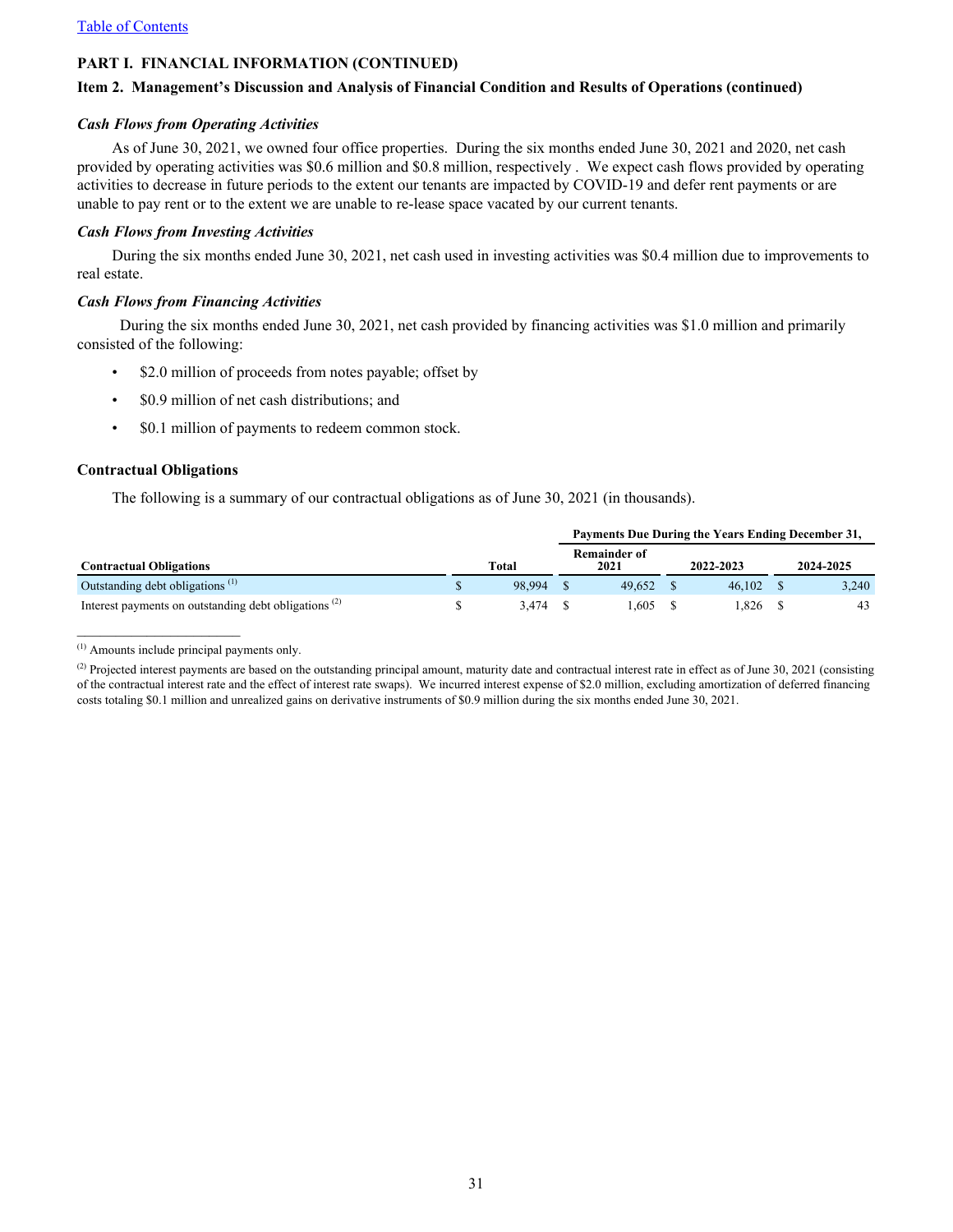**PART I. FINANCIAL INFORMATION (CONTINUED)**

**Item 2. Management's Discussion and Analysis of Financial Condition and Results of Operations (continued)**

***Cash Flows from Operating Activities***

As of June 30, 2021, we owned four office properties. During the six months ended June 30, 2021 and 2020, net cash provided by operating activities was $0.6 million and $0.8 million, respectively . We expect cash flows provided by operating activities to decrease in future periods to the extent our tenants are impacted by COVID-19 and defer rent payments or are unable to pay rent or to the extent we are unable to re-lease space vacated by our current tenants.

***Cash Flows from Investing Activities***

During the six months ended June 30, 2021, net cash used in investing activities was $0.4 million due to improvements to real estate.

***Cash Flows from Financing Activities***

During the six months ended June 30, 2021, net cash provided by financing activities was $1.0 million and primarily consisted of the following:

- $2.0 million of proceeds from notes payable; offset by
- $0.9 million of net cash distributions; and
- $0.1 million of payments to redeem common stock.

**Contractual Obligations**

The following is a summary of our contractual obligations as of June 30, 2021 (in thousands).

| | | Payments Due During the Years Ending December 31, | | |
|---|---|---|---|---|
| **Contractual Obligations** | **Total** | **Remainder of 2021** | **2022-2023** | **2024-2025** |
| Outstanding debt obligations [(1)] | $ 98,994 | $ 49,652 | $ 46,102 | $ 3,240 |
| Interest payments on outstanding debt obligations [(2)] | $ 3,474 | $ 1,605 | $ 1,826 | $ 43 |

[(1)] Amounts include principal payments only.

[(2)] Projected interest payments are based on the outstanding principal amount, maturity date and contractual interest rate in effect as of June 30, 2021 (consisting of the contractual interest rate and the effect of interest rate swaps). We incurred interest expense of $2.0 million, excluding amortization of deferred financing costs totaling $0.1 million and unrealized gains on derivative instruments of $0.9 million during the six months ended June 30, 2021.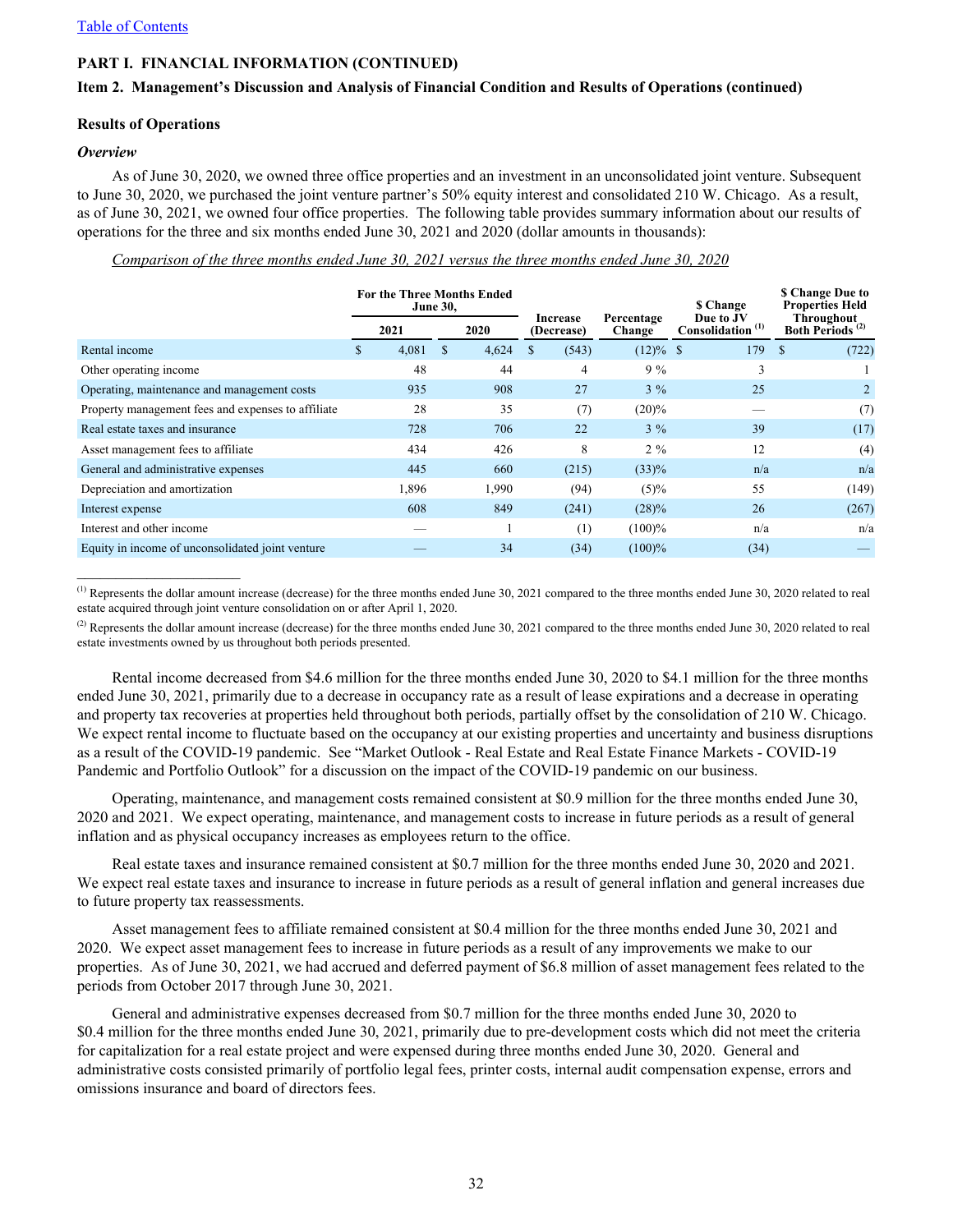[Table of Contents](#)

**PART I. FINANCIAL INFORMATION (CONTINUED)**

**Item 2. Management's Discussion and Analysis of Financial Condition and Results of Operations (continued)**

**Results of Operations**

***Overview***

As of June 30, 2020, we owned three office properties and an investment in an unconsolidated joint venture. Subsequent to June 30, 2020, we purchased the joint venture partner's 50% equity interest and consolidated 210 W. Chicago. As a result, as of June 30, 2021, we owned four office properties. The following table provides summary information about our results of operations for the three and six months ended June 30, 2021 and 2020 (dollar amounts in thousands):

*Comparison of the three months ended June 30, 2021 versus the three months ended June 30, 2020*

| | For the Three Months Ended June 30, | | | | | |
|---|---|---|---|---|---|---|
| | 2021 | 2020 | Increase (Decrease) | Percentage Change | $ Change Due to JV Consolidation [(1)] | $ Change Due to Properties Held Throughout Both Periods [(2)] |
| Rental income | $ 4,081 | $ 4,624 | $ (543) | (12)% | $ 179 | $ (722) |
| Other operating income | 48 | 44 | 4 | 9 % | 3 | 1 |
| Operating, maintenance and management costs | 935 | 908 | 27 | 3 % | 25 | 2 |
| Property management fees and expenses to affiliate | 28 | 35 | (7) | (20)% | — | (7) |
| Real estate taxes and insurance | 728 | 706 | 22 | 3 % | 39 | (17) |
| Asset management fees to affiliate | 434 | 426 | 8 | 2 % | 12 | (4) |
| General and administrative expenses | 445 | 660 | (215) | (33)% | n/a | n/a |
| Depreciation and amortization | 1,896 | 1,990 | (94) | (5)% | 55 | (149) |
| Interest expense | 608 | 849 | (241) | (28)% | 26 | (267) |
| Interest and other income | — | 1 | (1) | (100)% | n/a | n/a |
| Equity in income of unconsolidated joint venture | — | 34 | (34) | (100)% | (34) | — |

---

(1) Represents the dollar amount increase (decrease) for the three months ended June 30, 2021 compared to the three months ended June 30, 2020 related to real estate acquired through joint venture consolidation on or after April 1, 2020.

(2) Represents the dollar amount increase (decrease) for the three months ended June 30, 2021 compared to the three months ended June 30, 2020 related to real estate investments owned by us throughout both periods presented.

Rental income decreased from $4.6 million for the three months ended June 30, 2020 to $4.1 million for the three months ended June 30, 2021, primarily due to a decrease in occupancy rate as a result of lease expirations and a decrease in operating and property tax recoveries at properties held throughout both periods, partially offset by the consolidation of 210 W. Chicago. We expect rental income to fluctuate based on the occupancy at our existing properties and uncertainty and business disruptions as a result of the COVID-19 pandemic. See "Market Outlook - Real Estate and Real Estate Finance Markets - COVID-19 Pandemic and Portfolio Outlook" for a discussion on the impact of the COVID-19 pandemic on our business.

Operating, maintenance, and management costs remained consistent at $0.9 million for the three months ended June 30, 2020 and 2021. We expect operating, maintenance, and management costs to increase in future periods as a result of general inflation and as physical occupancy increases as employees return to the office.

Real estate taxes and insurance remained consistent at $0.7 million for the three months ended June 30, 2020 and 2021. We expect real estate taxes and insurance to increase in future periods as a result of general inflation and general increases due to future property tax reassessments.

Asset management fees to affiliate remained consistent at $0.4 million for the three months ended June 30, 2021 and 2020. We expect asset management fees to increase in future periods as a result of any improvements we make to our properties. As of June 30, 2021, we had accrued and deferred payment of $6.8 million of asset management fees related to the periods from October 2017 through June 30, 2021.

General and administrative expenses decreased from $0.7 million for the three months ended June 30, 2020 to $0.4 million for the three months ended June 30, 2021, primarily due to pre-development costs which did not meet the criteria for capitalization for a real estate project and were expensed during three months ended June 30, 2020. General and administrative costs consisted primarily of portfolio legal fees, printer costs, internal audit compensation expense, errors and omissions insurance and board of directors fees.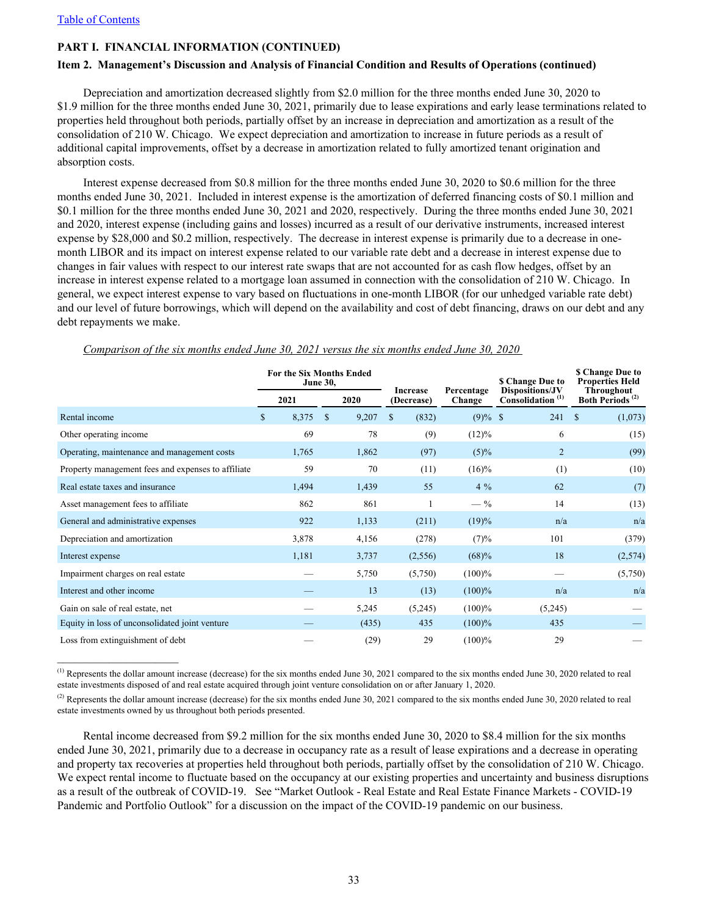[Table of Contents]

**PART I. FINANCIAL INFORMATION (CONTINUED)**

**Item 2. Management's Discussion and Analysis of Financial Condition and Results of Operations (continued)**

Depreciation and amortization decreased slightly from $2.0 million for the three months ended June 30, 2020 to $1.9 million for the three months ended June 30, 2021, primarily due to lease expirations and early lease terminations related to properties held throughout both periods, partially offset by an increase in depreciation and amortization as a result of the consolidation of 210 W. Chicago. We expect depreciation and amortization to increase in future periods as a result of additional capital improvements, offset by a decrease in amortization related to fully amortized tenant origination and absorption costs.

Interest expense decreased from $0.8 million for the three months ended June 30, 2020 to $0.6 million for the three months ended June 30, 2021. Included in interest expense is the amortization of deferred financing costs of $0.1 million and $0.1 million for the three months ended June 30, 2021 and 2020, respectively. During the three months ended June 30, 2021 and 2020, interest expense (including gains and losses) incurred as a result of our derivative instruments, increased interest expense by $28,000 and $0.2 million, respectively. The decrease in interest expense is primarily due to a decrease in one-month LIBOR and its impact on interest expense related to our variable rate debt and a decrease in interest expense due to changes in fair values with respect to our interest rate swaps that are not accounted for as cash flow hedges, offset by an increase in interest expense related to a mortgage loan assumed in connection with the consolidation of 210 W. Chicago. In general, we expect interest expense to vary based on fluctuations in one-month LIBOR (for our unhedged variable rate debt) and our level of future borrowings, which will depend on the availability and cost of debt financing, draws on our debt and any debt repayments we make.

*Comparison of the six months ended June 30, 2021 versus the six months ended June 30, 2020*

| | For the Six Months Ended June 30, | | Increase (Decrease) | Percentage Change | $ Change Due to Dispositions/JV Consolidation [(1)] | $ Change Due to Properties Held Throughout Both Periods [(2)] |
|---|---|---|---|---|---|---|
| | 2021 | 2020 | | | | |
| Rental income | $ 8,375 | $ 9,207 | $ (832) | (9)% | $ 241 | $ (1,073) |
| Other operating income | 69 | 78 | (9) | (12)% | 6 | (15) |
| Operating, maintenance and management costs | 1,765 | 1,862 | (97) | (5)% | 2 | (99) |
| Property management fees and expenses to affiliate | 59 | 70 | (11) | (16)% | (1) | (10) |
| Real estate taxes and insurance | 1,494 | 1,439 | 55 | 4 % | 62 | (7) |
| Asset management fees to affiliate | 862 | 861 | 1 | — % | 14 | (13) |
| General and administrative expenses | 922 | 1,133 | (211) | (19)% | n/a | n/a |
| Depreciation and amortization | 3,878 | 4,156 | (278) | (7)% | 101 | (379) |
| Interest expense | 1,181 | 3,737 | (2,556) | (68)% | 18 | (2,574) |
| Impairment charges on real estate | — | 5,750 | (5,750) | (100)% | — | (5,750) |
| Interest and other income | — | 13 | (13) | (100)% | n/a | n/a |
| Gain on sale of real estate, net | — | 5,245 | (5,245) | (100)% | (5,245) | — |
| Equity in loss of unconsolidated joint venture | — | (435) | 435 | (100)% | 435 | — |
| Loss from extinguishment of debt | — | (29) | 29 | (100)% | 29 | — |

[(1)] Represents the dollar amount increase (decrease) for the six months ended June 30, 2021 compared to the six months ended June 30, 2020 related to real estate investments disposed of and real estate acquired through joint venture consolidation on or after January 1, 2020.

[(2)] Represents the dollar amount increase (decrease) for the six months ended June 30, 2021 compared to the six months ended June 30, 2020 related to real estate investments owned by us throughout both periods presented.

Rental income decreased from $9.2 million for the six months ended June 30, 2020 to $8.4 million for the six months ended June 30, 2021, primarily due to a decrease in occupancy rate as a result of lease expirations and a decrease in operating and property tax recoveries at properties held throughout both periods, partially offset by the consolidation of 210 W. Chicago. We expect rental income to fluctuate based on the occupancy at our existing properties and uncertainty and business disruptions as a result of the outbreak of COVID-19. See "Market Outlook - Real Estate and Real Estate Finance Markets - COVID-19 Pandemic and Portfolio Outlook" for a discussion on the impact of the COVID-19 pandemic on our business.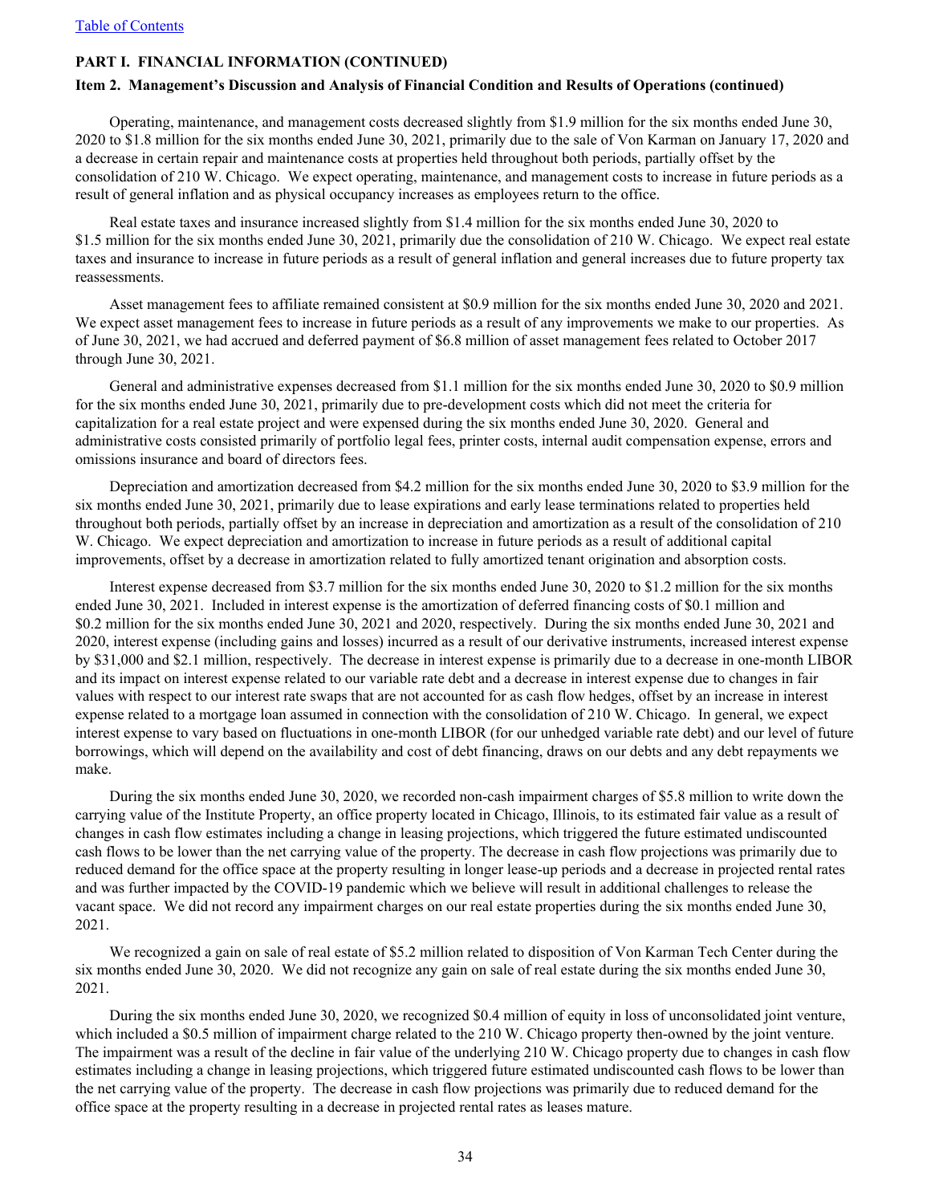[Table of Contents](#)

**PART I. FINANCIAL INFORMATION (CONTINUED)**

**Item 2. Management's Discussion and Analysis of Financial Condition and Results of Operations (continued)**

Operating, maintenance, and management costs decreased slightly from $1.9 million for the six months ended June 30, 2020 to $1.8 million for the six months ended June 30, 2021, primarily due to the sale of Von Karman on January 17, 2020 and a decrease in certain repair and maintenance costs at properties held throughout both periods, partially offset by the consolidation of 210 W. Chicago. We expect operating, maintenance, and management costs to increase in future periods as a result of general inflation and as physical occupancy increases as employees return to the office.

Real estate taxes and insurance increased slightly from $1.4 million for the six months ended June 30, 2020 to $1.5 million for the six months ended June 30, 2021, primarily due the consolidation of 210 W. Chicago. We expect real estate taxes and insurance to increase in future periods as a result of general inflation and general increases due to future property tax reassessments.

Asset management fees to affiliate remained consistent at $0.9 million for the six months ended June 30, 2020 and 2021. We expect asset management fees to increase in future periods as a result of any improvements we make to our properties. As of June 30, 2021, we had accrued and deferred payment of $6.8 million of asset management fees related to October 2017 through June 30, 2021.

General and administrative expenses decreased from $1.1 million for the six months ended June 30, 2020 to $0.9 million for the six months ended June 30, 2021, primarily due to pre-development costs which did not meet the criteria for capitalization for a real estate project and were expensed during the six months ended June 30, 2020. General and administrative costs consisted primarily of portfolio legal fees, printer costs, internal audit compensation expense, errors and omissions insurance and board of directors fees.

Depreciation and amortization decreased from $4.2 million for the six months ended June 30, 2020 to $3.9 million for the six months ended June 30, 2021, primarily due to lease expirations and early lease terminations related to properties held throughout both periods, partially offset by an increase in depreciation and amortization as a result of the consolidation of 210 W. Chicago. We expect depreciation and amortization to increase in future periods as a result of additional capital improvements, offset by a decrease in amortization related to fully amortized tenant origination and absorption costs.

Interest expense decreased from $3.7 million for the six months ended June 30, 2020 to $1.2 million for the six months ended June 30, 2021. Included in interest expense is the amortization of deferred financing costs of $0.1 million and $0.2 million for the six months ended June 30, 2021 and 2020, respectively. During the six months ended June 30, 2021 and 2020, interest expense (including gains and losses) incurred as a result of our derivative instruments, increased interest expense by $31,000 and $2.1 million, respectively. The decrease in interest expense is primarily due to a decrease in one-month LIBOR and its impact on interest expense related to our variable rate debt and a decrease in interest expense due to changes in fair values with respect to our interest rate swaps that are not accounted for as cash flow hedges, offset by an increase in interest expense related to a mortgage loan assumed in connection with the consolidation of 210 W. Chicago. In general, we expect interest expense to vary based on fluctuations in one-month LIBOR (for our unhedged variable rate debt) and our level of future borrowings, which will depend on the availability and cost of debt financing, draws on our debts and any debt repayments we make.

During the six months ended June 30, 2020, we recorded non-cash impairment charges of $5.8 million to write down the carrying value of the Institute Property, an office property located in Chicago, Illinois, to its estimated fair value as a result of changes in cash flow estimates including a change in leasing projections, which triggered the future estimated undiscounted cash flows to be lower than the net carrying value of the property. The decrease in cash flow projections was primarily due to reduced demand for the office space at the property resulting in longer lease-up periods and a decrease in projected rental rates and was further impacted by the COVID-19 pandemic which we believe will result in additional challenges to release the vacant space. We did not record any impairment charges on our real estate properties during the six months ended June 30, 2021.

We recognized a gain on sale of real estate of $5.2 million related to disposition of Von Karman Tech Center during the six months ended June 30, 2020. We did not recognize any gain on sale of real estate during the six months ended June 30, 2021.

During the six months ended June 30, 2020, we recognized $0.4 million of equity in loss of unconsolidated joint venture, which included a $0.5 million of impairment charge related to the 210 W. Chicago property then-owned by the joint venture. The impairment was a result of the decline in fair value of the underlying 210 W. Chicago property due to changes in cash flow estimates including a change in leasing projections, which triggered future estimated undiscounted cash flows to be lower than the net carrying value of the property. The decrease in cash flow projections was primarily due to reduced demand for the office space at the property resulting in a decrease in projected rental rates as leases mature.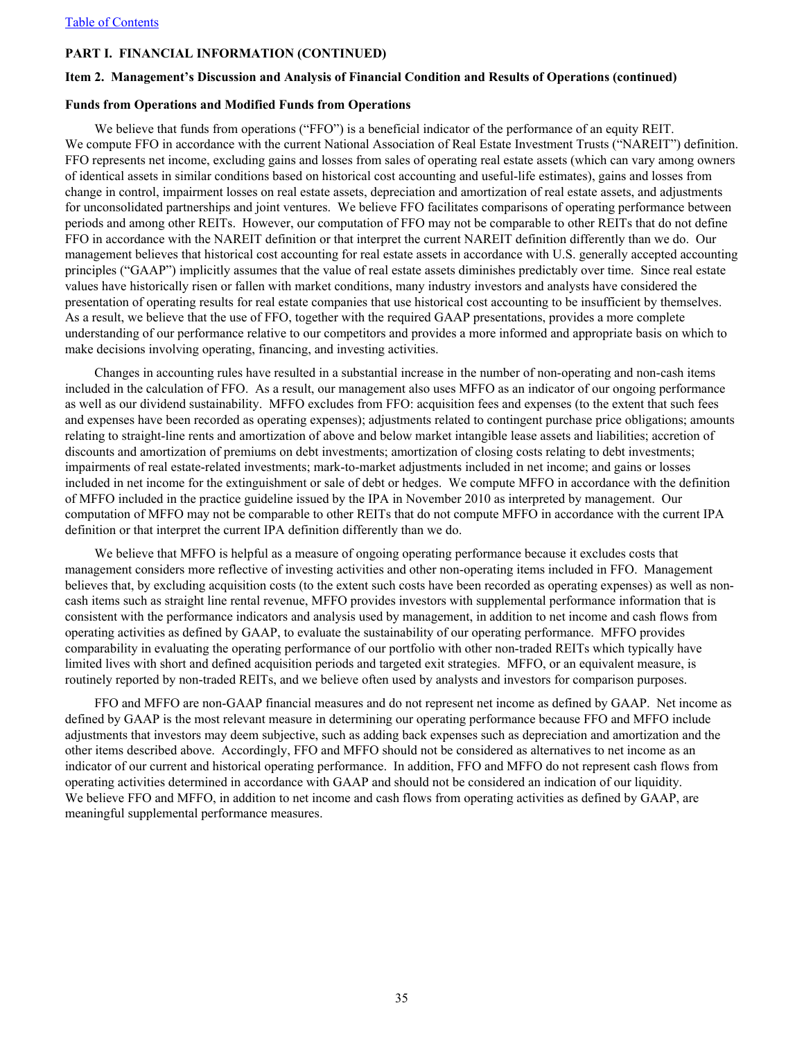**PART I. FINANCIAL INFORMATION (CONTINUED)**

**Item 2. Management's Discussion and Analysis of Financial Condition and Results of Operations (continued)**

**Funds from Operations and Modified Funds from Operations**

We believe that funds from operations ("FFO") is a beneficial indicator of the performance of an equity REIT. We compute FFO in accordance with the current National Association of Real Estate Investment Trusts ("NAREIT") definition. FFO represents net income, excluding gains and losses from sales of operating real estate assets (which can vary among owners of identical assets in similar conditions based on historical cost accounting and useful-life estimates), gains and losses from change in control, impairment losses on real estate assets, depreciation and amortization of real estate assets, and adjustments for unconsolidated partnerships and joint ventures. We believe FFO facilitates comparisons of operating performance between periods and among other REITs. However, our computation of FFO may not be comparable to other REITs that do not define FFO in accordance with the NAREIT definition or that interpret the current NAREIT definition differently than we do. Our management believes that historical cost accounting for real estate assets in accordance with U.S. generally accepted accounting principles ("GAAP") implicitly assumes that the value of real estate assets diminishes predictably over time. Since real estate values have historically risen or fallen with market conditions, many industry investors and analysts have considered the presentation of operating results for real estate companies that use historical cost accounting to be insufficient by themselves. As a result, we believe that the use of FFO, together with the required GAAP presentations, provides a more complete understanding of our performance relative to our competitors and provides a more informed and appropriate basis on which to make decisions involving operating, financing, and investing activities.

Changes in accounting rules have resulted in a substantial increase in the number of non-operating and non-cash items included in the calculation of FFO. As a result, our management also uses MFFO as an indicator of our ongoing performance as well as our dividend sustainability. MFFO excludes from FFO: acquisition fees and expenses (to the extent that such fees and expenses have been recorded as operating expenses); adjustments related to contingent purchase price obligations; amounts relating to straight-line rents and amortization of above and below market intangible lease assets and liabilities; accretion of discounts and amortization of premiums on debt investments; amortization of closing costs relating to debt investments; impairments of real estate-related investments; mark-to-market adjustments included in net income; and gains or losses included in net income for the extinguishment or sale of debt or hedges. We compute MFFO in accordance with the definition of MFFO included in the practice guideline issued by the IPA in November 2010 as interpreted by management. Our computation of MFFO may not be comparable to other REITs that do not compute MFFO in accordance with the current IPA definition or that interpret the current IPA definition differently than we do.

We believe that MFFO is helpful as a measure of ongoing operating performance because it excludes costs that management considers more reflective of investing activities and other non-operating items included in FFO. Management believes that, by excluding acquisition costs (to the extent such costs have been recorded as operating expenses) as well as non-cash items such as straight line rental revenue, MFFO provides investors with supplemental performance information that is consistent with the performance indicators and analysis used by management, in addition to net income and cash flows from operating activities as defined by GAAP, to evaluate the sustainability of our operating performance. MFFO provides comparability in evaluating the operating performance of our portfolio with other non-traded REITs which typically have limited lives with short and defined acquisition periods and targeted exit strategies. MFFO, or an equivalent measure, is routinely reported by non-traded REITs, and we believe often used by analysts and investors for comparison purposes.

FFO and MFFO are non-GAAP financial measures and do not represent net income as defined by GAAP. Net income as defined by GAAP is the most relevant measure in determining our operating performance because FFO and MFFO include adjustments that investors may deem subjective, such as adding back expenses such as depreciation and amortization and the other items described above. Accordingly, FFO and MFFO should not be considered as alternatives to net income as an indicator of our current and historical operating performance. In addition, FFO and MFFO do not represent cash flows from operating activities determined in accordance with GAAP and should not be considered an indication of our liquidity. We believe FFO and MFFO, in addition to net income and cash flows from operating activities as defined by GAAP, are meaningful supplemental performance measures.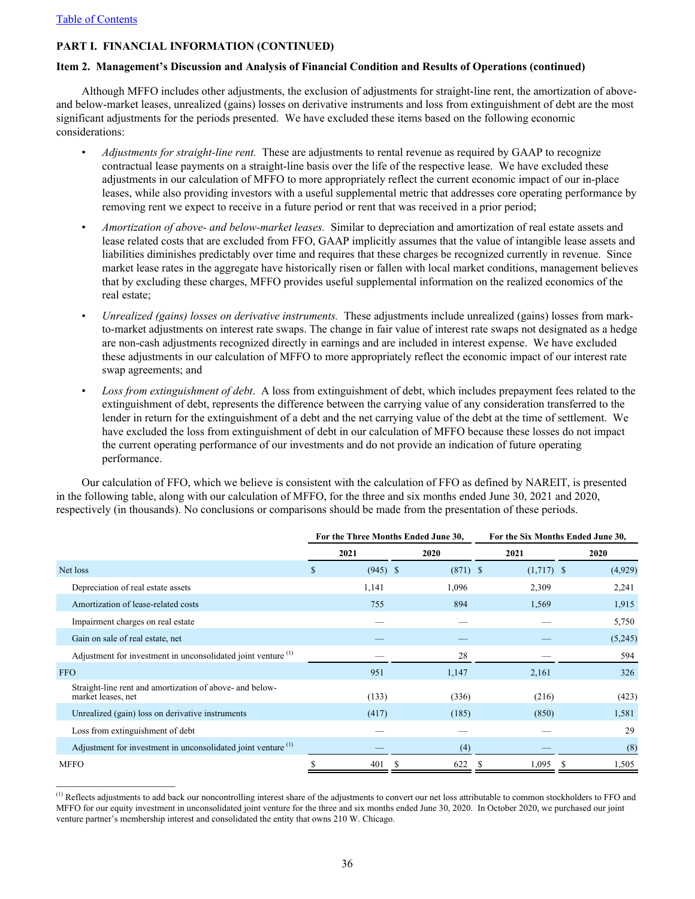Table of Contents

**PART I. FINANCIAL INFORMATION (CONTINUED)**

**Item 2. Management's Discussion and Analysis of Financial Condition and Results of Operations (continued)**

Although MFFO includes other adjustments, the exclusion of adjustments for straight-line rent, the amortization of above- and below-market leases, unrealized (gains) losses on derivative instruments and loss from extinguishment of debt are the most significant adjustments for the periods presented. We have excluded these items based on the following economic considerations:

- *Adjustments for straight-line rent.* These are adjustments to rental revenue as required by GAAP to recognize contractual lease payments on a straight-line basis over the life of the respective lease. We have excluded these adjustments in our calculation of MFFO to more appropriately reflect the current economic impact of our in-place leases, while also providing investors with a useful supplemental metric that addresses core operating performance by removing rent we expect to receive in a future period or rent that was received in a prior period;
- *Amortization of above- and below-market leases.* Similar to depreciation and amortization of real estate assets and lease related costs that are excluded from FFO, GAAP implicitly assumes that the value of intangible lease assets and liabilities diminishes predictably over time and requires that these charges be recognized currently in revenue. Since market lease rates in the aggregate have historically risen or fallen with local market conditions, management believes that by excluding these charges, MFFO provides useful supplemental information on the realized economics of the real estate;
- *Unrealized (gains) losses on derivative instruments.* These adjustments include unrealized (gains) losses from mark-to-market adjustments on interest rate swaps. The change in fair value of interest rate swaps not designated as a hedge are non-cash adjustments recognized directly in earnings and are included in interest expense. We have excluded these adjustments in our calculation of MFFO to more appropriately reflect the economic impact of our interest rate swap agreements; and
- *Loss from extinguishment of debt*. A loss from extinguishment of debt, which includes prepayment fees related to the extinguishment of debt, represents the difference between the carrying value of any consideration transferred to the lender in return for the extinguishment of a debt and the net carrying value of the debt at the time of settlement. We have excluded the loss from extinguishment of debt in our calculation of MFFO because these losses do not impact the current operating performance of our investments and do not provide an indication of future operating performance.

Our calculation of FFO, which we believe is consistent with the calculation of FFO as defined by NAREIT, is presented in the following table, along with our calculation of MFFO, for the three and six months ended June 30, 2021 and 2020, respectively (in thousands). No conclusions or comparisons should be made from the presentation of these periods.

| | For the Three Months Ended June 30, | | For the Six Months Ended June 30, | |
|---|---|---|---|---|
| | 2021 | 2020 | 2021 | 2020 |
| Net loss | $ (945) | $ (871) | $ (1,717) | $ (4,929) |
| Depreciation of real estate assets | 1,141 | 1,096 | 2,309 | 2,241 |
| Amortization of lease-related costs | 755 | 894 | 1,569 | 1,915 |
| Impairment charges on real estate | — | — | — | 5,750 |
| Gain on sale of real estate, net | — | — | — | (5,245) |
| Adjustment for investment in unconsolidated joint venture [1] | — | 28 | — | 594 |
| FFO | 951 | 1,147 | 2,161 | 326 |
| Straight-line rent and amortization of above- and below-market leases, net | (133) | (336) | (216) | (423) |
| Unrealized (gain) loss on derivative instruments | (417) | (185) | (850) | 1,581 |
| Loss from extinguishment of debt | — | — | — | 29 |
| Adjustment for investment in unconsolidated joint venture [1] | — | (4) | — | (8) |
| MFFO | $ 401 | $ 622 | $ 1,095 | $ 1,505 |

[1] Reflects adjustments to add back our noncontrolling interest share of the adjustments to convert our net loss attributable to common stockholders to FFO and MFFO for our equity investment in unconsolidated joint venture for the three and six months ended June 30, 2020. In October 2020, we purchased our joint venture partner's membership interest and consolidated the entity that owns 210 W. Chicago.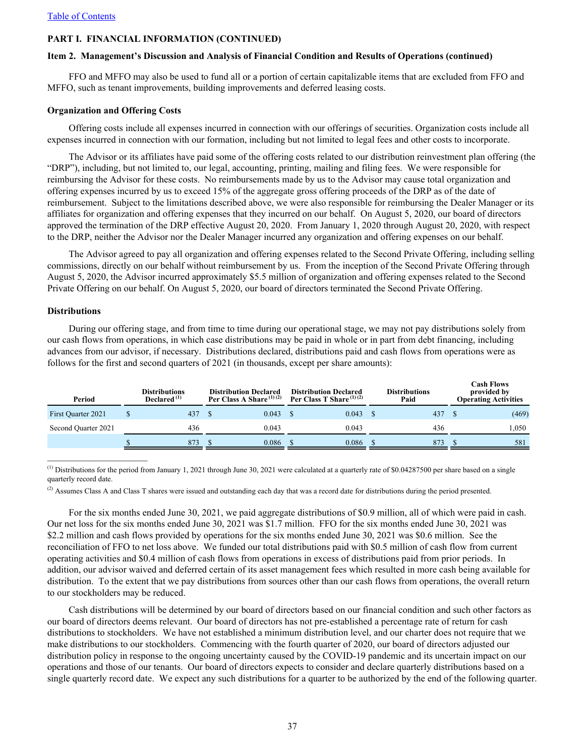[Table of Contents](#)

**PART I. FINANCIAL INFORMATION (CONTINUED)**

**Item 2. Management's Discussion and Analysis of Financial Condition and Results of Operations (continued)**

FFO and MFFO may also be used to fund all or a portion of certain capitalizable items that are excluded from FFO and MFFO, such as tenant improvements, building improvements and deferred leasing costs.

**Organization and Offering Costs**

Offering costs include all expenses incurred in connection with our offerings of securities. Organization costs include all expenses incurred in connection with our formation, including but not limited to legal fees and other costs to incorporate.

The Advisor or its affiliates have paid some of the offering costs related to our distribution reinvestment plan offering (the "DRP"), including, but not limited to, our legal, accounting, printing, mailing and filing fees. We were responsible for reimbursing the Advisor for these costs. No reimbursements made by us to the Advisor may cause total organization and offering expenses incurred by us to exceed 15% of the aggregate gross offering proceeds of the DRP as of the date of reimbursement. Subject to the limitations described above, we were also responsible for reimbursing the Dealer Manager or its affiliates for organization and offering expenses that they incurred on our behalf. On August 5, 2020, our board of directors approved the termination of the DRP effective August 20, 2020. From January 1, 2020 through August 20, 2020, with respect to the DRP, neither the Advisor nor the Dealer Manager incurred any organization and offering expenses on our behalf.

The Advisor agreed to pay all organization and offering expenses related to the Second Private Offering, including selling commissions, directly on our behalf without reimbursement by us. From the inception of the Second Private Offering through August 5, 2020, the Advisor incurred approximately $5.5 million of organization and offering expenses related to the Second Private Offering on our behalf. On August 5, 2020, our board of directors terminated the Second Private Offering.

**Distributions**

During our offering stage, and from time to time during our operational stage, we may not pay distributions solely from our cash flows from operations, in which case distributions may be paid in whole or in part from debt financing, including advances from our advisor, if necessary. Distributions declared, distributions paid and cash flows from operations were as follows for the first and second quarters of 2021 (in thousands, except per share amounts):

| Period | Distributions Declared [1] | Distribution Declared Per Class A Share [1] [2] | Distribution Declared Per Class T Share [1] [2] | Distributions Paid | Cash Flows provided by Operating Activities |
|---|---|---|---|---|---|
| First Quarter 2021 | $ 437 | $ 0.043 | $ 0.043 | $ 437 | $ (469) |
| Second Quarter 2021 | 436 | 0.043 | 0.043 | 436 | 1,050 |
| | $ 873 | $ 0.086 | $ 0.086 | $ 873 | $ 581 |

[1] Distributions for the period from January 1, 2021 through June 30, 2021 were calculated at a quarterly rate of $0.04287500 per share based on a single quarterly record date.

[2] Assumes Class A and Class T shares were issued and outstanding each day that was a record date for distributions during the period presented.

For the six months ended June 30, 2021, we paid aggregate distributions of $0.9 million, all of which were paid in cash. Our net loss for the six months ended June 30, 2021 was $1.7 million. FFO for the six months ended June 30, 2021 was $2.2 million and cash flows provided by operations for the six months ended June 30, 2021 was $0.6 million. See the reconciliation of FFO to net loss above. We funded our total distributions paid with $0.5 million of cash flow from current operating activities and $0.4 million of cash flows from operations in excess of distributions paid from prior periods. In addition, our advisor waived and deferred certain of its asset management fees which resulted in more cash being available for distribution. To the extent that we pay distributions from sources other than our cash flows from operations, the overall return to our stockholders may be reduced.

Cash distributions will be determined by our board of directors based on our financial condition and such other factors as our board of directors deems relevant. Our board of directors has not pre-established a percentage rate of return for cash distributions to stockholders. We have not established a minimum distribution level, and our charter does not require that we make distributions to our stockholders. Commencing with the fourth quarter of 2020, our board of directors adjusted our distribution policy in response to the ongoing uncertainty caused by the COVID-19 pandemic and its uncertain impact on our operations and those of our tenants. Our board of directors expects to consider and declare quarterly distributions based on a single quarterly record date. We expect any such distributions for a quarter to be authorized by the end of the following quarter.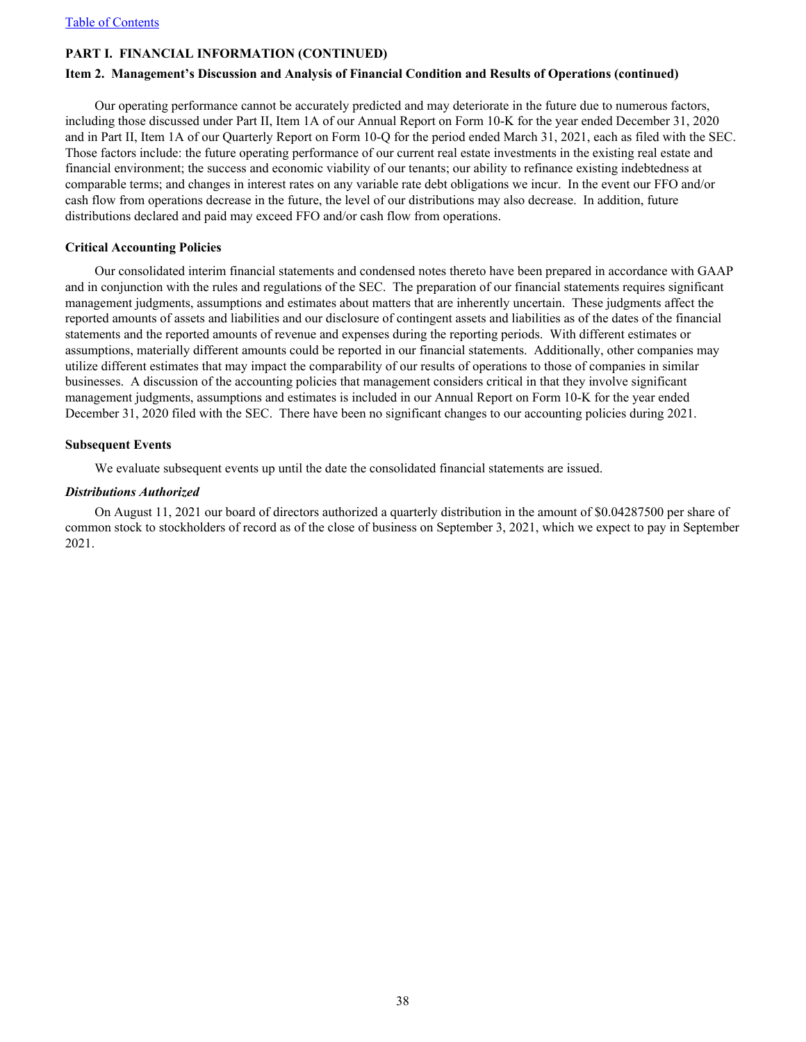**PART I. FINANCIAL INFORMATION (CONTINUED)**

**Item 2. Management's Discussion and Analysis of Financial Condition and Results of Operations (continued)**

Our operating performance cannot be accurately predicted and may deteriorate in the future due to numerous factors, including those discussed under Part II, Item 1A of our Annual Report on Form 10-K for the year ended December 31, 2020 and in Part II, Item 1A of our Quarterly Report on Form 10-Q for the period ended March 31, 2021, each as filed with the SEC. Those factors include: the future operating performance of our current real estate investments in the existing real estate and financial environment; the success and economic viability of our tenants; our ability to refinance existing indebtedness at comparable terms; and changes in interest rates on any variable rate debt obligations we incur. In the event our FFO and/or cash flow from operations decrease in the future, the level of our distributions may also decrease. In addition, future distributions declared and paid may exceed FFO and/or cash flow from operations.

**Critical Accounting Policies**

Our consolidated interim financial statements and condensed notes thereto have been prepared in accordance with GAAP and in conjunction with the rules and regulations of the SEC. The preparation of our financial statements requires significant management judgments, assumptions and estimates about matters that are inherently uncertain. These judgments affect the reported amounts of assets and liabilities and our disclosure of contingent assets and liabilities as of the dates of the financial statements and the reported amounts of revenue and expenses during the reporting periods. With different estimates or assumptions, materially different amounts could be reported in our financial statements. Additionally, other companies may utilize different estimates that may impact the comparability of our results of operations to those of companies in similar businesses. A discussion of the accounting policies that management considers critical in that they involve significant management judgments, assumptions and estimates is included in our Annual Report on Form 10-K for the year ended December 31, 2020 filed with the SEC. There have been no significant changes to our accounting policies during 2021.

**Subsequent Events**

We evaluate subsequent events up until the date the consolidated financial statements are issued.

***Distributions Authorized***

On August 11, 2021 our board of directors authorized a quarterly distribution in the amount of $0.04287500 per share of common stock to stockholders of record as of the close of business on September 3, 2021, which we expect to pay in September 2021.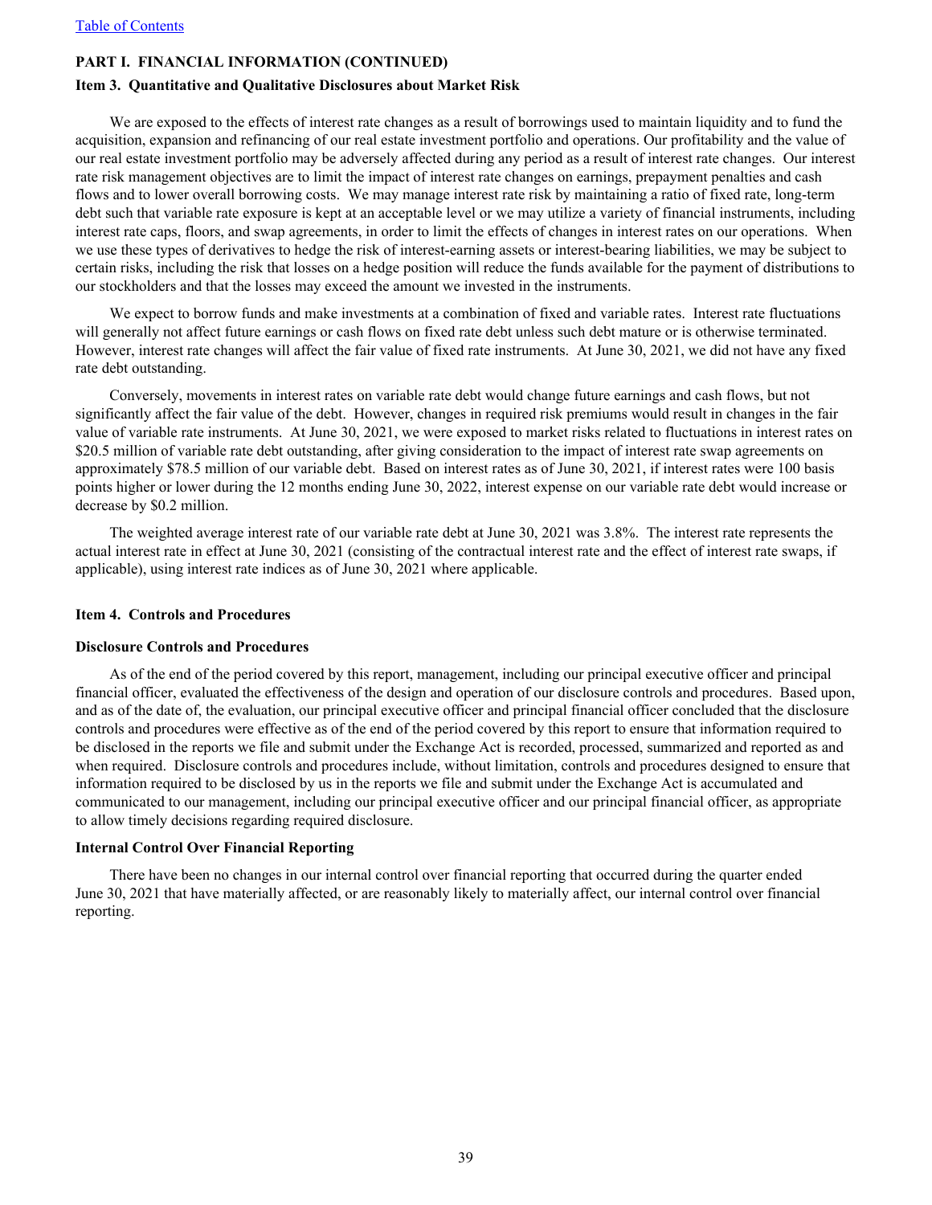**PART I. FINANCIAL INFORMATION (CONTINUED)**

## Item 3. Quantitative and Qualitative Disclosures about Market Risk

We are exposed to the effects of interest rate changes as a result of borrowings used to maintain liquidity and to fund the acquisition, expansion and refinancing of our real estate investment portfolio and operations. Our profitability and the value of our real estate investment portfolio may be adversely affected during any period as a result of interest rate changes. Our interest rate risk management objectives are to limit the impact of interest rate changes on earnings, prepayment penalties and cash flows and to lower overall borrowing costs. We may manage interest rate risk by maintaining a ratio of fixed rate, long-term debt such that variable rate exposure is kept at an acceptable level or we may utilize a variety of financial instruments, including interest rate caps, floors, and swap agreements, in order to limit the effects of changes in interest rates on our operations. When we use these types of derivatives to hedge the risk of interest-earning assets or interest-bearing liabilities, we may be subject to certain risks, including the risk that losses on a hedge position will reduce the funds available for the payment of distributions to our stockholders and that the losses may exceed the amount we invested in the instruments.

We expect to borrow funds and make investments at a combination of fixed and variable rates. Interest rate fluctuations will generally not affect future earnings or cash flows on fixed rate debt unless such debt mature or is otherwise terminated. However, interest rate changes will affect the fair value of fixed rate instruments. At June 30, 2021, we did not have any fixed rate debt outstanding.

Conversely, movements in interest rates on variable rate debt would change future earnings and cash flows, but not significantly affect the fair value of the debt. However, changes in required risk premiums would result in changes in the fair value of variable rate instruments. At June 30, 2021, we were exposed to market risks related to fluctuations in interest rates on $20.5 million of variable rate debt outstanding, after giving consideration to the impact of interest rate swap agreements on approximately $78.5 million of our variable debt. Based on interest rates as of June 30, 2021, if interest rates were 100 basis points higher or lower during the 12 months ending June 30, 2022, interest expense on our variable rate debt would increase or decrease by $0.2 million.

The weighted average interest rate of our variable rate debt at June 30, 2021 was 3.8%. The interest rate represents the actual interest rate in effect at June 30, 2021 (consisting of the contractual interest rate and the effect of interest rate swaps, if applicable), using interest rate indices as of June 30, 2021 where applicable.

## Item 4. Controls and Procedures

### Disclosure Controls and Procedures

As of the end of the period covered by this report, management, including our principal executive officer and principal financial officer, evaluated the effectiveness of the design and operation of our disclosure controls and procedures. Based upon, and as of the date of, the evaluation, our principal executive officer and principal financial officer concluded that the disclosure controls and procedures were effective as of the end of the period covered by this report to ensure that information required to be disclosed in the reports we file and submit under the Exchange Act is recorded, processed, summarized and reported as and when required. Disclosure controls and procedures include, without limitation, controls and procedures designed to ensure that information required to be disclosed by us in the reports we file and submit under the Exchange Act is accumulated and communicated to our management, including our principal executive officer and our principal financial officer, as appropriate to allow timely decisions regarding required disclosure.

### Internal Control Over Financial Reporting

There have been no changes in our internal control over financial reporting that occurred during the quarter ended June 30, 2021 that have materially affected, or are reasonably likely to materially affect, our internal control over financial reporting.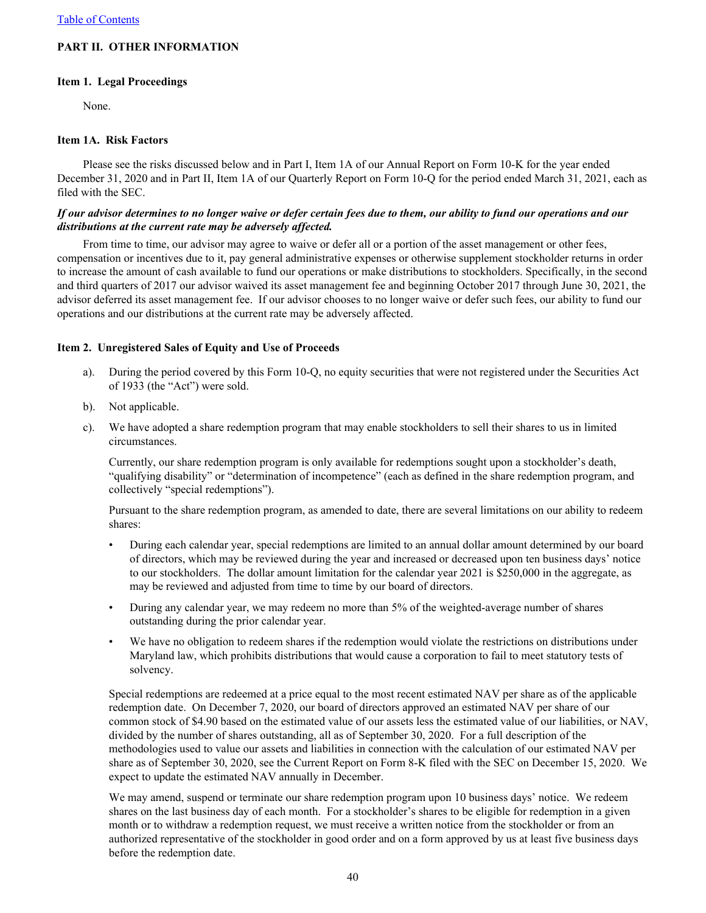## PART II. OTHER INFORMATION

### Item 1. Legal Proceedings

None.

### Item 1A. Risk Factors

Please see the risks discussed below and in Part I, Item 1A of our Annual Report on Form 10-K for the year ended December 31, 2020 and in Part II, Item 1A of our Quarterly Report on Form 10-Q for the period ended March 31, 2021, each as filed with the SEC.

***If our advisor determines to no longer waive or defer certain fees due to them, our ability to fund our operations and our distributions at the current rate may be adversely affected.***

From time to time, our advisor may agree to waive or defer all or a portion of the asset management or other fees, compensation or incentives due to it, pay general administrative expenses or otherwise supplement stockholder returns in order to increase the amount of cash available to fund our operations or make distributions to stockholders. Specifically, in the second and third quarters of 2017 our advisor waived its asset management fee and beginning October 2017 through June 30, 2021, the advisor deferred its asset management fee. If our advisor chooses to no longer waive or defer such fees, our ability to fund our operations and our distributions at the current rate may be adversely affected.

### Item 2. Unregistered Sales of Equity and Use of Proceeds

a). During the period covered by this Form 10-Q, no equity securities that were not registered under the Securities Act of 1933 (the "Act") were sold.

b). Not applicable.

c). We have adopted a share redemption program that may enable stockholders to sell their shares to us in limited circumstances.

Currently, our share redemption program is only available for redemptions sought upon a stockholder's death, "qualifying disability" or "determination of incompetence" (each as defined in the share redemption program, and collectively "special redemptions").

Pursuant to the share redemption program, as amended to date, there are several limitations on our ability to redeem shares:

- During each calendar year, special redemptions are limited to an annual dollar amount determined by our board of directors, which may be reviewed during the year and increased or decreased upon ten business days' notice to our stockholders. The dollar amount limitation for the calendar year 2021 is $250,000 in the aggregate, as may be reviewed and adjusted from time to time by our board of directors.
- During any calendar year, we may redeem no more than 5% of the weighted-average number of shares outstanding during the prior calendar year.
- We have no obligation to redeem shares if the redemption would violate the restrictions on distributions under Maryland law, which prohibits distributions that would cause a corporation to fail to meet statutory tests of solvency.

Special redemptions are redeemed at a price equal to the most recent estimated NAV per share as of the applicable redemption date. On December 7, 2020, our board of directors approved an estimated NAV per share of our common stock of $4.90 based on the estimated value of our assets less the estimated value of our liabilities, or NAV, divided by the number of shares outstanding, all as of September 30, 2020. For a full description of the methodologies used to value our assets and liabilities in connection with the calculation of our estimated NAV per share as of September 30, 2020, see the Current Report on Form 8-K filed with the SEC on December 15, 2020. We expect to update the estimated NAV annually in December.

We may amend, suspend or terminate our share redemption program upon 10 business days' notice. We redeem shares on the last business day of each month. For a stockholder's shares to be eligible for redemption in a given month or to withdraw a redemption request, we must receive a written notice from the stockholder or from an authorized representative of the stockholder in good order and on a form approved by us at least five business days before the redemption date.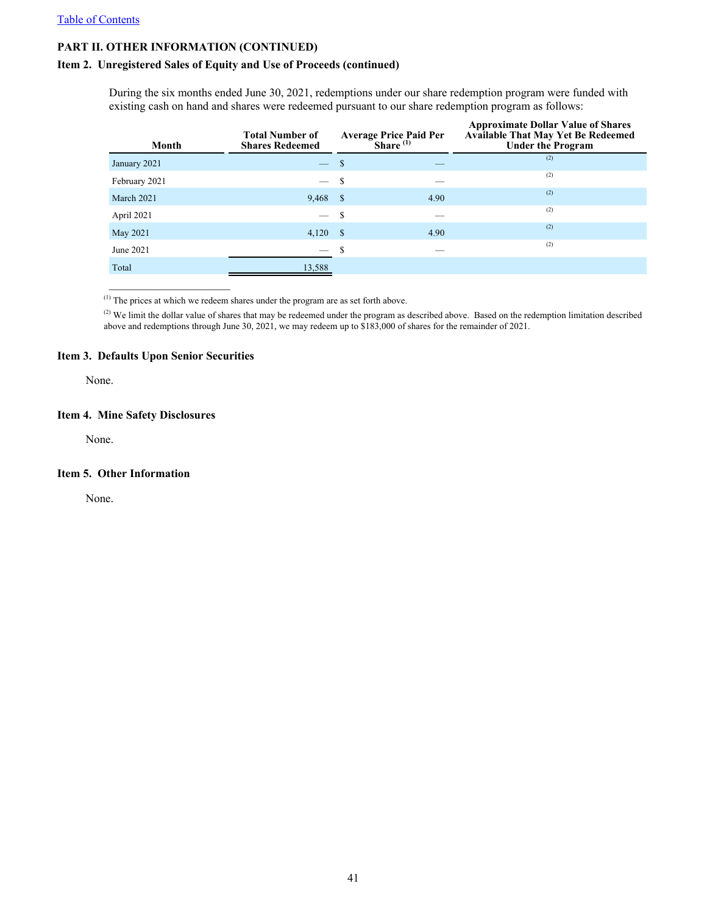[Table of Contents]

## PART II. OTHER INFORMATION (CONTINUED)

### Item 2. Unregistered Sales of Equity and Use of Proceeds (continued)

During the six months ended June 30, 2021, redemptions under our share redemption program were funded with existing cash on hand and shares were redeemed pursuant to our share redemption program as follows:

| Month | Total Number of Shares Redeemed | Average Price Paid Per Share [(1)] | Approximate Dollar Value of Shares Available That May Yet Be Redeemed Under the Program |
|---|---|---|---|
| January 2021 | — | $ — | [(2)] |
| February 2021 | — | $ — | [(2)] |
| March 2021 | 9,468 | $ 4.90 | [(2)] |
| April 2021 | — | $ — | [(2)] |
| May 2021 | 4,120 | $ 4.90 | [(2)] |
| June 2021 | — | $ — | [(2)] |
| Total | 13,588 | | |

[(1)] The prices at which we redeem shares under the program are as set forth above.

[(2)] We limit the dollar value of shares that may be redeemed under the program as described above. Based on the redemption limitation described above and redemptions through June 30, 2021, we may redeem up to $183,000 of shares for the remainder of 2021.

### Item 3. Defaults Upon Senior Securities

None.

### Item 4. Mine Safety Disclosures

None.

### Item 5. Other Information

None.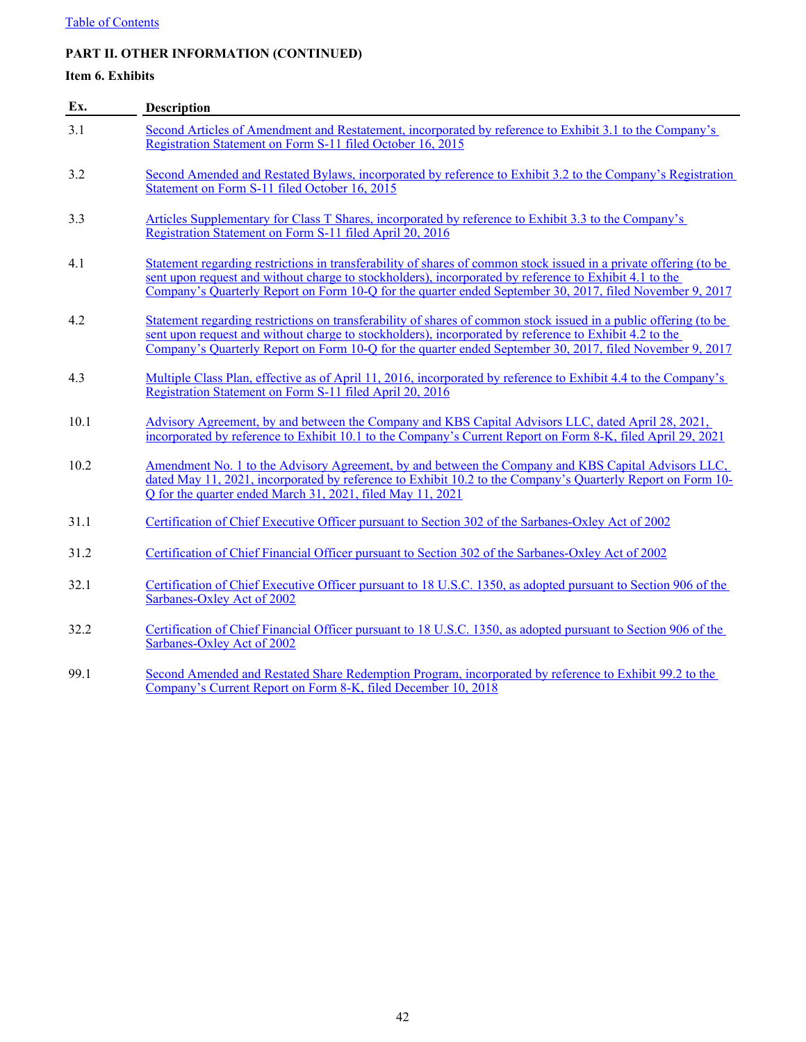Table of Contents

**PART II. OTHER INFORMATION (CONTINUED)**

**Item 6. Exhibits**

| Ex. | Description |
|---|---|
| 3.1 | Second Articles of Amendment and Restatement, incorporated by reference to Exhibit 3.1 to the Company's Registration Statement on Form S-11 filed October 16, 2015 |
| 3.2 | Second Amended and Restated Bylaws, incorporated by reference to Exhibit 3.2 to the Company's Registration Statement on Form S-11 filed October 16, 2015 |
| 3.3 | Articles Supplementary for Class T Shares, incorporated by reference to Exhibit 3.3 to the Company's Registration Statement on Form S-11 filed April 20, 2016 |
| 4.1 | Statement regarding restrictions in transferability of shares of common stock issued in a private offering (to be sent upon request and without charge to stockholders), incorporated by reference to Exhibit 4.1 to the Company's Quarterly Report on Form 10-Q for the quarter ended September 30, 2017, filed November 9, 2017 |
| 4.2 | Statement regarding restrictions on transferability of shares of common stock issued in a public offering (to be sent upon request and without charge to stockholders), incorporated by reference to Exhibit 4.2 to the Company's Quarterly Report on Form 10-Q for the quarter ended September 30, 2017, filed November 9, 2017 |
| 4.3 | Multiple Class Plan, effective as of April 11, 2016, incorporated by reference to Exhibit 4.4 to the Company's Registration Statement on Form S-11 filed April 20, 2016 |
| 10.1 | Advisory Agreement, by and between the Company and KBS Capital Advisors LLC, dated April 28, 2021, incorporated by reference to Exhibit 10.1 to the Company's Current Report on Form 8-K, filed April 29, 2021 |
| 10.2 | Amendment No. 1 to the Advisory Agreement, by and between the Company and KBS Capital Advisors LLC, dated May 11, 2021, incorporated by reference to Exhibit 10.2 to the Company's Quarterly Report on Form 10-Q for the quarter ended March 31, 2021, filed May 11, 2021 |
| 31.1 | Certification of Chief Executive Officer pursuant to Section 302 of the Sarbanes-Oxley Act of 2002 |
| 31.2 | Certification of Chief Financial Officer pursuant to Section 302 of the Sarbanes-Oxley Act of 2002 |
| 32.1 | Certification of Chief Executive Officer pursuant to 18 U.S.C. 1350, as adopted pursuant to Section 906 of the Sarbanes-Oxley Act of 2002 |
| 32.2 | Certification of Chief Financial Officer pursuant to 18 U.S.C. 1350, as adopted pursuant to Section 906 of the Sarbanes-Oxley Act of 2002 |
| 99.1 | Second Amended and Restated Share Redemption Program, incorporated by reference to Exhibit 99.2 to the Company's Current Report on Form 8-K, filed December 10, 2018 |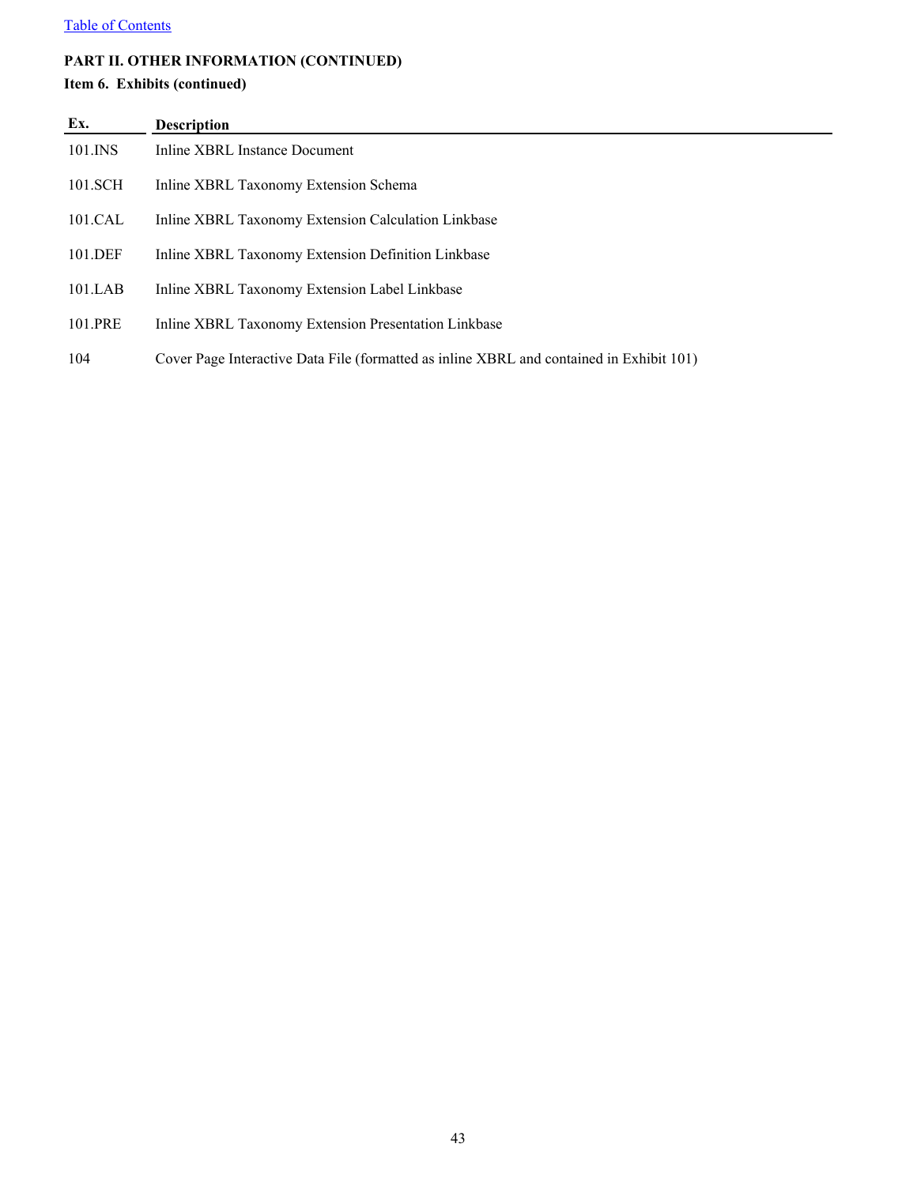**PART II. OTHER INFORMATION (CONTINUED)**

**Item 6. Exhibits (continued)**

| Ex. | Description |
| --- | --- |
| 101.INS | Inline XBRL Instance Document |
| 101.SCH | Inline XBRL Taxonomy Extension Schema |
| 101.CAL | Inline XBRL Taxonomy Extension Calculation Linkbase |
| 101.DEF | Inline XBRL Taxonomy Extension Definition Linkbase |
| 101.LAB | Inline XBRL Taxonomy Extension Label Linkbase |
| 101.PRE | Inline XBRL Taxonomy Extension Presentation Linkbase |
| 104 | Cover Page Interactive Data File (formatted as inline XBRL and contained in Exhibit 101) |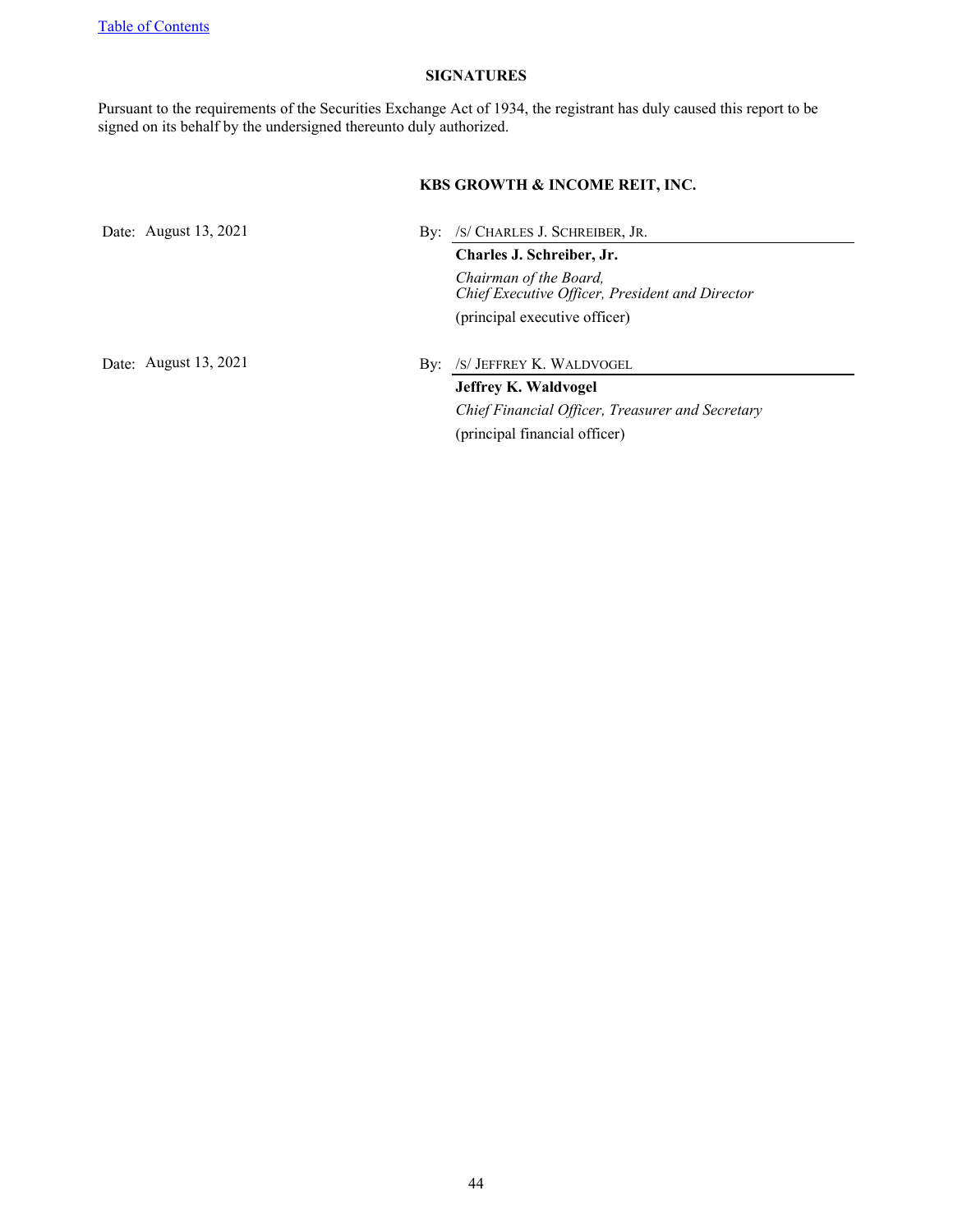## SIGNATURES

Pursuant to the requirements of the Securities Exchange Act of 1934, the registrant has duly caused this report to be signed on its behalf by the undersigned thereunto duly authorized.

**KBS GROWTH & INCOME REIT, INC.**

Date: August 13, 2021

By: /S/ CHARLES J. SCHREIBER, JR.

**Charles J. Schreiber, Jr.**
*Chairman of the Board,*
*Chief Executive Officer, President and Director*
(principal executive officer)

Date: August 13, 2021

By: /S/ JEFFREY K. WALDVOGEL

**Jeffrey K. Waldvogel**
*Chief Financial Officer, Treasurer and Secretary*
(principal financial officer)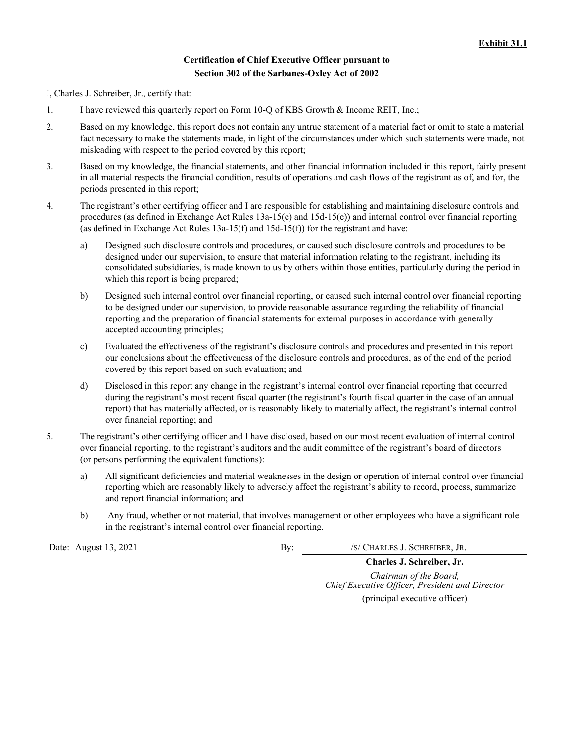**Exhibit 31.1**

# Certification of Chief Executive Officer pursuant to Section 302 of the Sarbanes-Oxley Act of 2002

I, Charles J. Schreiber, Jr., certify that:

1. I have reviewed this quarterly report on Form 10-Q of KBS Growth & Income REIT, Inc.;
2. Based on my knowledge, this report does not contain any untrue statement of a material fact or omit to state a material fact necessary to make the statements made, in light of the circumstances under which such statements were made, not misleading with respect to the period covered by this report;
3. Based on my knowledge, the financial statements, and other financial information included in this report, fairly present in all material respects the financial condition, results of operations and cash flows of the registrant as of, and for, the periods presented in this report;
4. The registrant's other certifying officer and I are responsible for establishing and maintaining disclosure controls and procedures (as defined in Exchange Act Rules 13a-15(e) and 15d-15(e)) and internal control over financial reporting (as defined in Exchange Act Rules 13a-15(f) and 15d-15(f)) for the registrant and have:
   a) Designed such disclosure controls and procedures, or caused such disclosure controls and procedures to be designed under our supervision, to ensure that material information relating to the registrant, including its consolidated subsidiaries, is made known to us by others within those entities, particularly during the period in which this report is being prepared;
   b) Designed such internal control over financial reporting, or caused such internal control over financial reporting to be designed under our supervision, to provide reasonable assurance regarding the reliability of financial reporting and the preparation of financial statements for external purposes in accordance with generally accepted accounting principles;
   c) Evaluated the effectiveness of the registrant's disclosure controls and procedures and presented in this report our conclusions about the effectiveness of the disclosure controls and procedures, as of the end of the period covered by this report based on such evaluation; and
   d) Disclosed in this report any change in the registrant's internal control over financial reporting that occurred during the registrant's most recent fiscal quarter (the registrant's fourth fiscal quarter in the case of an annual report) that has materially affected, or is reasonably likely to materially affect, the registrant's internal control over financial reporting; and
5. The registrant's other certifying officer and I have disclosed, based on our most recent evaluation of internal control over financial reporting, to the registrant's auditors and the audit committee of the registrant's board of directors (or persons performing the equivalent functions):
   a) All significant deficiencies and material weaknesses in the design or operation of internal control over financial reporting which are reasonably likely to adversely affect the registrant's ability to record, process, summarize and report financial information; and
   b) Any fraud, whether or not material, that involves management or other employees who have a significant role in the registrant's internal control over financial reporting.

Date: August 13, 2021

By: /S/ CHARLES J. SCHREIBER, JR.

**Charles J. Schreiber, Jr.**

*Chairman of the Board,*
*Chief Executive Officer, President and Director*

(principal executive officer)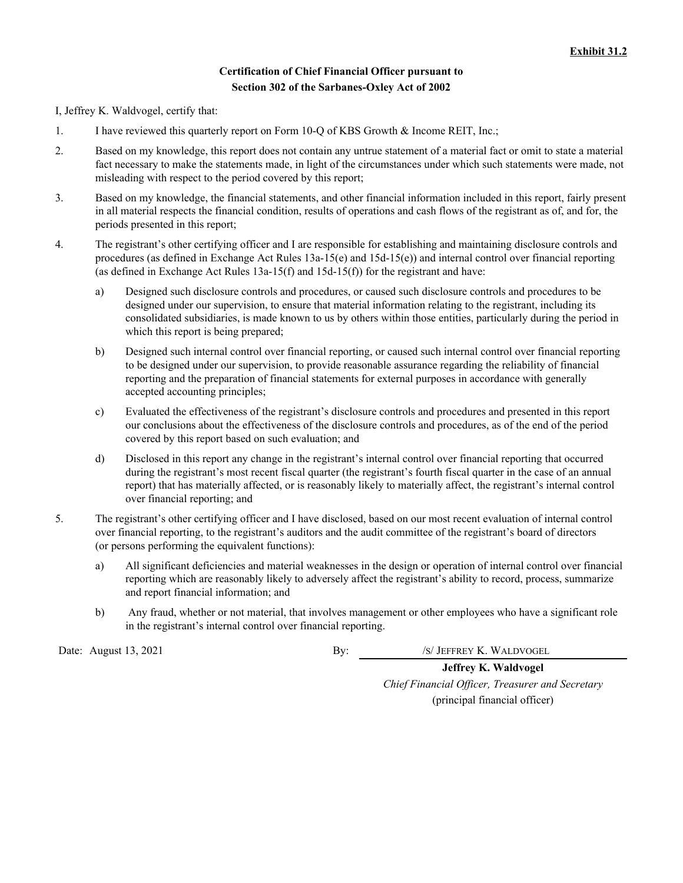**Exhibit 31.2**

**Certification of Chief Financial Officer pursuant to**
**Section 302 of the Sarbanes-Oxley Act of 2002**

I, Jeffrey K. Waldvogel, certify that:

1. I have reviewed this quarterly report on Form 10-Q of KBS Growth & Income REIT, Inc.;

2. Based on my knowledge, this report does not contain any untrue statement of a material fact or omit to state a material fact necessary to make the statements made, in light of the circumstances under which such statements were made, not misleading with respect to the period covered by this report;

3. Based on my knowledge, the financial statements, and other financial information included in this report, fairly present in all material respects the financial condition, results of operations and cash flows of the registrant as of, and for, the periods presented in this report;

4. The registrant's other certifying officer and I are responsible for establishing and maintaining disclosure controls and procedures (as defined in Exchange Act Rules 13a-15(e) and 15d-15(e)) and internal control over financial reporting (as defined in Exchange Act Rules 13a-15(f) and 15d-15(f)) for the registrant and have:

   a) Designed such disclosure controls and procedures, or caused such disclosure controls and procedures to be designed under our supervision, to ensure that material information relating to the registrant, including its consolidated subsidiaries, is made known to us by others within those entities, particularly during the period in which this report is being prepared;

   b) Designed such internal control over financial reporting, or caused such internal control over financial reporting to be designed under our supervision, to provide reasonable assurance regarding the reliability of financial reporting and the preparation of financial statements for external purposes in accordance with generally accepted accounting principles;

   c) Evaluated the effectiveness of the registrant's disclosure controls and procedures and presented in this report our conclusions about the effectiveness of the disclosure controls and procedures, as of the end of the period covered by this report based on such evaluation; and

   d) Disclosed in this report any change in the registrant's internal control over financial reporting that occurred during the registrant's most recent fiscal quarter (the registrant's fourth fiscal quarter in the case of an annual report) that has materially affected, or is reasonably likely to materially affect, the registrant's internal control over financial reporting; and

5. The registrant's other certifying officer and I have disclosed, based on our most recent evaluation of internal control over financial reporting, to the registrant's auditors and the audit committee of the registrant's board of directors (or persons performing the equivalent functions):

   a) All significant deficiencies and material weaknesses in the design or operation of internal control over financial reporting which are reasonably likely to adversely affect the registrant's ability to record, process, summarize and report financial information; and

   b) Any fraud, whether or not material, that involves management or other employees who have a significant role in the registrant's internal control over financial reporting.

Date: August 13, 2021

By: /S/ JEFFREY K. WALDVOGEL

**Jeffrey K. Waldvogel**
*Chief Financial Officer, Treasurer and Secretary*
(principal financial officer)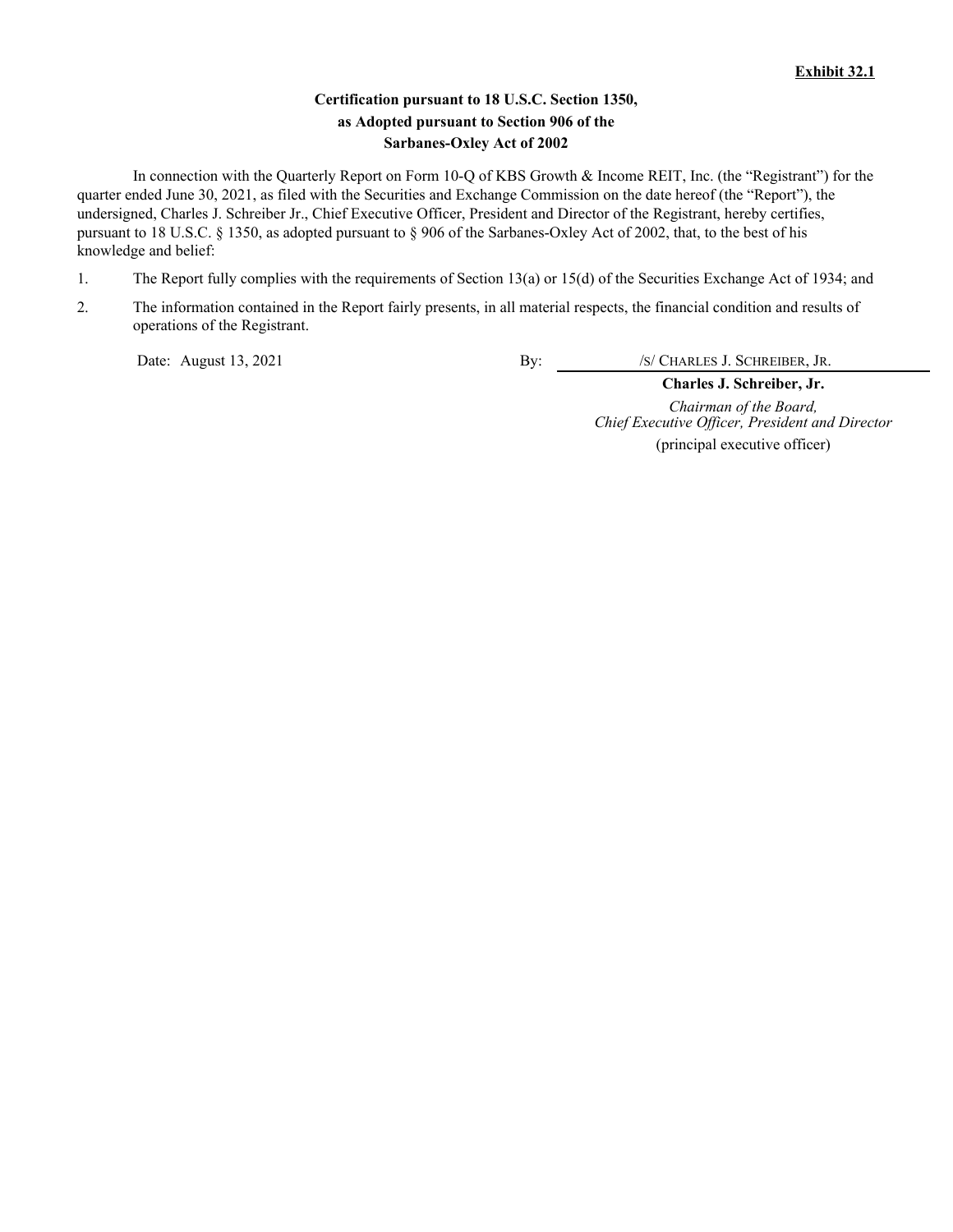**Exhibit 32.1**

**Certification pursuant to 18 U.S.C. Section 1350,**
**as Adopted pursuant to Section 906 of the**
**Sarbanes-Oxley Act of 2002**

In connection with the Quarterly Report on Form 10-Q of KBS Growth & Income REIT, Inc. (the "Registrant") for the quarter ended June 30, 2021, as filed with the Securities and Exchange Commission on the date hereof (the "Report"), the undersigned, Charles J. Schreiber Jr., Chief Executive Officer, President and Director of the Registrant, hereby certifies, pursuant to 18 U.S.C. § 1350, as adopted pursuant to § 906 of the Sarbanes-Oxley Act of 2002, that, to the best of his knowledge and belief:

1. The Report fully complies with the requirements of Section 13(a) or 15(d) of the Securities Exchange Act of 1934; and
2. The information contained in the Report fairly presents, in all material respects, the financial condition and results of operations of the Registrant.

Date: August 13, 2021

By: /S/ CHARLES J. SCHREIBER, JR.

**Charles J. Schreiber, Jr.**
*Chairman of the Board, Chief Executive Officer, President and Director*
(principal executive officer)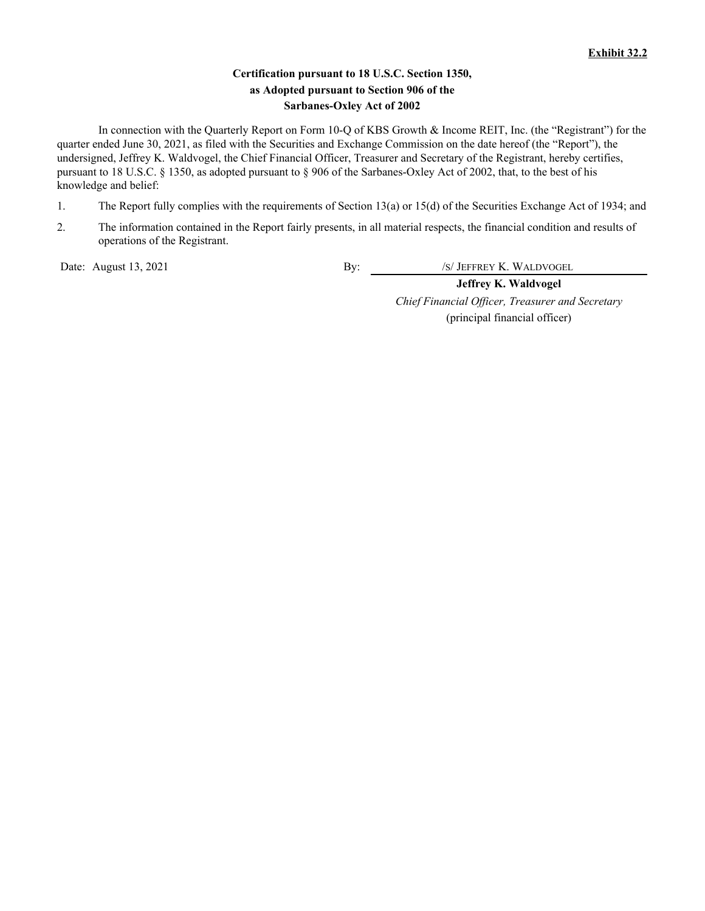**Exhibit 32.2**

**Certification pursuant to 18 U.S.C. Section 1350,**
**as Adopted pursuant to Section 906 of the**
**Sarbanes-Oxley Act of 2002**

In connection with the Quarterly Report on Form 10-Q of KBS Growth & Income REIT, Inc. (the "Registrant") for the quarter ended June 30, 2021, as filed with the Securities and Exchange Commission on the date hereof (the "Report"), the undersigned, Jeffrey K. Waldvogel, the Chief Financial Officer, Treasurer and Secretary of the Registrant, hereby certifies, pursuant to 18 U.S.C. § 1350, as adopted pursuant to § 906 of the Sarbanes-Oxley Act of 2002, that, to the best of his knowledge and belief:

1. The Report fully complies with the requirements of Section 13(a) or 15(d) of the Securities Exchange Act of 1934; and

2. The information contained in the Report fairly presents, in all material respects, the financial condition and results of operations of the Registrant.

Date: August 13, 2021

By: /S/ JEFFREY K. WALDVOGEL

**Jeffrey K. Waldvogel**
*Chief Financial Officer, Treasurer and Secretary*
(principal financial officer)